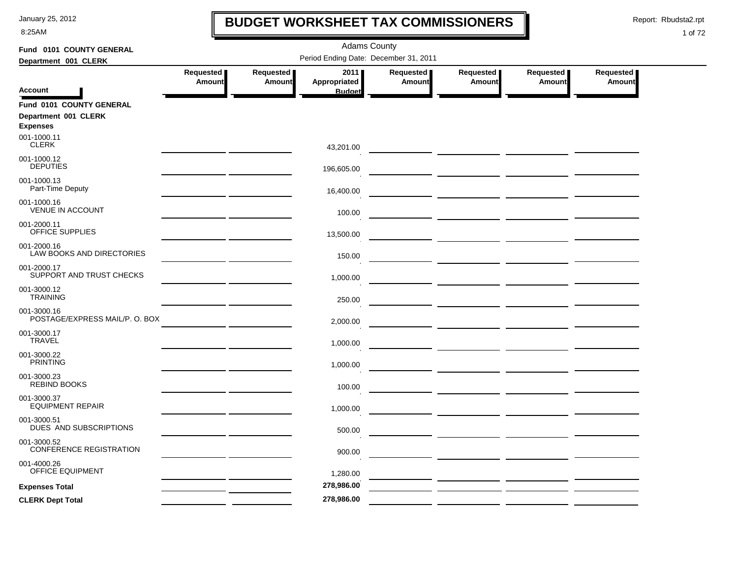# BUDGET WORKSHEET TAX COMMISSIONERS

January 25, 2012
8:25AM

Report: Rbudsta2.rpt

Adams County

Fund 0101 COUNTY GENERAL
Department 001 CLERK

Period Ending Date: December 31, 2011

| Account | Requested Amount | Requested Amount | 2011 Appropriated Budget | Requested Amount | Requested Amount | Requested Amount | Requested Amount |
|---|---|---|---|---|---|---|---|
| **Fund 0101 COUNTY GENERAL** | | | | | | | |
| **Department 001 CLERK** | | | | | | | |
| **Expenses** | | | | | | | |
| 001-1000.11 CLERK | | | 43,201.00 | | | | |
| 001-1000.12 DEPUTIES | | | 196,605.00 | | | | |
| 001-1000.13 Part-Time Deputy | | | 16,400.00 | | | | |
| 001-1000.16 VENUE IN ACCOUNT | | | 100.00 | | | | |
| 001-2000.11 OFFICE SUPPLIES | | | 13,500.00 | | | | |
| 001-2000.16 LAW BOOKS AND DIRECTORIES | | | 150.00 | | | | |
| 001-2000.17 SUPPORT AND TRUST CHECKS | | | 1,000.00 | | | | |
| 001-3000.12 TRAINING | | | 250.00 | | | | |
| 001-3000.16 POSTAGE/EXPRESS MAIL/P. O. BOX | | | 2,000.00 | | | | |
| 001-3000.17 TRAVEL | | | 1,000.00 | | | | |
| 001-3000.22 PRINTING | | | 1,000.00 | | | | |
| 001-3000.23 REBIND BOOKS | | | 100.00 | | | | |
| 001-3000.37 EQUIPMENT REPAIR | | | 1,000.00 | | | | |
| 001-3000.51 DUES AND SUBSCRIPTIONS | | | 500.00 | | | | |
| 001-3000.52 CONFERENCE REGISTRATION | | | 900.00 | | | | |
| 001-4000.26 OFFICE EQUIPMENT | | | 1,280.00 | | | | |
| **Expenses Total** | | | **278,986.00** | | | | |
| **CLERK Dept Total** | | | **278,986.00** | | | | |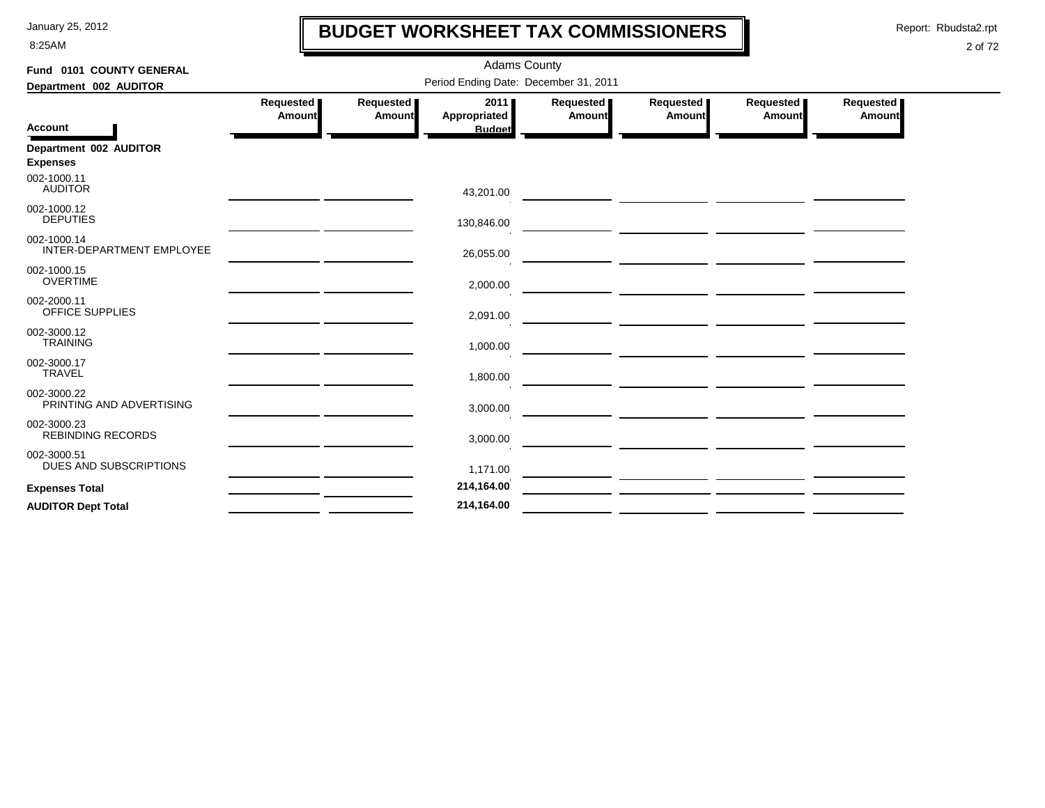# BUDGET WORKSHEET TAX COMMISSIONERS

Adams County

**Fund 0101 COUNTY GENERAL**

**Department 002 AUDITOR**

Period Ending Date: December 31, 2011

| Account | Requested Amount | Requested Amount | 2011 Appropriated Budget | Requested Amount | Requested Amount | Requested Amount | Requested Amount |
|---|---|---|---|---|---|---|---|
| **Department 002 AUDITOR** | | | | | | | |
| **Expenses** | | | | | | | |
| 002-1000.11 AUDITOR | | | 43,201.00 | | | | |
| 002-1000.12 DEPUTIES | | | 130,846.00 | | | | |
| 002-1000.14 INTER-DEPARTMENT EMPLOYEE | | | 26,055.00 | | | | |
| 002-1000.15 OVERTIME | | | 2,000.00 | | | | |
| 002-2000.11 OFFICE SUPPLIES | | | 2,091.00 | | | | |
| 002-3000.12 TRAINING | | | 1,000.00 | | | | |
| 002-3000.17 TRAVEL | | | 1,800.00 | | | | |
| 002-3000.22 PRINTING AND ADVERTISING | | | 3,000.00 | | | | |
| 002-3000.23 REBINDING RECORDS | | | 3,000.00 | | | | |
| 002-3000.51 DUES AND SUBSCRIPTIONS | | | 1,171.00 | | | | |
| **Expenses Total** | | | **214,164.00** | | | | |
| **AUDITOR Dept Total** | | | **214,164.00** | | | | |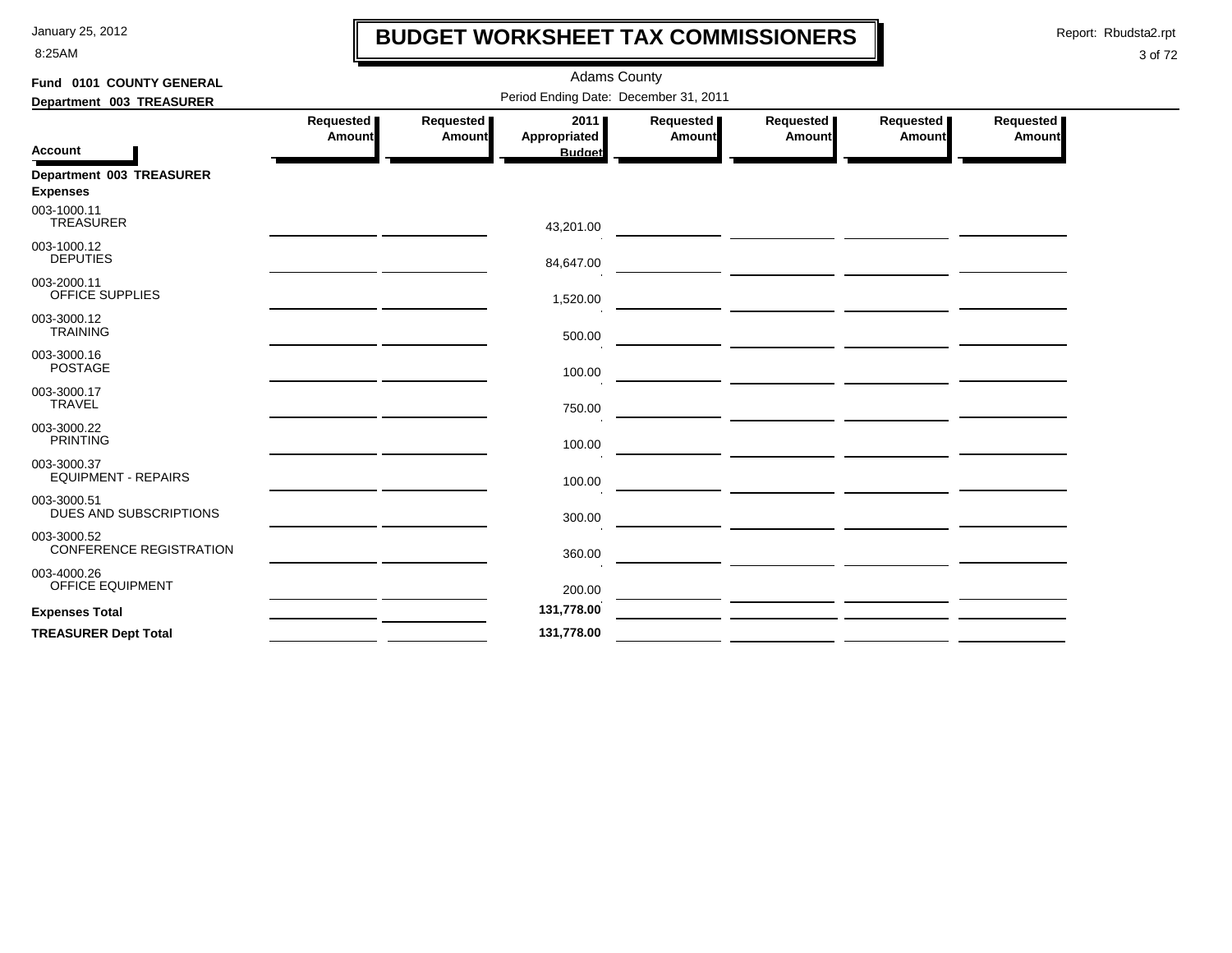# BUDGET WORKSHEET TAX COMMISSIONERS

January 25, 2012
8:25AM

Report: Rbudsta2.rpt

Adams County

**Fund 0101 COUNTY GENERAL**
**Department 003 TREASURER**

Period Ending Date: December 31, 2011

| Account | Requested Amount | Requested Amount | 2011 Appropriated Budget | Requested Amount | Requested Amount | Requested Amount | Requested Amount |
|---|---|---|---|---|---|---|---|
| **Department 003 TREASURER** | | | | | | | |
| **Expenses** | | | | | | | |
| 003-1000.11 TREASURER | | | 43,201.00 | | | | |
| 003-1000.12 DEPUTIES | | | 84,647.00 | | | | |
| 003-2000.11 OFFICE SUPPLIES | | | 1,520.00 | | | | |
| 003-3000.12 TRAINING | | | 500.00 | | | | |
| 003-3000.16 POSTAGE | | | 100.00 | | | | |
| 003-3000.17 TRAVEL | | | 750.00 | | | | |
| 003-3000.22 PRINTING | | | 100.00 | | | | |
| 003-3000.37 EQUIPMENT - REPAIRS | | | 100.00 | | | | |
| 003-3000.51 DUES AND SUBSCRIPTIONS | | | 300.00 | | | | |
| 003-3000.52 CONFERENCE REGISTRATION | | | 360.00 | | | | |
| 003-4000.26 OFFICE EQUIPMENT | | | 200.00 | | | | |
| **Expenses Total** | | | **131,778.00** | | | | |
| **TREASURER Dept Total** | | | **131,778.00** | | | | |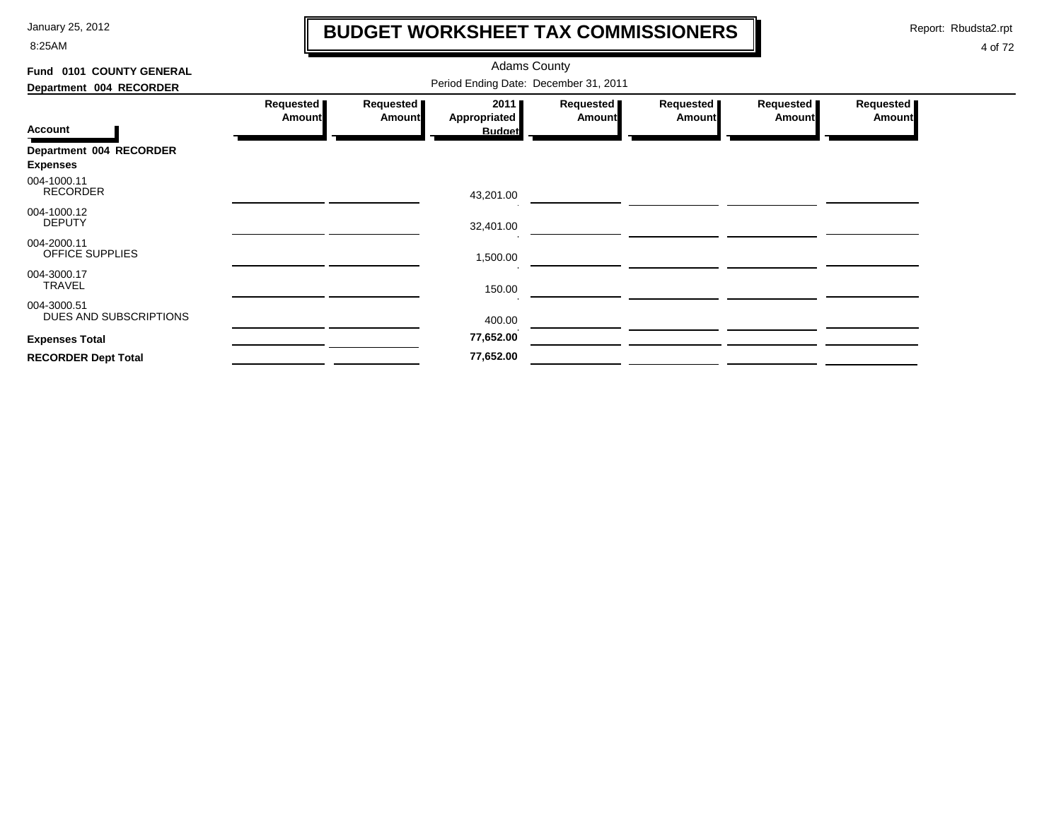January 25, 2012
8:25AM

# BUDGET WORKSHEET TAX COMMISSIONERS

Report: Rbudsta2.rpt

Adams County

Period Ending Date: December 31, 2011

**Fund 0101 COUNTY GENERAL**

**Department 004 RECORDER**

| Account | Requested Amount | Requested Amount | 2011 Appropriated Budget | Requested Amount | Requested Amount | Requested Amount | Requested Amount |
|---|---|---|---|---|---|---|---|
| **Department 004 RECORDER** | | | | | | | |
| **Expenses** | | | | | | | |
| 004-1000.11 RECORDER | | | 43,201.00 | | | | |
| 004-1000.12 DEPUTY | | | 32,401.00 | | | | |
| 004-2000.11 OFFICE SUPPLIES | | | 1,500.00 | | | | |
| 004-3000.17 TRAVEL | | | 150.00 | | | | |
| 004-3000.51 DUES AND SUBSCRIPTIONS | | | 400.00 | | | | |
| **Expenses Total** | | | **77,652.00** | | | | |
| **RECORDER Dept Total** | | | **77,652.00** | | | | |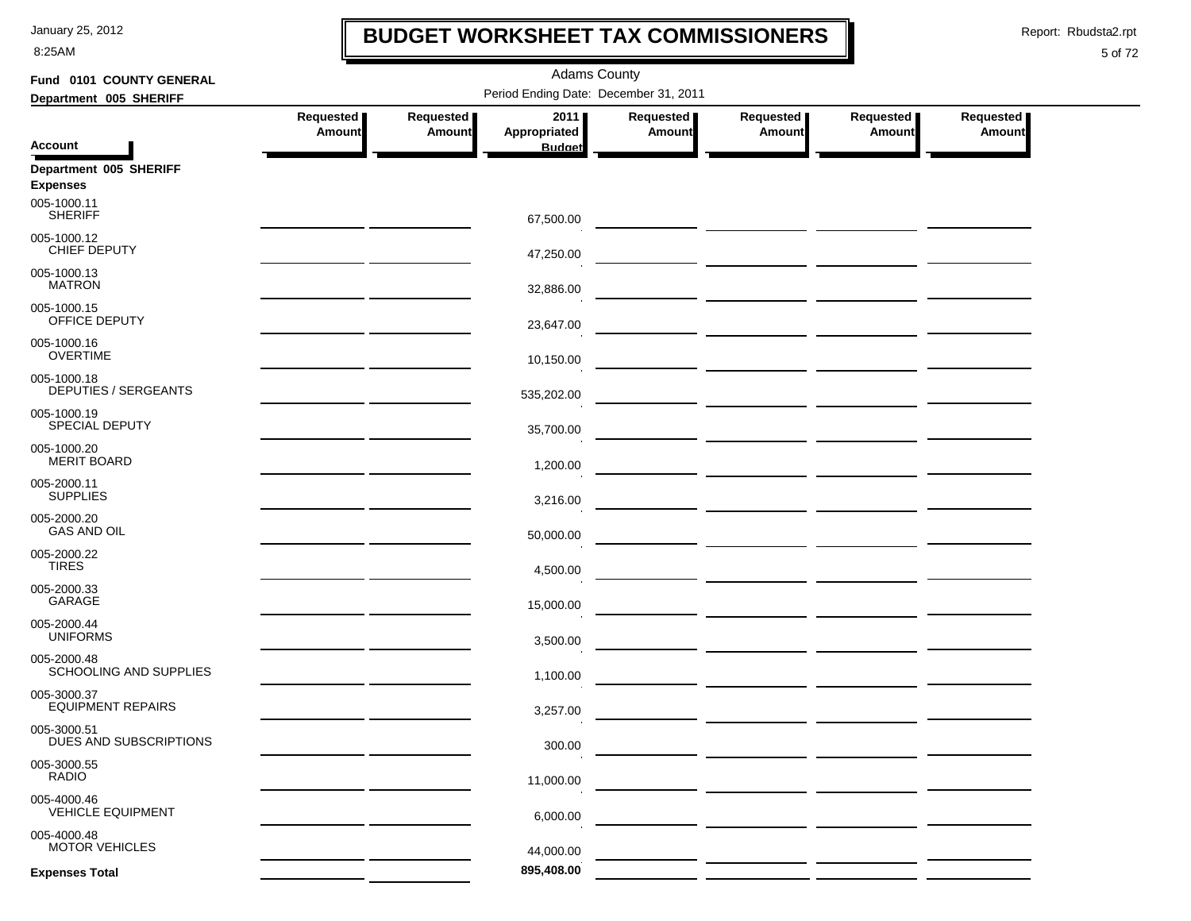# BUDGET WORKSHEET TAX COMMISSIONERS

January 25, 2012
8:25AM

Report: Rbudsta2.rpt

Adams County

Fund 0101 COUNTY GENERAL

Period Ending Date: December 31, 2011

Department 005 SHERIFF

| Account | Requested Amount | Requested Amount | 2011 Appropriated Budget | Requested Amount | Requested Amount | Requested Amount | Requested Amount |
|---|---|---|---|---|---|---|---|
| **Department 005 SHERIFF** | | | | | | | |
| **Expenses** | | | | | | | |
| 005-1000.11 SHERIFF | | | 67,500.00 | | | | |
| 005-1000.12 CHIEF DEPUTY | | | 47,250.00 | | | | |
| 005-1000.13 MATRON | | | 32,886.00 | | | | |
| 005-1000.15 OFFICE DEPUTY | | | 23,647.00 | | | | |
| 005-1000.16 OVERTIME | | | 10,150.00 | | | | |
| 005-1000.18 DEPUTIES / SERGEANTS | | | 535,202.00 | | | | |
| 005-1000.19 SPECIAL DEPUTY | | | 35,700.00 | | | | |
| 005-1000.20 MERIT BOARD | | | 1,200.00 | | | | |
| 005-2000.11 SUPPLIES | | | 3,216.00 | | | | |
| 005-2000.20 GAS AND OIL | | | 50,000.00 | | | | |
| 005-2000.22 TIRES | | | 4,500.00 | | | | |
| 005-2000.33 GARAGE | | | 15,000.00 | | | | |
| 005-2000.44 UNIFORMS | | | 3,500.00 | | | | |
| 005-2000.48 SCHOOLING AND SUPPLIES | | | 1,100.00 | | | | |
| 005-3000.37 EQUIPMENT REPAIRS | | | 3,257.00 | | | | |
| 005-3000.51 DUES AND SUBSCRIPTIONS | | | 300.00 | | | | |
| 005-3000.55 RADIO | | | 11,000.00 | | | | |
| 005-4000.46 VEHICLE EQUIPMENT | | | 6,000.00 | | | | |
| 005-4000.48 MOTOR VEHICLES | | | 44,000.00 | | | | |
| **Expenses Total** | | | **895,408.00** | | | | |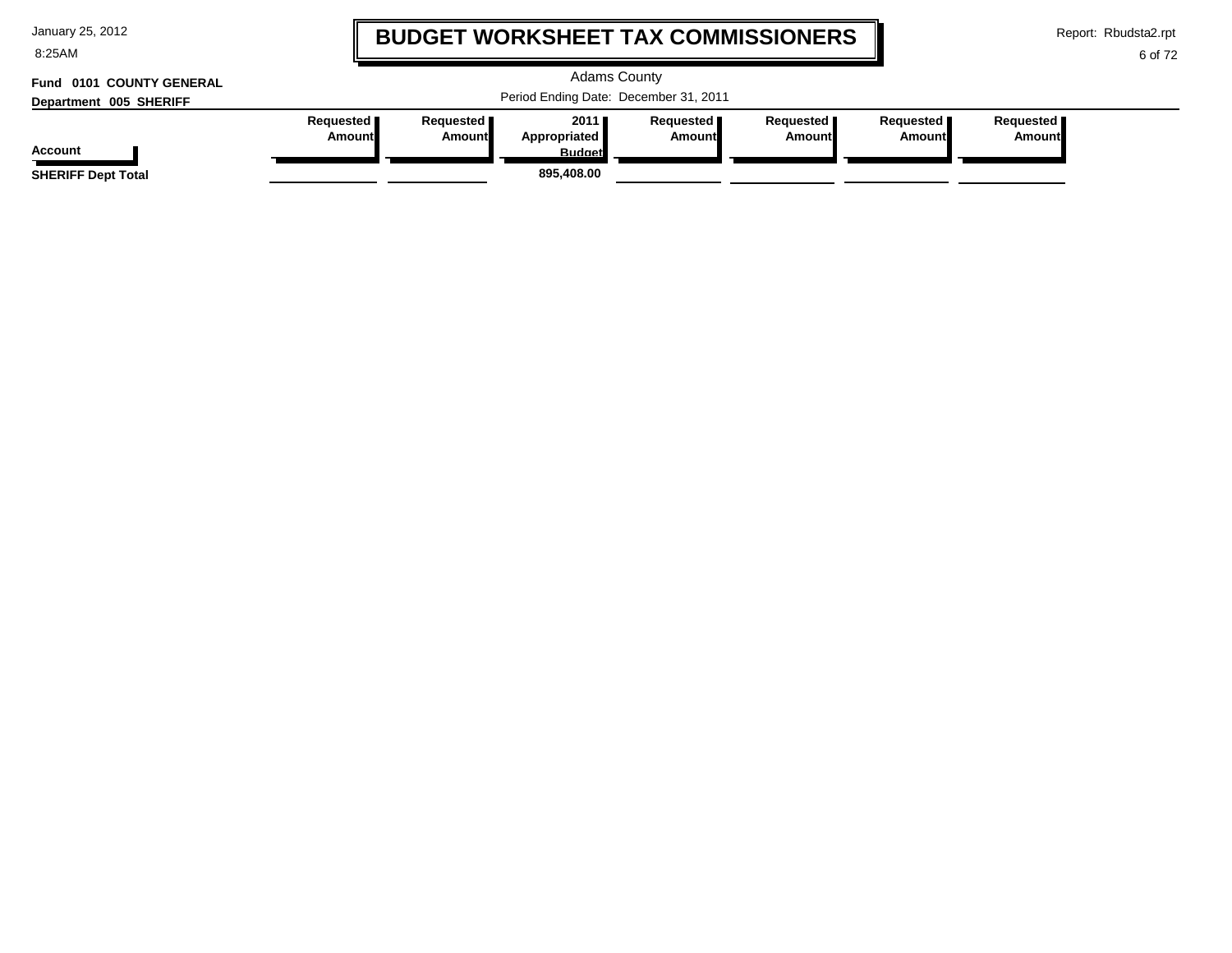# BUDGET WORKSHEET TAX COMMISSIONERS

Adams County

Period Ending Date: December 31, 2011

**Fund 0101 COUNTY GENERAL**

**Department 005 SHERIFF**

| Account | Requested Amount | Requested Amount | 2011 Appropriated Budget | Requested Amount | Requested Amount | Requested Amount | Requested Amount |
|---|---|---|---|---|---|---|---|
| **SHERIFF Dept Total** | | | **895,408.00** | | | | |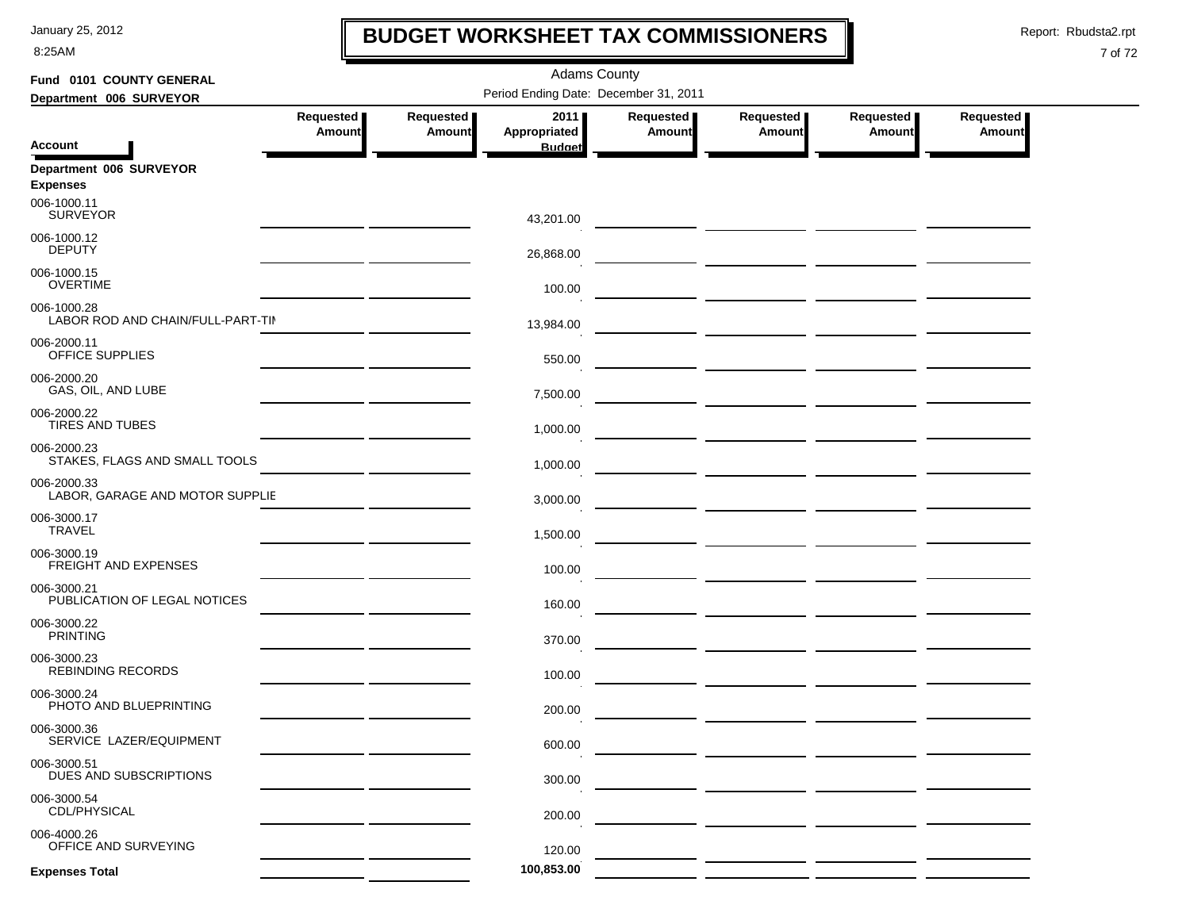# BUDGET WORKSHEET TAX COMMISSIONERS

January 25, 2012
8:25AM

Report: Rbudsta2.rpt

Adams County

Fund 0101 COUNTY GENERAL

Department 006 SURVEYOR

Period Ending Date: December 31, 2011

| Account | Requested Amount | Requested Amount | 2011 Appropriated Budget | Requested Amount | Requested Amount | Requested Amount | Requested Amount |
|---|---|---|---|---|---|---|---|
| **Department 006 SURVEYOR** | | | | | | | |
| **Expenses** | | | | | | | |
| 006-1000.11 SURVEYOR | | | 43,201.00 | | | | |
| 006-1000.12 DEPUTY | | | 26,868.00 | | | | |
| 006-1000.15 OVERTIME | | | 100.00 | | | | |
| 006-1000.28 LABOR ROD AND CHAIN/FULL-PART-TIN | | | 13,984.00 | | | | |
| 006-2000.11 OFFICE SUPPLIES | | | 550.00 | | | | |
| 006-2000.20 GAS, OIL, AND LUBE | | | 7,500.00 | | | | |
| 006-2000.22 TIRES AND TUBES | | | 1,000.00 | | | | |
| 006-2000.23 STAKES, FLAGS AND SMALL TOOLS | | | 1,000.00 | | | | |
| 006-2000.33 LABOR, GARAGE AND MOTOR SUPPLIE | | | 3,000.00 | | | | |
| 006-3000.17 TRAVEL | | | 1,500.00 | | | | |
| 006-3000.19 FREIGHT AND EXPENSES | | | 100.00 | | | | |
| 006-3000.21 PUBLICATION OF LEGAL NOTICES | | | 160.00 | | | | |
| 006-3000.22 PRINTING | | | 370.00 | | | | |
| 006-3000.23 REBINDING RECORDS | | | 100.00 | | | | |
| 006-3000.24 PHOTO AND BLUEPRINTING | | | 200.00 | | | | |
| 006-3000.36 SERVICE LAZER/EQUIPMENT | | | 600.00 | | | | |
| 006-3000.51 DUES AND SUBSCRIPTIONS | | | 300.00 | | | | |
| 006-3000.54 CDL/PHYSICAL | | | 200.00 | | | | |
| 006-4000.26 OFFICE AND SURVEYING | | | 120.00 | | | | |
| **Expenses Total** | | | **100,853.00** | | | | |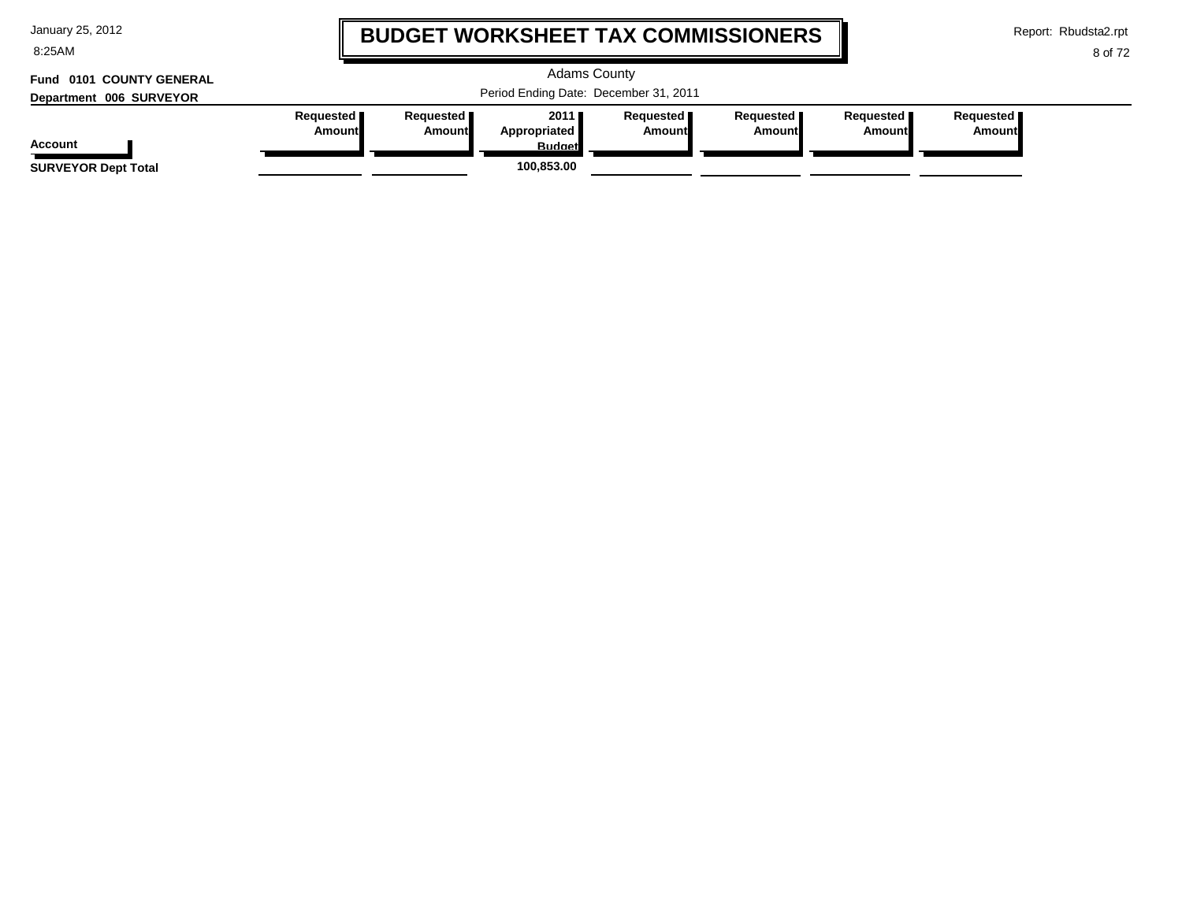# BUDGET WORKSHEET TAX COMMISSIONERS

Adams County

Period Ending Date: December 31, 2011

**Fund 0101 COUNTY GENERAL**

**Department 006 SURVEYOR**

| Account | Requested Amount | Requested Amount | 2011 Appropriated Budget | Requested Amount | Requested Amount | Requested Amount | Requested Amount |
|---|---|---|---|---|---|---|---|
| **SURVEYOR Dept Total** | | | **100,853.00** | | | | |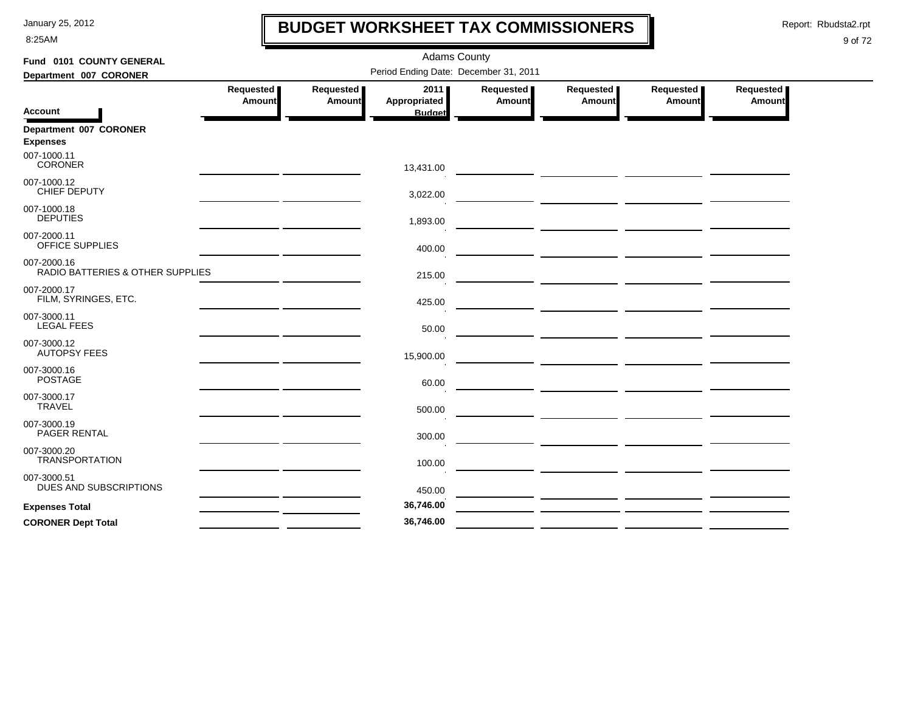# BUDGET WORKSHEET TAX COMMISSIONERS

Adams County

Period Ending Date: December 31, 2011

**Fund 0101 COUNTY GENERAL**

**Department 007 CORONER**

| Account | Requested Amount | Requested Amount | 2011 Appropriated Budget | Requested Amount | Requested Amount | Requested Amount | Requested Amount |
|---|---|---|---|---|---|---|---|
| **Department 007 CORONER** | | | | | | | |
| **Expenses** | | | | | | | |
| 007-1000.11 CORONER | | | 13,431.00 | | | | |
| 007-1000.12 CHIEF DEPUTY | | | 3,022.00 | | | | |
| 007-1000.18 DEPUTIES | | | 1,893.00 | | | | |
| 007-2000.11 OFFICE SUPPLIES | | | 400.00 | | | | |
| 007-2000.16 RADIO BATTERIES & OTHER SUPPLIES | | | 215.00 | | | | |
| 007-2000.17 FILM, SYRINGES, ETC. | | | 425.00 | | | | |
| 007-3000.11 LEGAL FEES | | | 50.00 | | | | |
| 007-3000.12 AUTOPSY FEES | | | 15,900.00 | | | | |
| 007-3000.16 POSTAGE | | | 60.00 | | | | |
| 007-3000.17 TRAVEL | | | 500.00 | | | | |
| 007-3000.19 PAGER RENTAL | | | 300.00 | | | | |
| 007-3000.20 TRANSPORTATION | | | 100.00 | | | | |
| 007-3000.51 DUES AND SUBSCRIPTIONS | | | 450.00 | | | | |
| **Expenses Total** | | | **36,746.00** | | | | |
| **CORONER Dept Total** | | | **36,746.00** | | | | |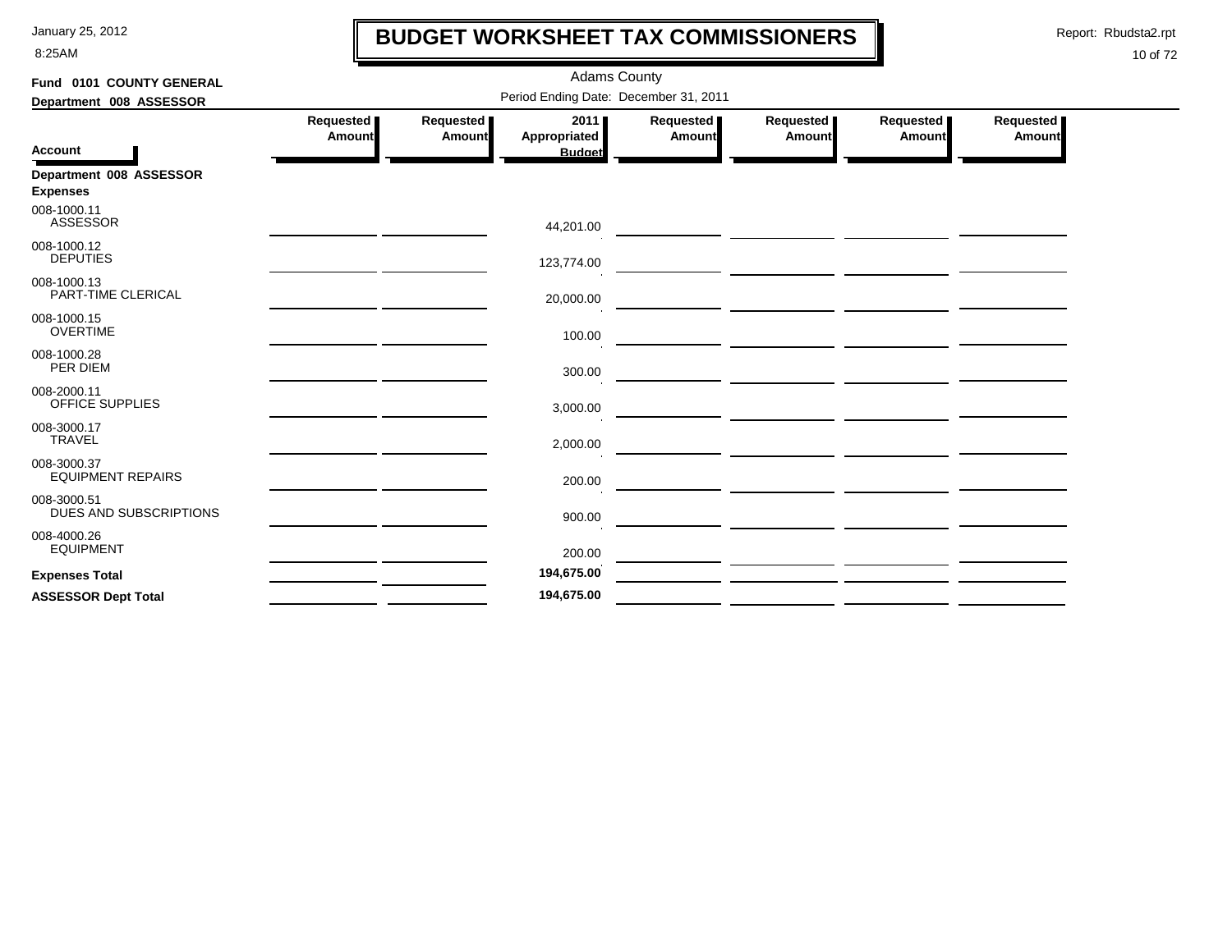# BUDGET WORKSHEET TAX COMMISSIONERS

Adams County

Period Ending Date: December 31, 2011

**Fund 0101 COUNTY GENERAL**

**Department 008 ASSESSOR**

| Account | Requested Amount | Requested Amount | 2011 Appropriated Budget | Requested Amount | Requested Amount | Requested Amount | Requested Amount |
|---|---|---|---|---|---|---|---|
| **Department 008 ASSESSOR** | | | | | | | |
| **Expenses** | | | | | | | |
| 008-1000.11 ASSESSOR | | | 44,201.00 | | | | |
| 008-1000.12 DEPUTIES | | | 123,774.00 | | | | |
| 008-1000.13 PART-TIME CLERICAL | | | 20,000.00 | | | | |
| 008-1000.15 OVERTIME | | | 100.00 | | | | |
| 008-1000.28 PER DIEM | | | 300.00 | | | | |
| 008-2000.11 OFFICE SUPPLIES | | | 3,000.00 | | | | |
| 008-3000.17 TRAVEL | | | 2,000.00 | | | | |
| 008-3000.37 EQUIPMENT REPAIRS | | | 200.00 | | | | |
| 008-3000.51 DUES AND SUBSCRIPTIONS | | | 900.00 | | | | |
| 008-4000.26 EQUIPMENT | | | 200.00 | | | | |
| **Expenses Total** | | | **194,675.00** | | | | |
| **ASSESSOR Dept Total** | | | **194,675.00** | | | | |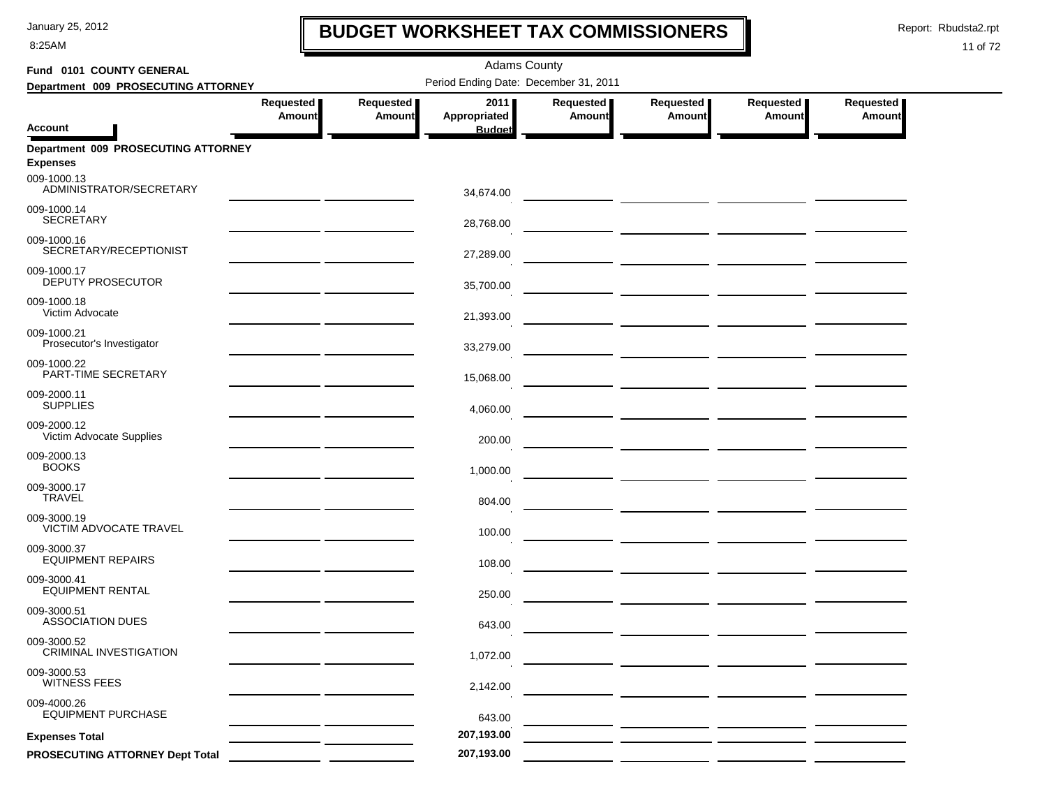# BUDGET WORKSHEET TAX COMMISSIONERS

Adams County

**Fund 0101 COUNTY GENERAL**

**Department 009 PROSECUTING ATTORNEY**

Period Ending Date: December 31, 2011

| Account | Requested Amount | Requested Amount | 2011 Appropriated Budget | Requested Amount | Requested Amount | Requested Amount | Requested Amount |
|---|---|---|---|---|---|---|---|
| **Department 009 PROSECUTING ATTORNEY** | | | | | | | |
| **Expenses** | | | | | | | |
| 009-1000.13 ADMINISTRATOR/SECRETARY | | | 34,674.00 | | | | |
| 009-1000.14 SECRETARY | | | 28,768.00 | | | | |
| 009-1000.16 SECRETARY/RECEPTIONIST | | | 27,289.00 | | | | |
| 009-1000.17 DEPUTY PROSECUTOR | | | 35,700.00 | | | | |
| 009-1000.18 Victim Advocate | | | 21,393.00 | | | | |
| 009-1000.21 Prosecutor's Investigator | | | 33,279.00 | | | | |
| 009-1000.22 PART-TIME SECRETARY | | | 15,068.00 | | | | |
| 009-2000.11 SUPPLIES | | | 4,060.00 | | | | |
| 009-2000.12 Victim Advocate Supplies | | | 200.00 | | | | |
| 009-2000.13 BOOKS | | | 1,000.00 | | | | |
| 009-3000.17 TRAVEL | | | 804.00 | | | | |
| 009-3000.19 VICTIM ADVOCATE TRAVEL | | | 100.00 | | | | |
| 009-3000.37 EQUIPMENT REPAIRS | | | 108.00 | | | | |
| 009-3000.41 EQUIPMENT RENTAL | | | 250.00 | | | | |
| 009-3000.51 ASSOCIATION DUES | | | 643.00 | | | | |
| 009-3000.52 CRIMINAL INVESTIGATION | | | 1,072.00 | | | | |
| 009-3000.53 WITNESS FEES | | | 2,142.00 | | | | |
| 009-4000.26 EQUIPMENT PURCHASE | | | 643.00 | | | | |
| **Expenses Total** | | | **207,193.00** | | | | |
| **PROSECUTING ATTORNEY Dept Total** | | | **207,193.00** | | | | |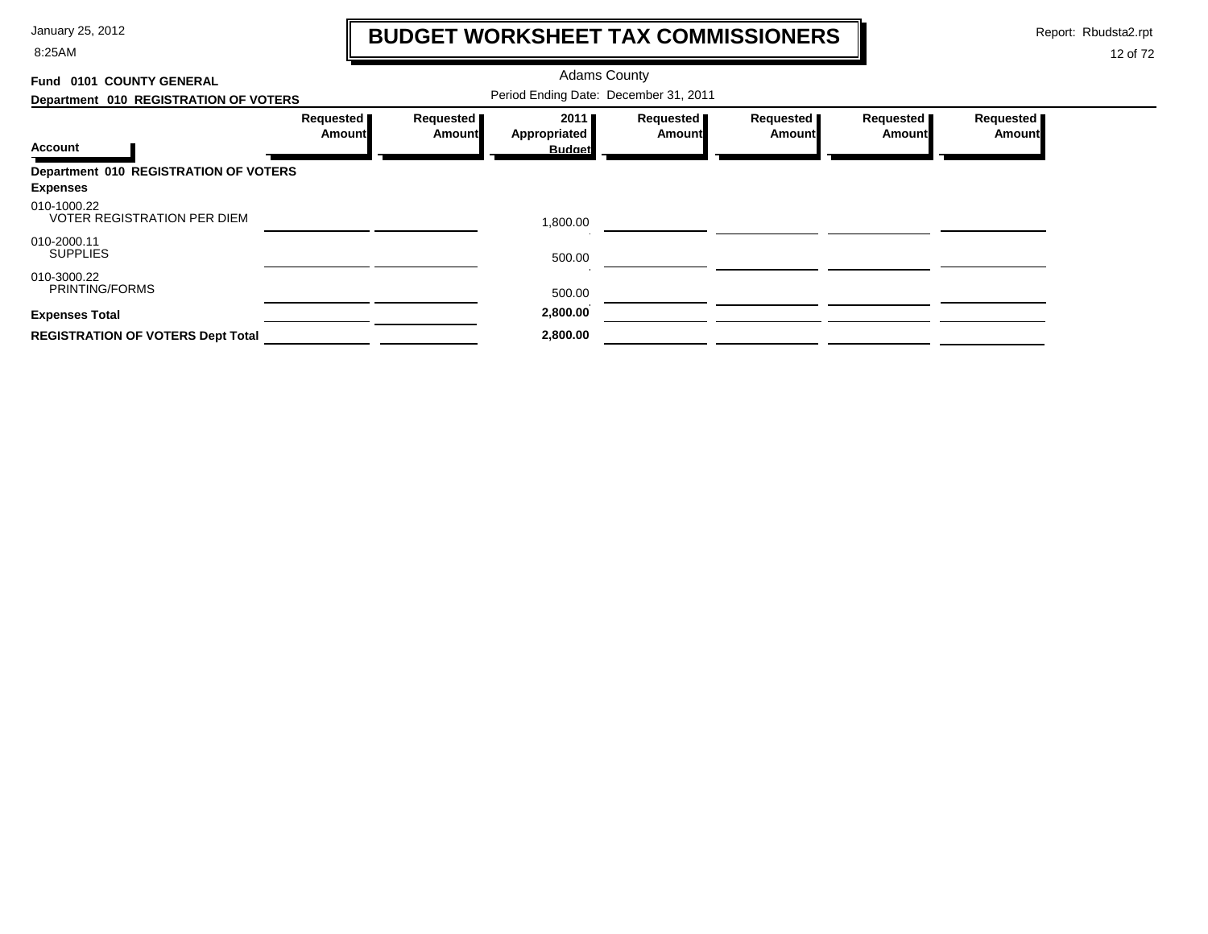# BUDGET WORKSHEET TAX COMMISSIONERS

January 25, 2012
8:25AM

Report: Rbudsta2.rpt

Adams County

Period Ending Date: December 31, 2011

**Fund 0101 COUNTY GENERAL**

**Department 010 REGISTRATION OF VOTERS**

| Account | Requested Amount | Requested Amount | 2011 Appropriated Budget | Requested Amount | Requested Amount | Requested Amount | Requested Amount |
|---|---|---|---|---|---|---|---|
| **Department 010 REGISTRATION OF VOTERS** | | | | | | | |
| **Expenses** | | | | | | | |
| 010-1000.22 VOTER REGISTRATION PER DIEM | | | 1,800.00 | | | | |
| 010-2000.11 SUPPLIES | | | 500.00 | | | | |
| 010-3000.22 PRINTING/FORMS | | | 500.00 | | | | |
| **Expenses Total** | | | **2,800.00** | | | | |
| **REGISTRATION OF VOTERS Dept Total** | | | **2,800.00** | | | | |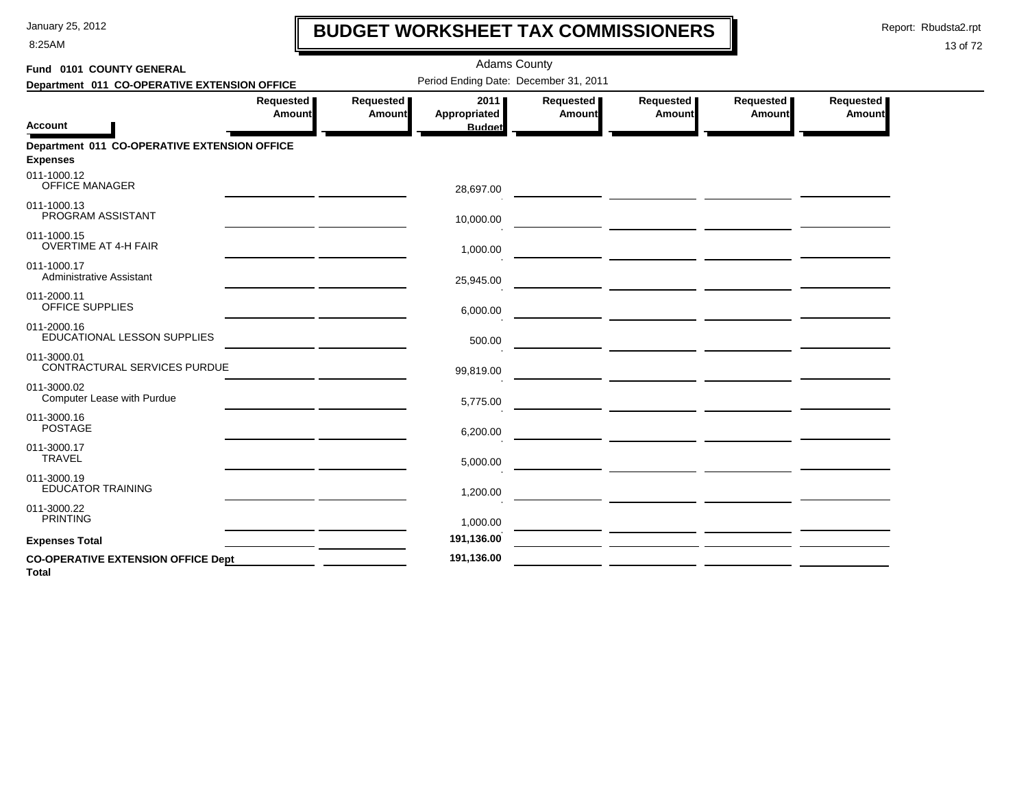# BUDGET WORKSHEET TAX COMMISSIONERS

January 25, 2012
8:25AM

Report: Rbudsta2.rpt

Adams County

**Fund 0101 COUNTY GENERAL**

**Department 011 CO-OPERATIVE EXTENSION OFFICE**

Period Ending Date: December 31, 2011

| Account | Requested Amount | Requested Amount | 2011 Appropriated Budget | Requested Amount | Requested Amount | Requested Amount | Requested Amount |
|---|---|---|---|---|---|---|---|
| **Department 011 CO-OPERATIVE EXTENSION OFFICE** | | | | | | | |
| **Expenses** | | | | | | | |
| 011-1000.12 OFFICE MANAGER | | | 28,697.00 | | | | |
| 011-1000.13 PROGRAM ASSISTANT | | | 10,000.00 | | | | |
| 011-1000.15 OVERTIME AT 4-H FAIR | | | 1,000.00 | | | | |
| 011-1000.17 Administrative Assistant | | | 25,945.00 | | | | |
| 011-2000.11 OFFICE SUPPLIES | | | 6,000.00 | | | | |
| 011-2000.16 EDUCATIONAL LESSON SUPPLIES | | | 500.00 | | | | |
| 011-3000.01 CONTRACTURAL SERVICES PURDUE | | | 99,819.00 | | | | |
| 011-3000.02 Computer Lease with Purdue | | | 5,775.00 | | | | |
| 011-3000.16 POSTAGE | | | 6,200.00 | | | | |
| 011-3000.17 TRAVEL | | | 5,000.00 | | | | |
| 011-3000.19 EDUCATOR TRAINING | | | 1,200.00 | | | | |
| 011-3000.22 PRINTING | | | 1,000.00 | | | | |
| **Expenses Total** | | | **191,136.00** | | | | |
| **CO-OPERATIVE EXTENSION OFFICE Dept Total** | | | **191,136.00** | | | | |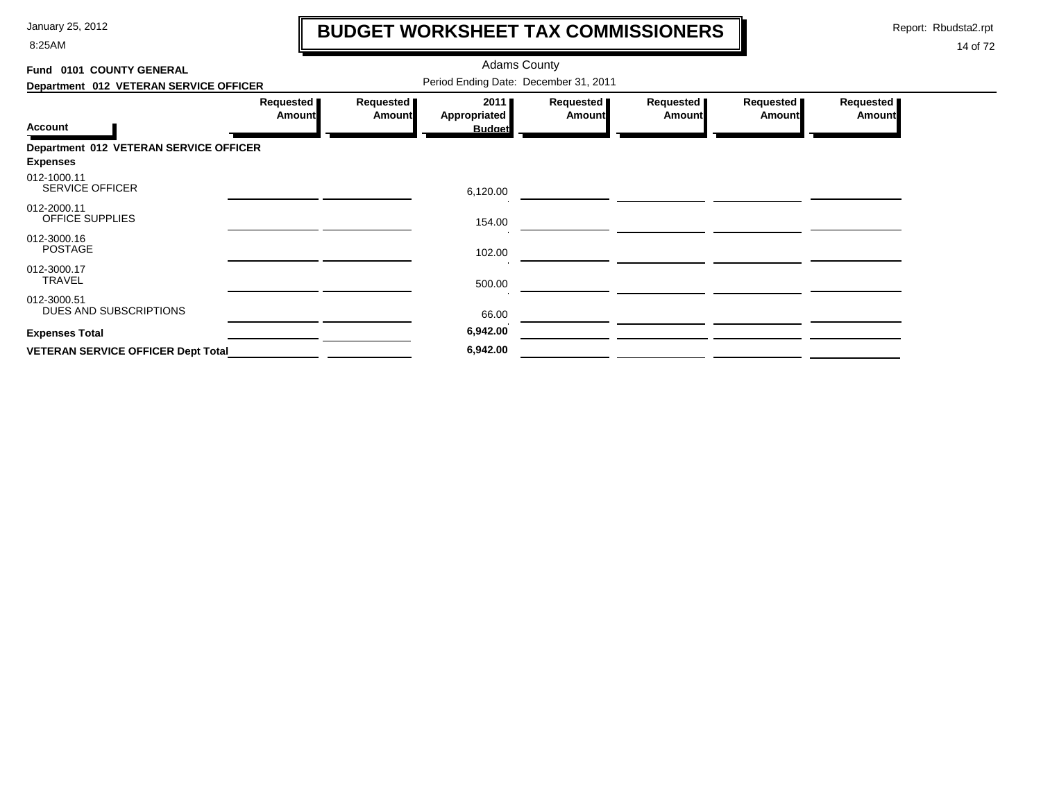# BUDGET WORKSHEET TAX COMMISSIONERS

Adams County

Period Ending Date: December 31, 2011

**Fund 0101 COUNTY GENERAL**

**Department 012 VETERAN SERVICE OFFICER**

| Account | Requested Amount | Requested Amount | 2011 Appropriated Budget | Requested Amount | Requested Amount | Requested Amount | Requested Amount |
|---|---|---|---|---|---|---|---|
| **Department 012 VETERAN SERVICE OFFICER** | | | | | | | |
| **Expenses** | | | | | | | |
| 012-1000.11 SERVICE OFFICER | | | 6,120.00 | | | | |
| 012-2000.11 OFFICE SUPPLIES | | | 154.00 | | | | |
| 012-3000.16 POSTAGE | | | 102.00 | | | | |
| 012-3000.17 TRAVEL | | | 500.00 | | | | |
| 012-3000.51 DUES AND SUBSCRIPTIONS | | | 66.00 | | | | |
| **Expenses Total** | | | **6,942.00** | | | | |
| **VETERAN SERVICE OFFICER Dept Total** | | | **6,942.00** | | | | |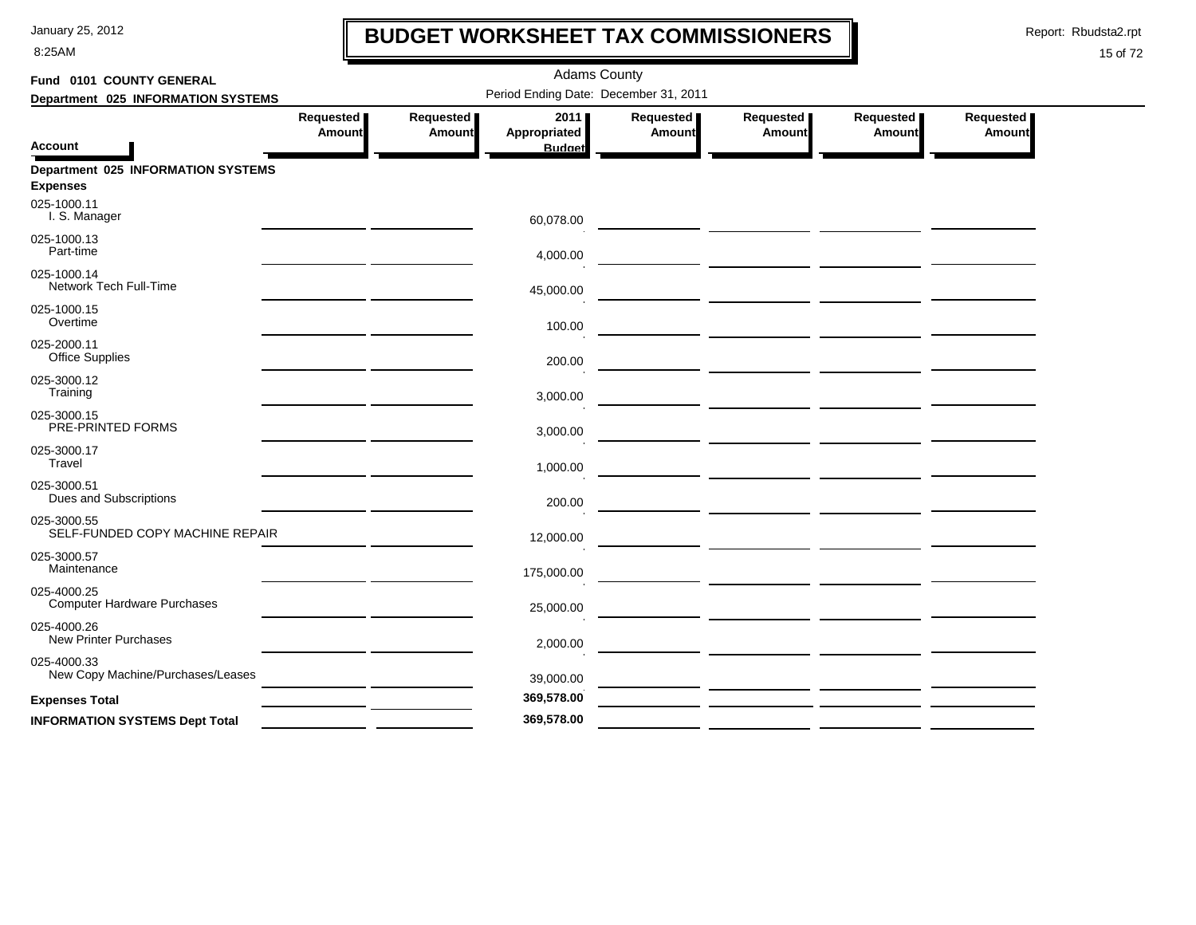# BUDGET WORKSHEET TAX COMMISSIONERS

January 25, 2012
8:25AM

Report: Rbudsta2.rpt

Adams County

**Fund 0101 COUNTY GENERAL**

**Department 025 INFORMATION SYSTEMS**

Period Ending Date: December 31, 2011

| Account | Requested Amount | Requested Amount | 2011 Appropriated Budget | Requested Amount | Requested Amount | Requested Amount | Requested Amount |
|---|---|---|---|---|---|---|---|
| **Department 025 INFORMATION SYSTEMS** | | | | | | | |
| **Expenses** | | | | | | | |
| 025-1000.11 I. S. Manager | | | 60,078.00 | | | | |
| 025-1000.13 Part-time | | | 4,000.00 | | | | |
| 025-1000.14 Network Tech Full-Time | | | 45,000.00 | | | | |
| 025-1000.15 Overtime | | | 100.00 | | | | |
| 025-2000.11 Office Supplies | | | 200.00 | | | | |
| 025-3000.12 Training | | | 3,000.00 | | | | |
| 025-3000.15 PRE-PRINTED FORMS | | | 3,000.00 | | | | |
| 025-3000.17 Travel | | | 1,000.00 | | | | |
| 025-3000.51 Dues and Subscriptions | | | 200.00 | | | | |
| 025-3000.55 SELF-FUNDED COPY MACHINE REPAIR | | | 12,000.00 | | | | |
| 025-3000.57 Maintenance | | | 175,000.00 | | | | |
| 025-4000.25 Computer Hardware Purchases | | | 25,000.00 | | | | |
| 025-4000.26 New Printer Purchases | | | 2,000.00 | | | | |
| 025-4000.33 New Copy Machine/Purchases/Leases | | | 39,000.00 | | | | |
| **Expenses Total** | | | **369,578.00** | | | | |
| **INFORMATION SYSTEMS Dept Total** | | | **369,578.00** | | | | |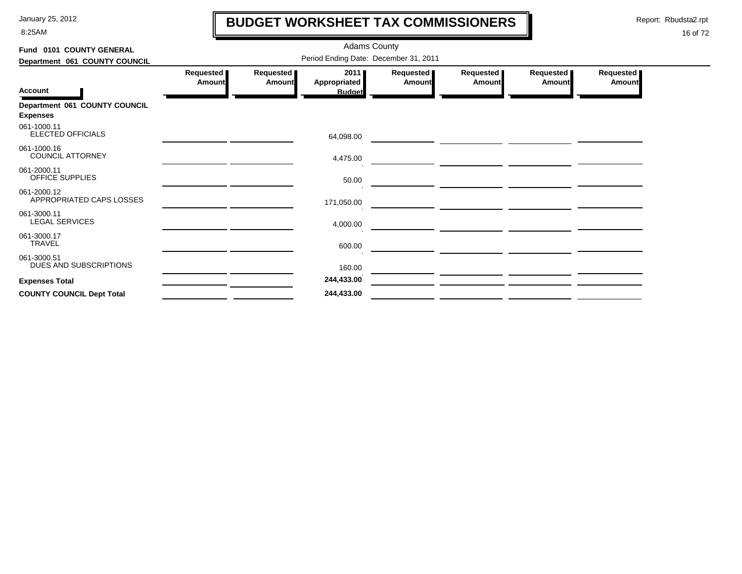# BUDGET WORKSHEET TAX COMMISSIONERS

January 25, 2012
8:25AM

Report: Rbudsta2.rpt

**Fund 0101 COUNTY GENERAL**
**Department 061 COUNTY COUNCIL**

Adams County
Period Ending Date: December 31, 2011

| Account | Requested Amount | Requested Amount | 2011 Appropriated Budget | Requested Amount | Requested Amount | Requested Amount | Requested Amount |
|---|---|---|---|---|---|---|---|
| **Department 061 COUNTY COUNCIL** | | | | | | | |
| **Expenses** | | | | | | | |
| 061-1000.11 ELECTED OFFICIALS | | | 64,098.00 | | | | |
| 061-1000.16 COUNCIL ATTORNEY | | | 4,475.00 | | | | |
| 061-2000.11 OFFICE SUPPLIES | | | 50.00 | | | | |
| 061-2000.12 APPROPRIATED CAPS LOSSES | | | 171,050.00 | | | | |
| 061-3000.11 LEGAL SERVICES | | | 4,000.00 | | | | |
| 061-3000.17 TRAVEL | | | 600.00 | | | | |
| 061-3000.51 DUES AND SUBSCRIPTIONS | | | 160.00 | | | | |
| **Expenses Total** | | | **244,433.00** | | | | |
| **COUNTY COUNCIL Dept Total** | | | **244,433.00** | | | | |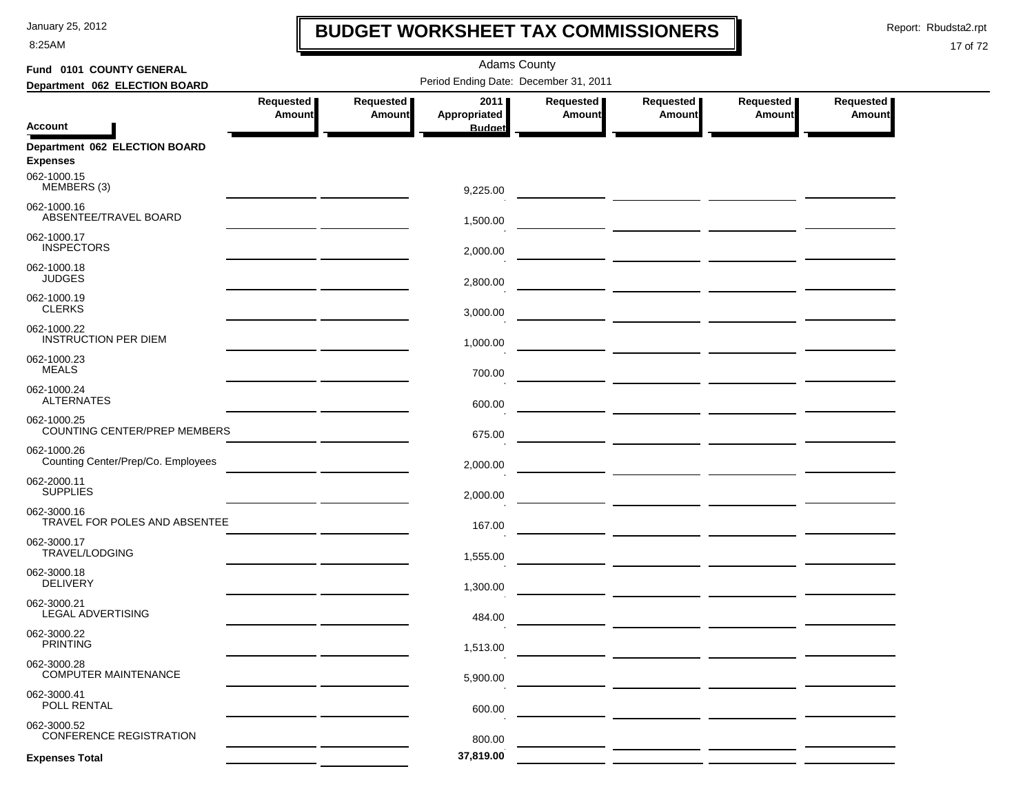# BUDGET WORKSHEET TAX COMMISSIONERS

Adams County

Period Ending Date: December 31, 2011

**Fund 0101 COUNTY GENERAL**

**Department 062 ELECTION BOARD**

| Account | Requested Amount | Requested Amount | 2011 Appropriated Budget | Requested Amount | Requested Amount | Requested Amount | Requested Amount |
|---|---|---|---|---|---|---|---|
| **Department 062 ELECTION BOARD** | | | | | | | |
| **Expenses** | | | | | | | |
| 062-1000.15 MEMBERS (3) | | | 9,225.00 | | | | |
| 062-1000.16 ABSENTEE/TRAVEL BOARD | | | 1,500.00 | | | | |
| 062-1000.17 INSPECTORS | | | 2,000.00 | | | | |
| 062-1000.18 JUDGES | | | 2,800.00 | | | | |
| 062-1000.19 CLERKS | | | 3,000.00 | | | | |
| 062-1000.22 INSTRUCTION PER DIEM | | | 1,000.00 | | | | |
| 062-1000.23 MEALS | | | 700.00 | | | | |
| 062-1000.24 ALTERNATES | | | 600.00 | | | | |
| 062-1000.25 COUNTING CENTER/PREP MEMBERS | | | 675.00 | | | | |
| 062-1000.26 Counting Center/Prep/Co. Employees | | | 2,000.00 | | | | |
| 062-2000.11 SUPPLIES | | | 2,000.00 | | | | |
| 062-3000.16 TRAVEL FOR POLES AND ABSENTEE | | | 167.00 | | | | |
| 062-3000.17 TRAVEL/LODGING | | | 1,555.00 | | | | |
| 062-3000.18 DELIVERY | | | 1,300.00 | | | | |
| 062-3000.21 LEGAL ADVERTISING | | | 484.00 | | | | |
| 062-3000.22 PRINTING | | | 1,513.00 | | | | |
| 062-3000.28 COMPUTER MAINTENANCE | | | 5,900.00 | | | | |
| 062-3000.41 POLL RENTAL | | | 600.00 | | | | |
| 062-3000.52 CONFERENCE REGISTRATION | | | 800.00 | | | | |
| **Expenses Total** | | | **37,819.00** | | | | |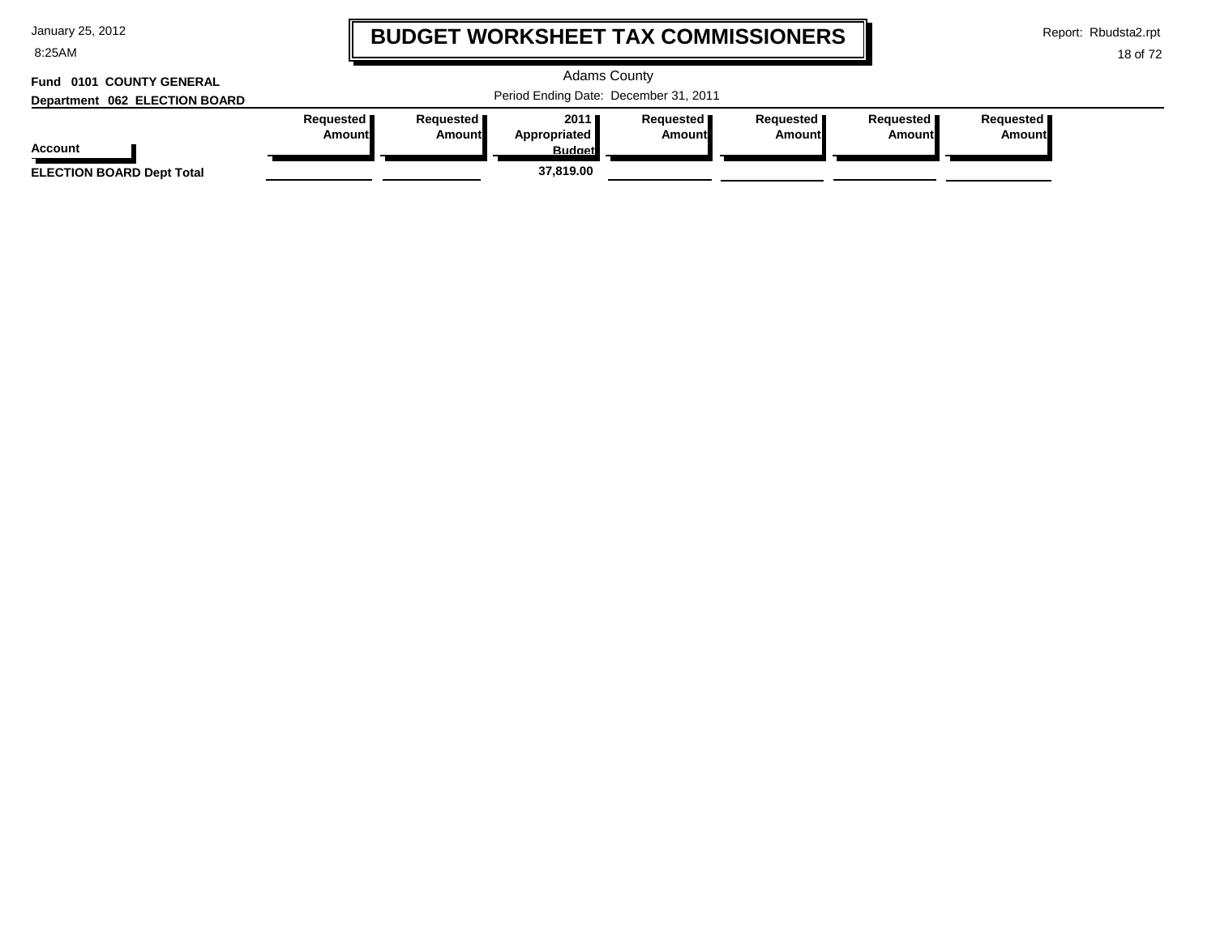# BUDGET WORKSHEET TAX COMMISSIONERS

Adams County

Period Ending Date: December 31, 2011

**Fund 0101 COUNTY GENERAL**

**Department 062 ELECTION BOARD**

| Account | Requested Amount | Requested Amount | 2011 Appropriated Budget | Requested Amount | Requested Amount | Requested Amount | Requested Amount |
|---|---|---|---|---|---|---|---|
| **ELECTION BOARD Dept Total** | | | **37,819.00** | | | | |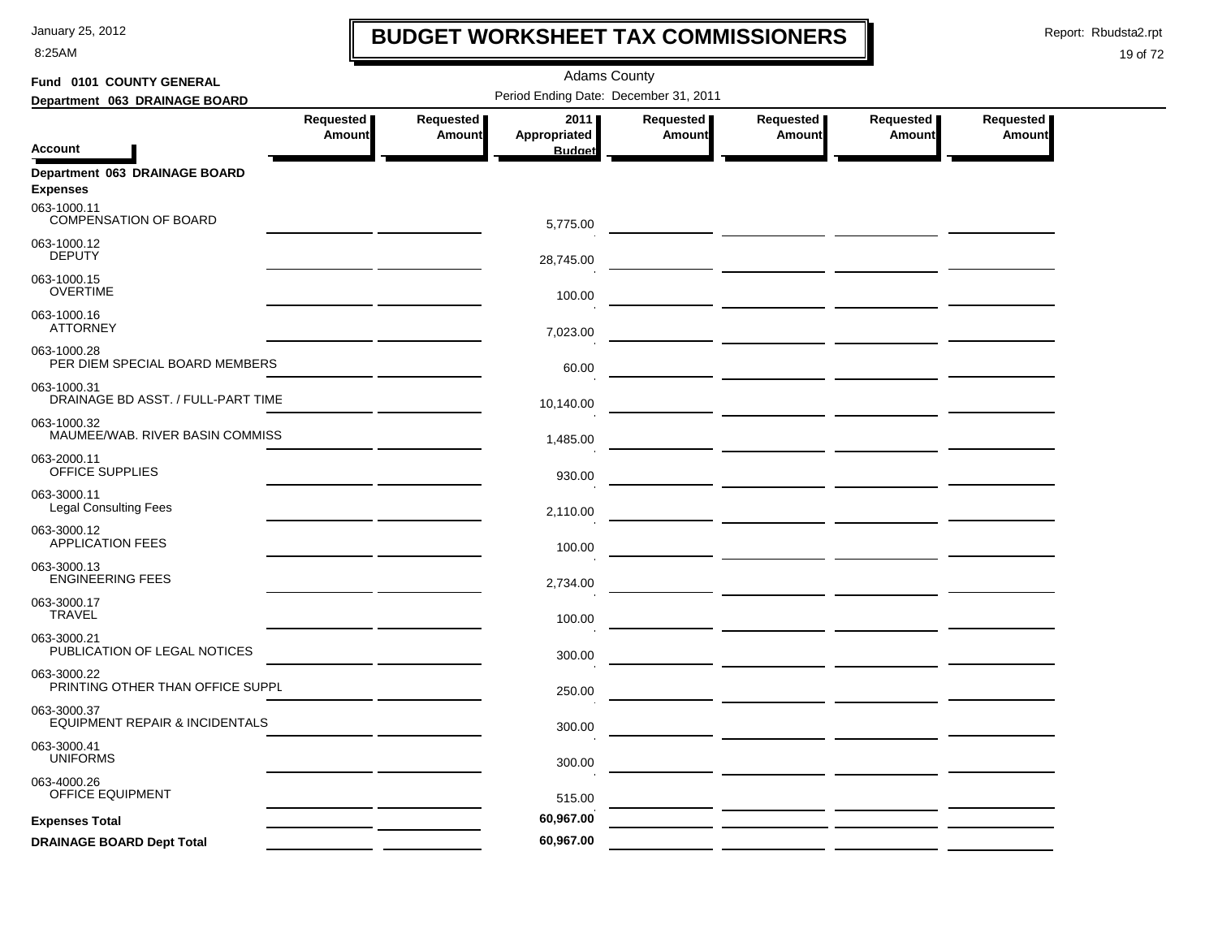# BUDGET WORKSHEET TAX COMMISSIONERS

January 25, 2012
8:25AM

Report: Rbudsta2.rpt

Adams County

**Fund 0101 COUNTY GENERAL**

**Department 063 DRAINAGE BOARD**

Period Ending Date: December 31, 2011

| Account | Requested Amount | Requested Amount | 2011 Appropriated Budget | Requested Amount | Requested Amount | Requested Amount | Requested Amount |
|---|---|---|---|---|---|---|---|
| **Department 063 DRAINAGE BOARD** | | | | | | | |
| **Expenses** | | | | | | | |
| 063-1000.11 COMPENSATION OF BOARD | | | 5,775.00 | | | | |
| 063-1000.12 DEPUTY | | | 28,745.00 | | | | |
| 063-1000.15 OVERTIME | | | 100.00 | | | | |
| 063-1000.16 ATTORNEY | | | 7,023.00 | | | | |
| 063-1000.28 PER DIEM SPECIAL BOARD MEMBERS | | | 60.00 | | | | |
| 063-1000.31 DRAINAGE BD ASST. / FULL-PART TIME | | | 10,140.00 | | | | |
| 063-1000.32 MAUMEE/WAB. RIVER BASIN COMMISS | | | 1,485.00 | | | | |
| 063-2000.11 OFFICE SUPPLIES | | | 930.00 | | | | |
| 063-3000.11 Legal Consulting Fees | | | 2,110.00 | | | | |
| 063-3000.12 APPLICATION FEES | | | 100.00 | | | | |
| 063-3000.13 ENGINEERING FEES | | | 2,734.00 | | | | |
| 063-3000.17 TRAVEL | | | 100.00 | | | | |
| 063-3000.21 PUBLICATION OF LEGAL NOTICES | | | 300.00 | | | | |
| 063-3000.22 PRINTING OTHER THAN OFFICE SUPPL | | | 250.00 | | | | |
| 063-3000.37 EQUIPMENT REPAIR & INCIDENTALS | | | 300.00 | | | | |
| 063-3000.41 UNIFORMS | | | 300.00 | | | | |
| 063-4000.26 OFFICE EQUIPMENT | | | 515.00 | | | | |
| **Expenses Total** | | | **60,967.00** | | | | |
| **DRAINAGE BOARD Dept Total** | | | **60,967.00** | | | | |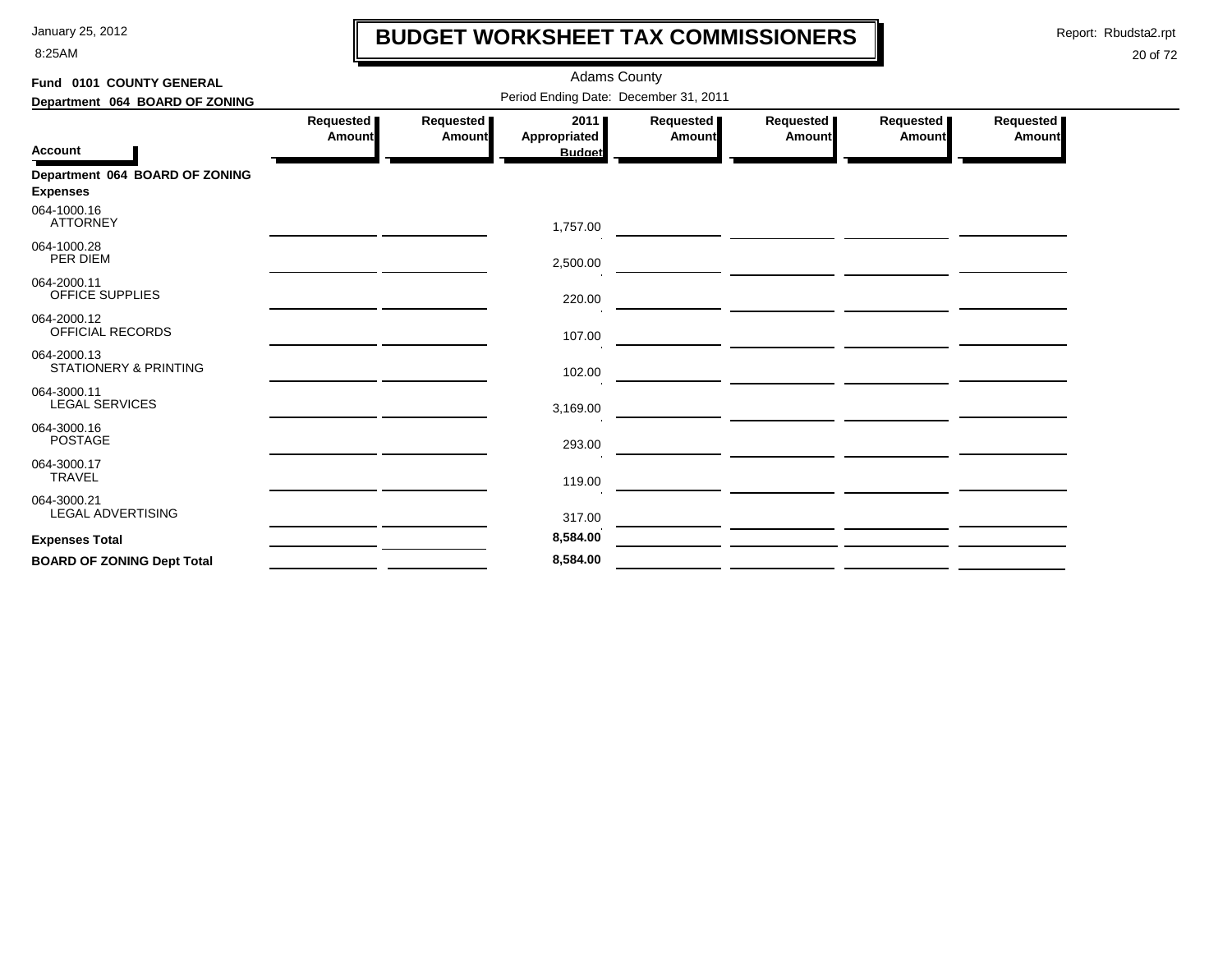# BUDGET WORKSHEET TAX COMMISSIONERS

January 25, 2012
8:25AM

Report: Rbudsta2.rpt

Adams County

**Fund 0101 COUNTY GENERAL**
**Department 064 BOARD OF ZONING**

Period Ending Date: December 31, 2011

| Account | Requested Amount | Requested Amount | 2011 Appropriated Budget | Requested Amount | Requested Amount | Requested Amount | Requested Amount |
|---|---|---|---|---|---|---|---|
| **Department 064 BOARD OF ZONING** | | | | | | | |
| **Expenses** | | | | | | | |
| 064-1000.16 ATTORNEY | | | 1,757.00 | | | | |
| 064-1000.28 PER DIEM | | | 2,500.00 | | | | |
| 064-2000.11 OFFICE SUPPLIES | | | 220.00 | | | | |
| 064-2000.12 OFFICIAL RECORDS | | | 107.00 | | | | |
| 064-2000.13 STATIONERY & PRINTING | | | 102.00 | | | | |
| 064-3000.11 LEGAL SERVICES | | | 3,169.00 | | | | |
| 064-3000.16 POSTAGE | | | 293.00 | | | | |
| 064-3000.17 TRAVEL | | | 119.00 | | | | |
| 064-3000.21 LEGAL ADVERTISING | | | 317.00 | | | | |
| **Expenses Total** | | | **8,584.00** | | | | |
| **BOARD OF ZONING Dept Total** | | | **8,584.00** | | | | |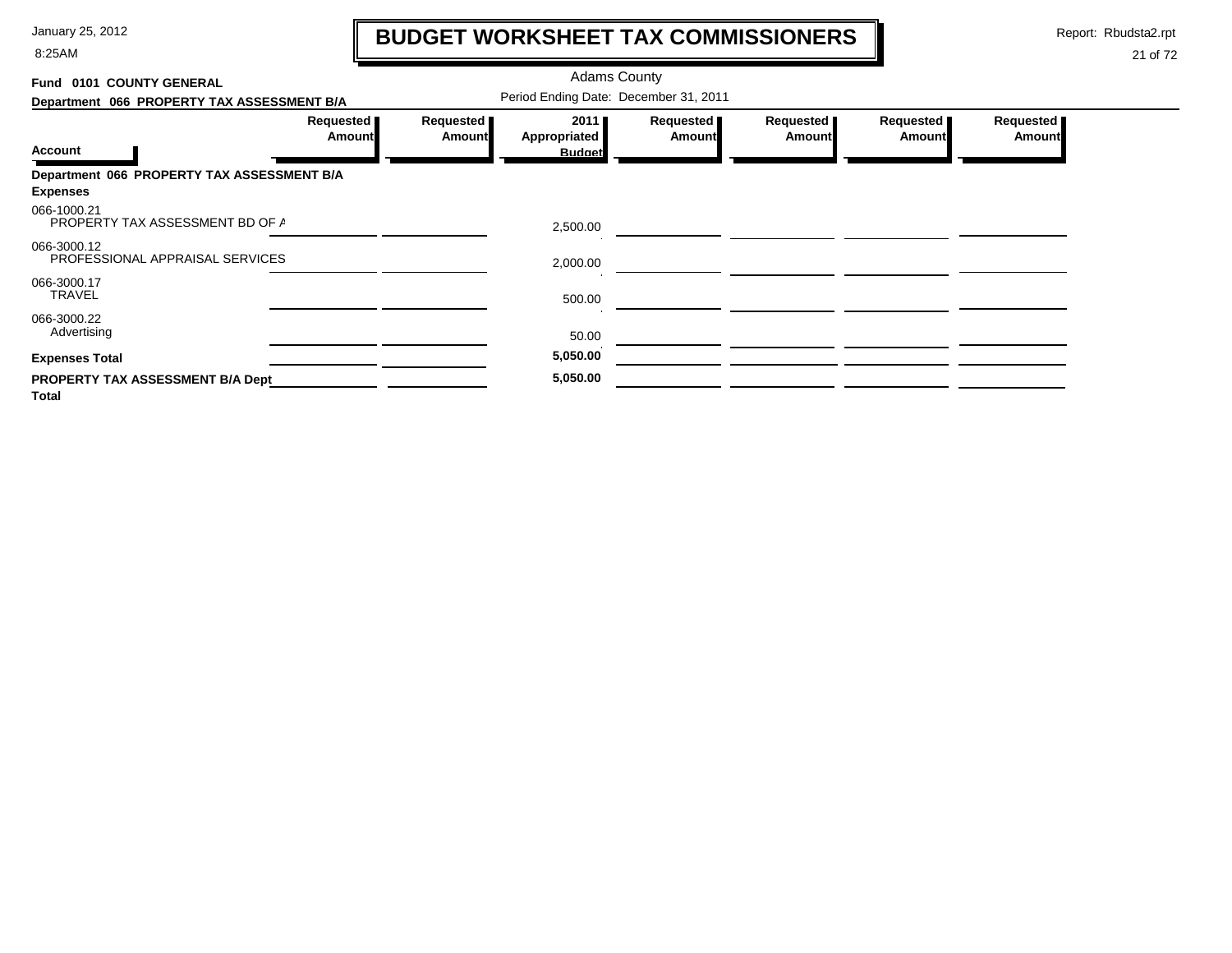# BUDGET WORKSHEET TAX COMMISSIONERS

January 25, 2012
8:25AM

Report: Rbudsta2.rpt

Adams County

Period Ending Date: December 31, 2011

**Fund 0101 COUNTY GENERAL**

**Department 066 PROPERTY TAX ASSESSMENT B/A**

| Account | Requested Amount | Requested Amount | 2011 Appropriated Budget | Requested Amount | Requested Amount | Requested Amount | Requested Amount |
|---|---|---|---|---|---|---|---|
| **Department 066 PROPERTY TAX ASSESSMENT B/A** | | | | | | | |
| **Expenses** | | | | | | | |
| 066-1000.21 PROPERTY TAX ASSESSMENT BD OF A | | | 2,500.00 | | | | |
| 066-3000.12 PROFESSIONAL APPRAISAL SERVICES | | | 2,000.00 | | | | |
| 066-3000.17 TRAVEL | | | 500.00 | | | | |
| 066-3000.22 Advertising | | | 50.00 | | | | |
| **Expenses Total** | | | **5,050.00** | | | | |
| **PROPERTY TAX ASSESSMENT B/A Dept Total** | | | **5,050.00** | | | | |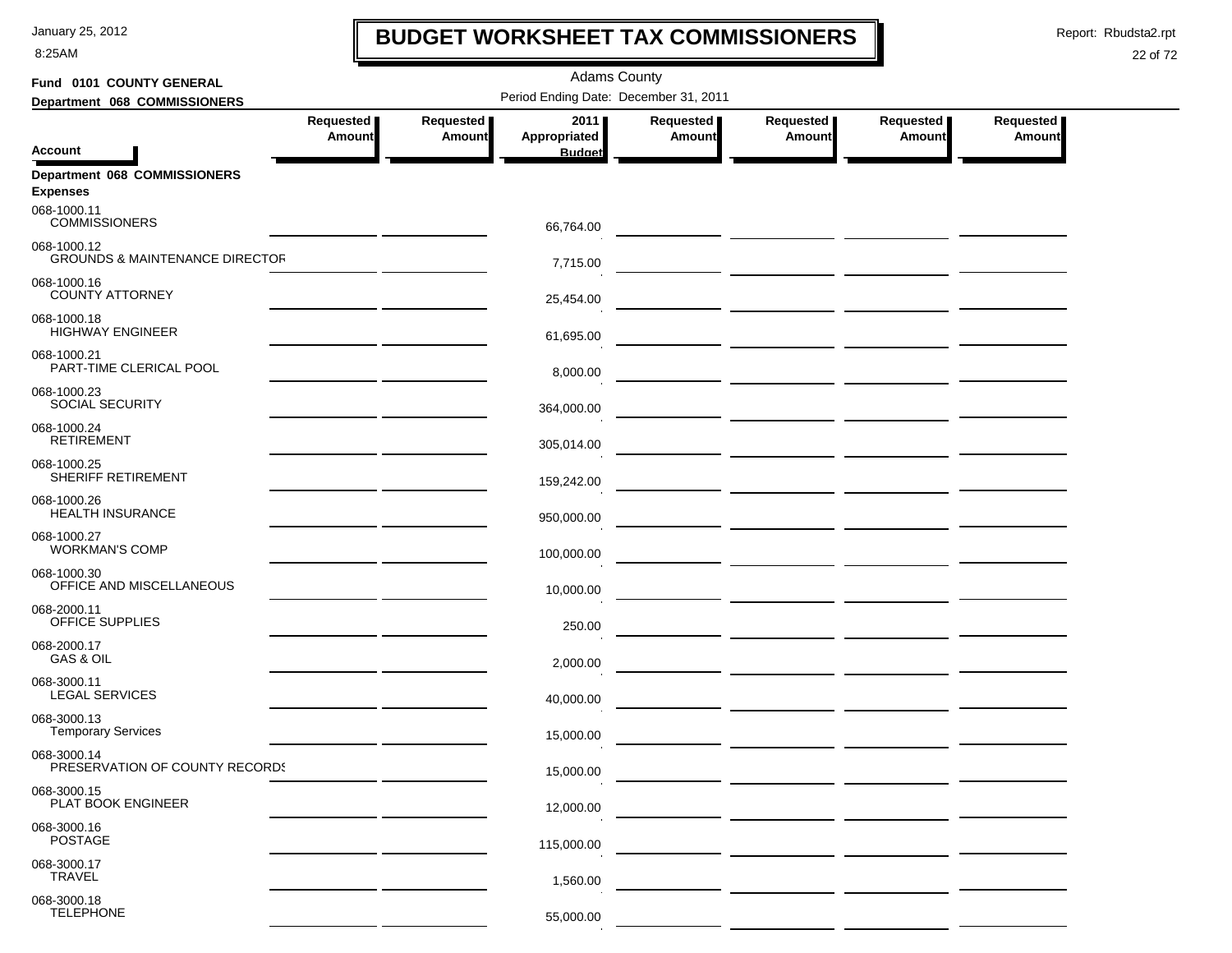# BUDGET WORKSHEET TAX COMMISSIONERS

Adams County

Period Ending Date: December 31, 2011

**Fund 0101 COUNTY GENERAL**

**Department 068 COMMISSIONERS**

| Account | Requested Amount | Requested Amount | 2011 Appropriated Budget | Requested Amount | Requested Amount | Requested Amount | Requested Amount |
|---|---|---|---|---|---|---|---|
| **Department 068 COMMISSIONERS** | | | | | | | |
| **Expenses** | | | | | | | |
| 068-1000.11 COMMISSIONERS | | | 66,764.00 | | | | |
| 068-1000.12 GROUNDS & MAINTENANCE DIRECTOR | | | 7,715.00 | | | | |
| 068-1000.16 COUNTY ATTORNEY | | | 25,454.00 | | | | |
| 068-1000.18 HIGHWAY ENGINEER | | | 61,695.00 | | | | |
| 068-1000.21 PART-TIME CLERICAL POOL | | | 8,000.00 | | | | |
| 068-1000.23 SOCIAL SECURITY | | | 364,000.00 | | | | |
| 068-1000.24 RETIREMENT | | | 305,014.00 | | | | |
| 068-1000.25 SHERIFF RETIREMENT | | | 159,242.00 | | | | |
| 068-1000.26 HEALTH INSURANCE | | | 950,000.00 | | | | |
| 068-1000.27 WORKMAN'S COMP | | | 100,000.00 | | | | |
| 068-1000.30 OFFICE AND MISCELLANEOUS | | | 10,000.00 | | | | |
| 068-2000.11 OFFICE SUPPLIES | | | 250.00 | | | | |
| 068-2000.17 GAS & OIL | | | 2,000.00 | | | | |
| 068-3000.11 LEGAL SERVICES | | | 40,000.00 | | | | |
| 068-3000.13 Temporary Services | | | 15,000.00 | | | | |
| 068-3000.14 PRESERVATION OF COUNTY RECORDS | | | 15,000.00 | | | | |
| 068-3000.15 PLAT BOOK ENGINEER | | | 12,000.00 | | | | |
| 068-3000.16 POSTAGE | | | 115,000.00 | | | | |
| 068-3000.17 TRAVEL | | | 1,560.00 | | | | |
| 068-3000.18 TELEPHONE | | | 55,000.00 | | | | |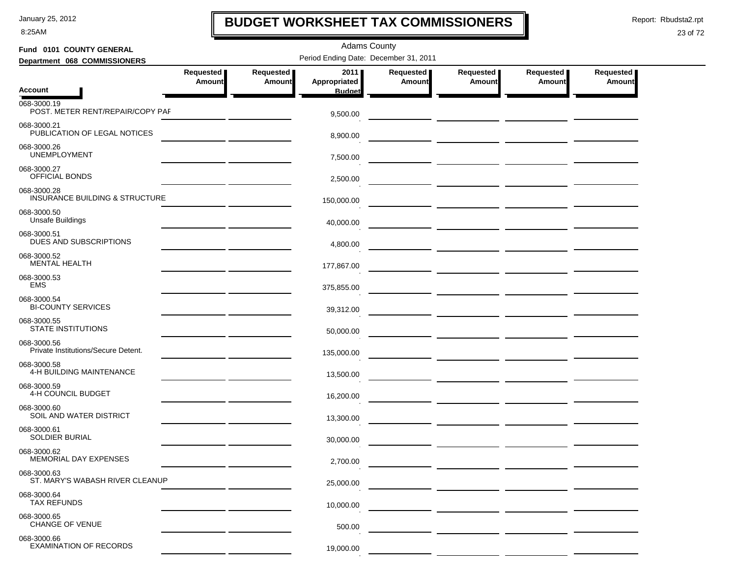# BUDGET WORKSHEET TAX COMMISSIONERS

Adams County

**Fund 0101 COUNTY GENERAL**

**Department 068 COMMISSIONERS**

Period Ending Date: December 31, 2011

| Account | Requested Amount | Requested Amount | 2011 Appropriated Budget | Requested Amount | Requested Amount | Requested Amount | Requested Amount |
|---|---|---|---|---|---|---|---|
| 068-3000.19 POST. METER RENT/REPAIR/COPY PAF | | | 9,500.00 | | | | |
| 068-3000.21 PUBLICATION OF LEGAL NOTICES | | | 8,900.00 | | | | |
| 068-3000.26 UNEMPLOYMENT | | | 7,500.00 | | | | |
| 068-3000.27 OFFICIAL BONDS | | | 2,500.00 | | | | |
| 068-3000.28 INSURANCE BUILDING & STRUCTURE | | | 150,000.00 | | | | |
| 068-3000.50 Unsafe Buildings | | | 40,000.00 | | | | |
| 068-3000.51 DUES AND SUBSCRIPTIONS | | | 4,800.00 | | | | |
| 068-3000.52 MENTAL HEALTH | | | 177,867.00 | | | | |
| 068-3000.53 EMS | | | 375,855.00 | | | | |
| 068-3000.54 BI-COUNTY SERVICES | | | 39,312.00 | | | | |
| 068-3000.55 STATE INSTITUTIONS | | | 50,000.00 | | | | |
| 068-3000.56 Private Institutions/Secure Detent. | | | 135,000.00 | | | | |
| 068-3000.58 4-H BUILDING MAINTENANCE | | | 13,500.00 | | | | |
| 068-3000.59 4-H COUNCIL BUDGET | | | 16,200.00 | | | | |
| 068-3000.60 SOIL AND WATER DISTRICT | | | 13,300.00 | | | | |
| 068-3000.61 SOLDIER BURIAL | | | 30,000.00 | | | | |
| 068-3000.62 MEMORIAL DAY EXPENSES | | | 2,700.00 | | | | |
| 068-3000.63 ST. MARY'S WABASH RIVER CLEANUP | | | 25,000.00 | | | | |
| 068-3000.64 TAX REFUNDS | | | 10,000.00 | | | | |
| 068-3000.65 CHANGE OF VENUE | | | 500.00 | | | | |
| 068-3000.66 EXAMINATION OF RECORDS | | | 19,000.00 | | | | |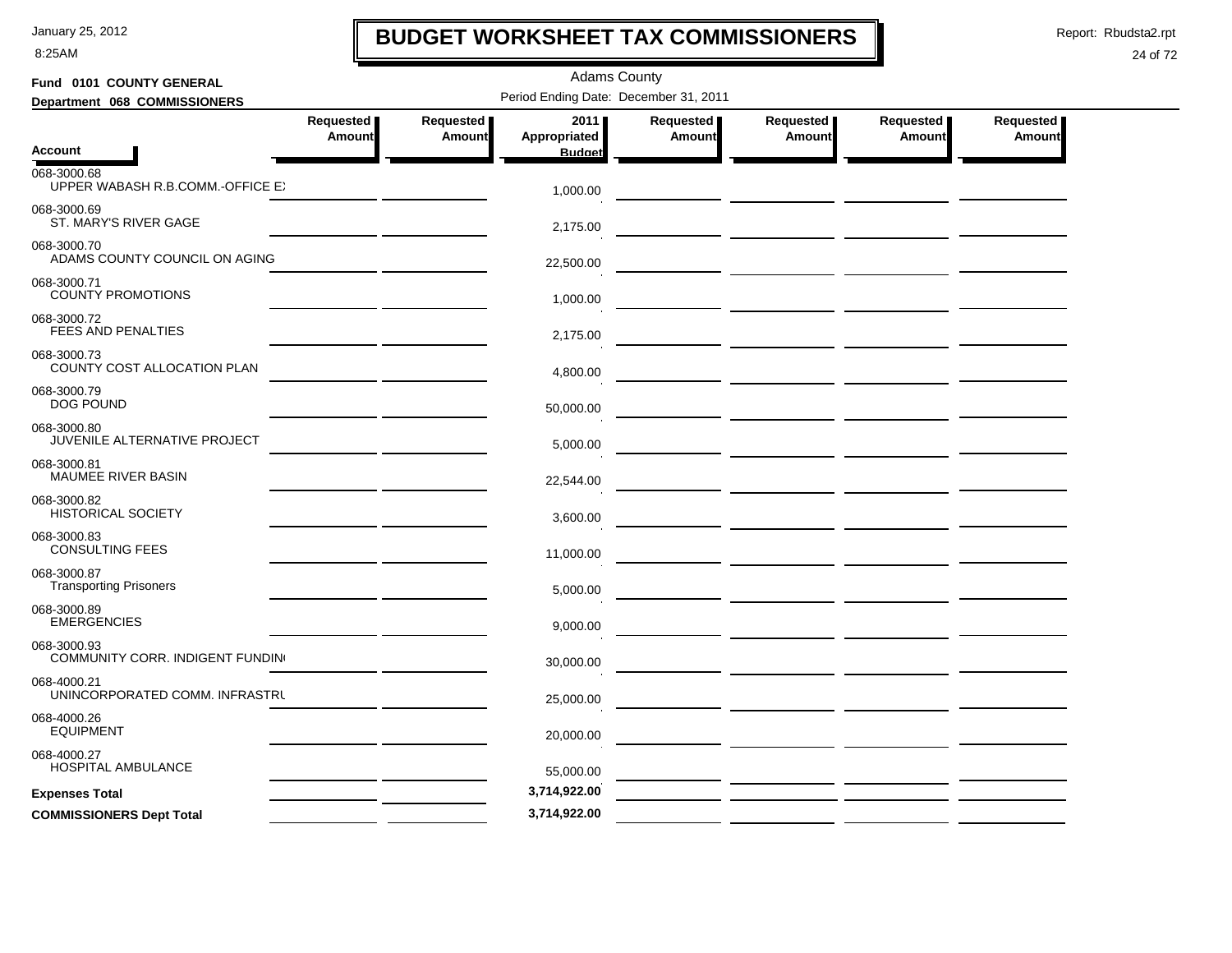# BUDGET WORKSHEET TAX COMMISSIONERS

Report: Rbudsta2.rpt

January 25, 2012
8:25AM

Adams County

**Fund 0101 COUNTY GENERAL**
**Department 068 COMMISSIONERS**

Period Ending Date: December 31, 2011

| Account | Requested Amount | Requested Amount | 2011 Appropriated Budget | Requested Amount | Requested Amount | Requested Amount | Requested Amount |
|---|---|---|---|---|---|---|---|
| 068-3000.68 UPPER WABASH R.B.COMM.-OFFICE E) | | | 1,000.00 | | | | |
| 068-3000.69 ST. MARY'S RIVER GAGE | | | 2,175.00 | | | | |
| 068-3000.70 ADAMS COUNTY COUNCIL ON AGING | | | 22,500.00 | | | | |
| 068-3000.71 COUNTY PROMOTIONS | | | 1,000.00 | | | | |
| 068-3000.72 FEES AND PENALTIES | | | 2,175.00 | | | | |
| 068-3000.73 COUNTY COST ALLOCATION PLAN | | | 4,800.00 | | | | |
| 068-3000.79 DOG POUND | | | 50,000.00 | | | | |
| 068-3000.80 JUVENILE ALTERNATIVE PROJECT | | | 5,000.00 | | | | |
| 068-3000.81 MAUMEE RIVER BASIN | | | 22,544.00 | | | | |
| 068-3000.82 HISTORICAL SOCIETY | | | 3,600.00 | | | | |
| 068-3000.83 CONSULTING FEES | | | 11,000.00 | | | | |
| 068-3000.87 Transporting Prisoners | | | 5,000.00 | | | | |
| 068-3000.89 EMERGENCIES | | | 9,000.00 | | | | |
| 068-3000.93 COMMUNITY CORR. INDIGENT FUNDIN( | | | 30,000.00 | | | | |
| 068-4000.21 UNINCORPORATED COMM. INFRASTRU | | | 25,000.00 | | | | |
| 068-4000.26 EQUIPMENT | | | 20,000.00 | | | | |
| 068-4000.27 HOSPITAL AMBULANCE | | | 55,000.00 | | | | |
| **Expenses Total** | | | 3,714,922.00 | | | | |
| **COMMISSIONERS Dept Total** | | | 3,714,922.00 | | | | |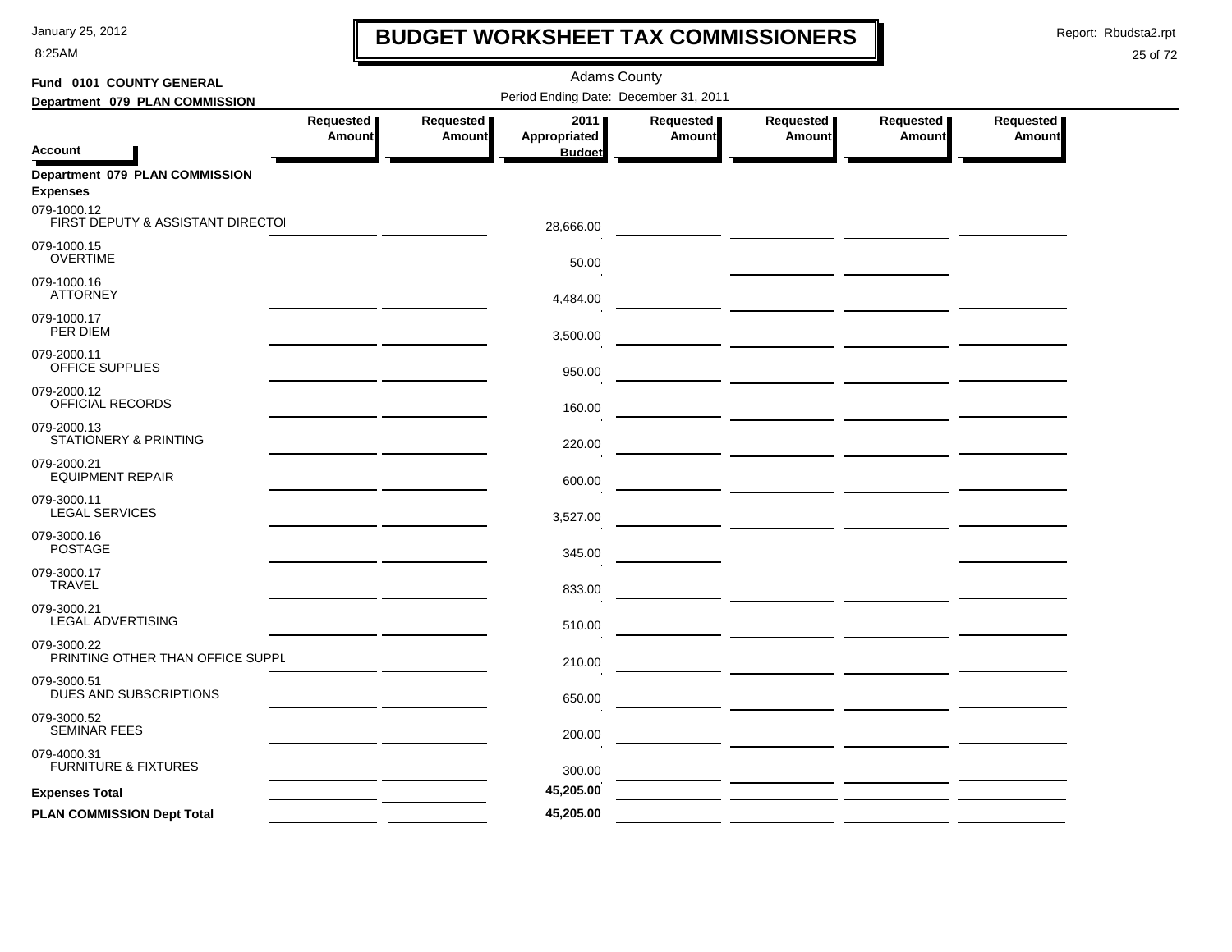# BUDGET WORKSHEET TAX COMMISSIONERS

January 25, 2012
8:25AM

Report: Rbudsta2.rpt

Adams County

**Fund 0101 COUNTY GENERAL**

**Department 079 PLAN COMMISSION**

Period Ending Date: December 31, 2011

| Account | Requested Amount | Requested Amount | 2011 Appropriated Budget | Requested Amount | Requested Amount | Requested Amount | Requested Amount |
|---|---|---|---|---|---|---|---|
| **Department 079 PLAN COMMISSION** | | | | | | | |
| **Expenses** | | | | | | | |
| 079-1000.12 FIRST DEPUTY & ASSISTANT DIRECTOI | | | 28,666.00 | | | | |
| 079-1000.15 OVERTIME | | | 50.00 | | | | |
| 079-1000.16 ATTORNEY | | | 4,484.00 | | | | |
| 079-1000.17 PER DIEM | | | 3,500.00 | | | | |
| 079-2000.11 OFFICE SUPPLIES | | | 950.00 | | | | |
| 079-2000.12 OFFICIAL RECORDS | | | 160.00 | | | | |
| 079-2000.13 STATIONERY & PRINTING | | | 220.00 | | | | |
| 079-2000.21 EQUIPMENT REPAIR | | | 600.00 | | | | |
| 079-3000.11 LEGAL SERVICES | | | 3,527.00 | | | | |
| 079-3000.16 POSTAGE | | | 345.00 | | | | |
| 079-3000.17 TRAVEL | | | 833.00 | | | | |
| 079-3000.21 LEGAL ADVERTISING | | | 510.00 | | | | |
| 079-3000.22 PRINTING OTHER THAN OFFICE SUPPL | | | 210.00 | | | | |
| 079-3000.51 DUES AND SUBSCRIPTIONS | | | 650.00 | | | | |
| 079-3000.52 SEMINAR FEES | | | 200.00 | | | | |
| 079-4000.31 FURNITURE & FIXTURES | | | 300.00 | | | | |
| **Expenses Total** | | | **45,205.00** | | | | |
| **PLAN COMMISSION Dept Total** | | | **45,205.00** | | | | |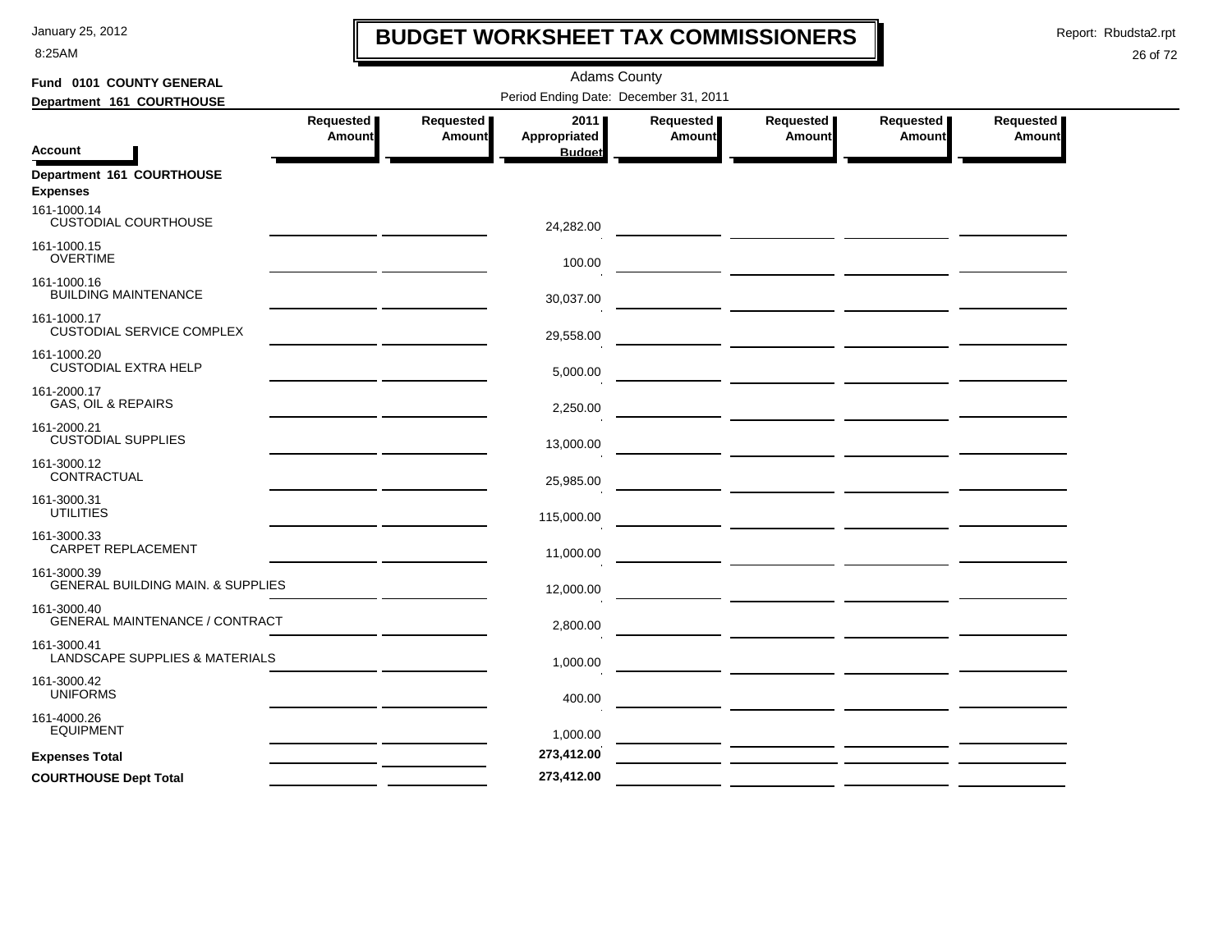# BUDGET WORKSHEET TAX COMMISSIONERS

January 25, 2012
8:25AM

Report: Rbudsta2.rpt

Adams County

**Fund 0101 COUNTY GENERAL**
**Department 161 COURTHOUSE**

Period Ending Date: December 31, 2011

| Account | Requested Amount | Requested Amount | 2011 Appropriated Budget | Requested Amount | Requested Amount | Requested Amount | Requested Amount |
|---|---|---|---|---|---|---|---|
| **Department 161 COURTHOUSE** | | | | | | | |
| **Expenses** | | | | | | | |
| 161-1000.14 CUSTODIAL COURTHOUSE | | | 24,282.00 | | | | |
| 161-1000.15 OVERTIME | | | 100.00 | | | | |
| 161-1000.16 BUILDING MAINTENANCE | | | 30,037.00 | | | | |
| 161-1000.17 CUSTODIAL SERVICE COMPLEX | | | 29,558.00 | | | | |
| 161-1000.20 CUSTODIAL EXTRA HELP | | | 5,000.00 | | | | |
| 161-2000.17 GAS, OIL & REPAIRS | | | 2,250.00 | | | | |
| 161-2000.21 CUSTODIAL SUPPLIES | | | 13,000.00 | | | | |
| 161-3000.12 CONTRACTUAL | | | 25,985.00 | | | | |
| 161-3000.31 UTILITIES | | | 115,000.00 | | | | |
| 161-3000.33 CARPET REPLACEMENT | | | 11,000.00 | | | | |
| 161-3000.39 GENERAL BUILDING MAIN. & SUPPLIES | | | 12,000.00 | | | | |
| 161-3000.40 GENERAL MAINTENANCE / CONTRACT | | | 2,800.00 | | | | |
| 161-3000.41 LANDSCAPE SUPPLIES & MATERIALS | | | 1,000.00 | | | | |
| 161-3000.42 UNIFORMS | | | 400.00 | | | | |
| 161-4000.26 EQUIPMENT | | | 1,000.00 | | | | |
| **Expenses Total** | | | 273,412.00 | | | | |
| **COURTHOUSE Dept Total** | | | 273,412.00 | | | | |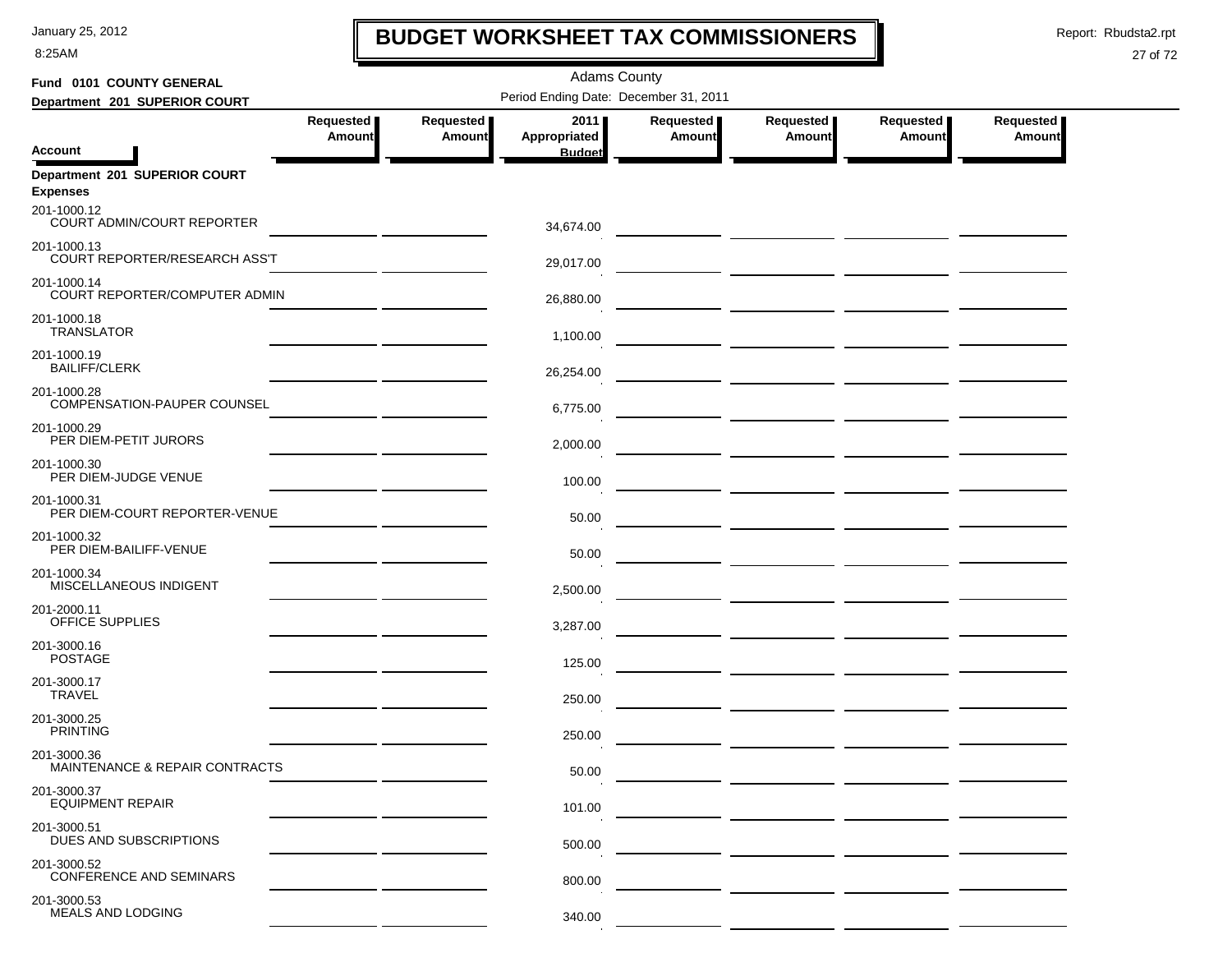# BUDGET WORKSHEET TAX COMMISSIONERS

Adams County

Period Ending Date: December 31, 2011

**Fund 0101 COUNTY GENERAL**

**Department 201 SUPERIOR COURT**

| Account | Requested Amount | Requested Amount | 2011 Appropriated Budget | Requested Amount | Requested Amount | Requested Amount | Requested Amount |
|---|---|---|---|---|---|---|---|
| **Department 201 SUPERIOR COURT** | | | | | | | |
| **Expenses** | | | | | | | |
| 201-1000.12 COURT ADMIN/COURT REPORTER | | | 34,674.00 | | | | |
| 201-1000.13 COURT REPORTER/RESEARCH ASS'T | | | 29,017.00 | | | | |
| 201-1000.14 COURT REPORTER/COMPUTER ADMIN | | | 26,880.00 | | | | |
| 201-1000.18 TRANSLATOR | | | 1,100.00 | | | | |
| 201-1000.19 BAILIFF/CLERK | | | 26,254.00 | | | | |
| 201-1000.28 COMPENSATION-PAUPER COUNSEL | | | 6,775.00 | | | | |
| 201-1000.29 PER DIEM-PETIT JURORS | | | 2,000.00 | | | | |
| 201-1000.30 PER DIEM-JUDGE VENUE | | | 100.00 | | | | |
| 201-1000.31 PER DIEM-COURT REPORTER-VENUE | | | 50.00 | | | | |
| 201-1000.32 PER DIEM-BAILIFF-VENUE | | | 50.00 | | | | |
| 201-1000.34 MISCELLANEOUS INDIGENT | | | 2,500.00 | | | | |
| 201-2000.11 OFFICE SUPPLIES | | | 3,287.00 | | | | |
| 201-3000.16 POSTAGE | | | 125.00 | | | | |
| 201-3000.17 TRAVEL | | | 250.00 | | | | |
| 201-3000.25 PRINTING | | | 250.00 | | | | |
| 201-3000.36 MAINTENANCE & REPAIR CONTRACTS | | | 50.00 | | | | |
| 201-3000.37 EQUIPMENT REPAIR | | | 101.00 | | | | |
| 201-3000.51 DUES AND SUBSCRIPTIONS | | | 500.00 | | | | |
| 201-3000.52 CONFERENCE AND SEMINARS | | | 800.00 | | | | |
| 201-3000.53 MEALS AND LODGING | | | 340.00 | | | | |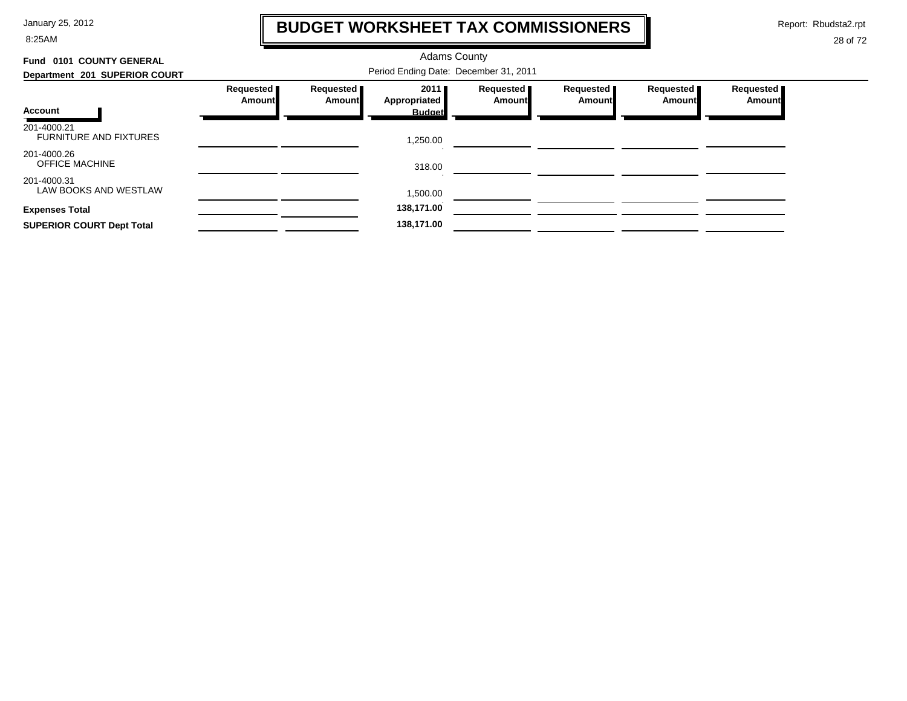# BUDGET WORKSHEET TAX COMMISSIONERS

Adams County

Period Ending Date: December 31, 2011

**Fund 0101 COUNTY GENERAL**

**Department 201 SUPERIOR COURT**

| Account | Requested Amount | Requested Amount | 2011 Appropriated Budget | Requested Amount | Requested Amount | Requested Amount | Requested Amount |
|---|---|---|---|---|---|---|---|
| 201-4000.21 FURNITURE AND FIXTURES | | | 1,250.00 | | | | |
| 201-4000.26 OFFICE MACHINE | | | 318.00 | | | | |
| 201-4000.31 LAW BOOKS AND WESTLAW | | | 1,500.00 | | | | |
| **Expenses Total** | | | **138,171.00** | | | | |
| **SUPERIOR COURT Dept Total** | | | **138,171.00** | | | | |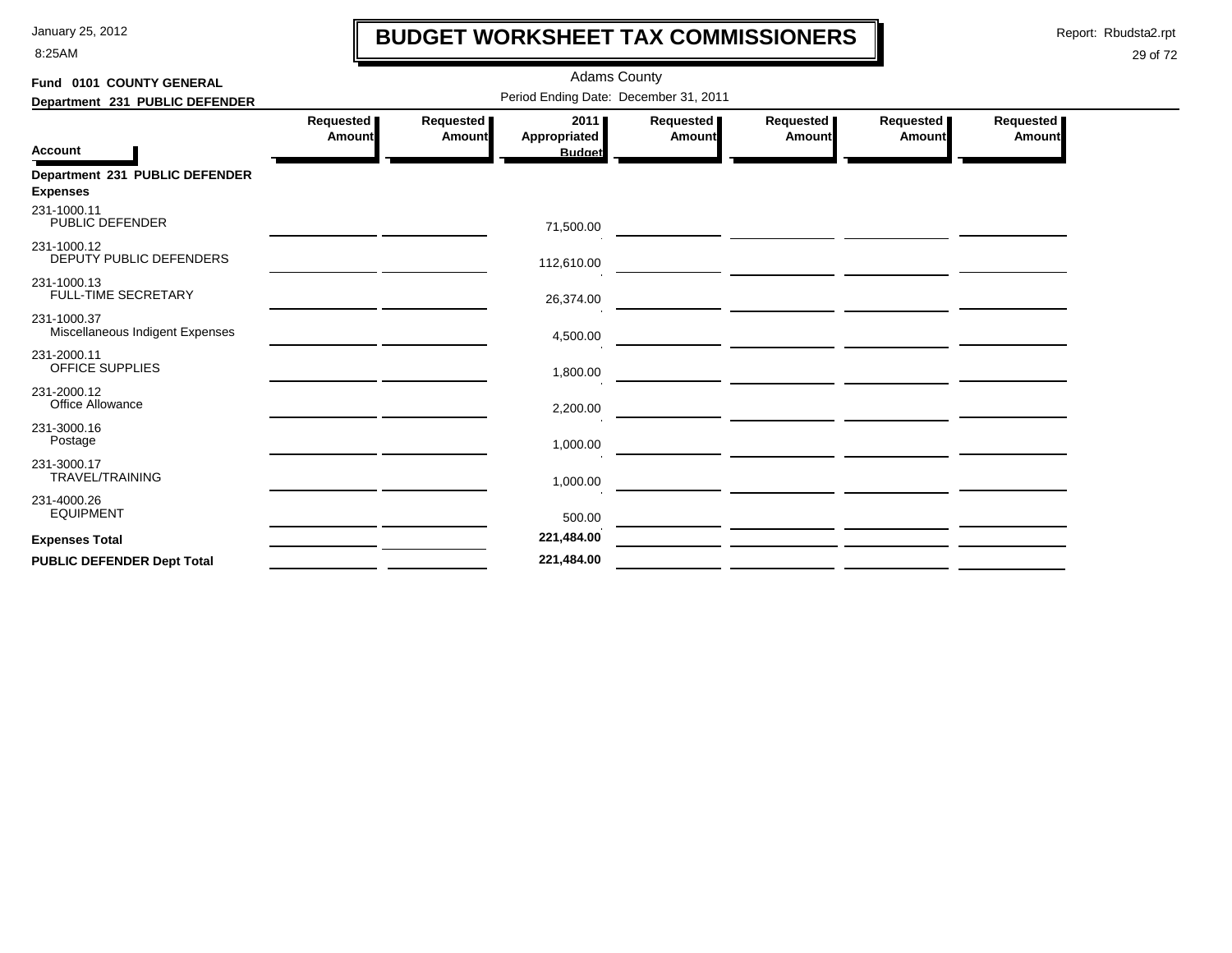# BUDGET WORKSHEET TAX COMMISSIONERS

January 25, 2012
8:25AM

Report: Rbudsta2.rpt

Adams County

**Fund 0101 COUNTY GENERAL**

**Department 231 PUBLIC DEFENDER**

Period Ending Date: December 31, 2011

| Account | Requested Amount | Requested Amount | 2011 Appropriated Budget | Requested Amount | Requested Amount | Requested Amount | Requested Amount |
|---|---|---|---|---|---|---|---|
| **Department 231 PUBLIC DEFENDER** | | | | | | | |
| **Expenses** | | | | | | | |
| 231-1000.11 PUBLIC DEFENDER | | | 71,500.00 | | | | |
| 231-1000.12 DEPUTY PUBLIC DEFENDERS | | | 112,610.00 | | | | |
| 231-1000.13 FULL-TIME SECRETARY | | | 26,374.00 | | | | |
| 231-1000.37 Miscellaneous Indigent Expenses | | | 4,500.00 | | | | |
| 231-2000.11 OFFICE SUPPLIES | | | 1,800.00 | | | | |
| 231-2000.12 Office Allowance | | | 2,200.00 | | | | |
| 231-3000.16 Postage | | | 1,000.00 | | | | |
| 231-3000.17 TRAVEL/TRAINING | | | 1,000.00 | | | | |
| 231-4000.26 EQUIPMENT | | | 500.00 | | | | |
| **Expenses Total** | | | **221,484.00** | | | | |
| **PUBLIC DEFENDER Dept Total** | | | **221,484.00** | | | | |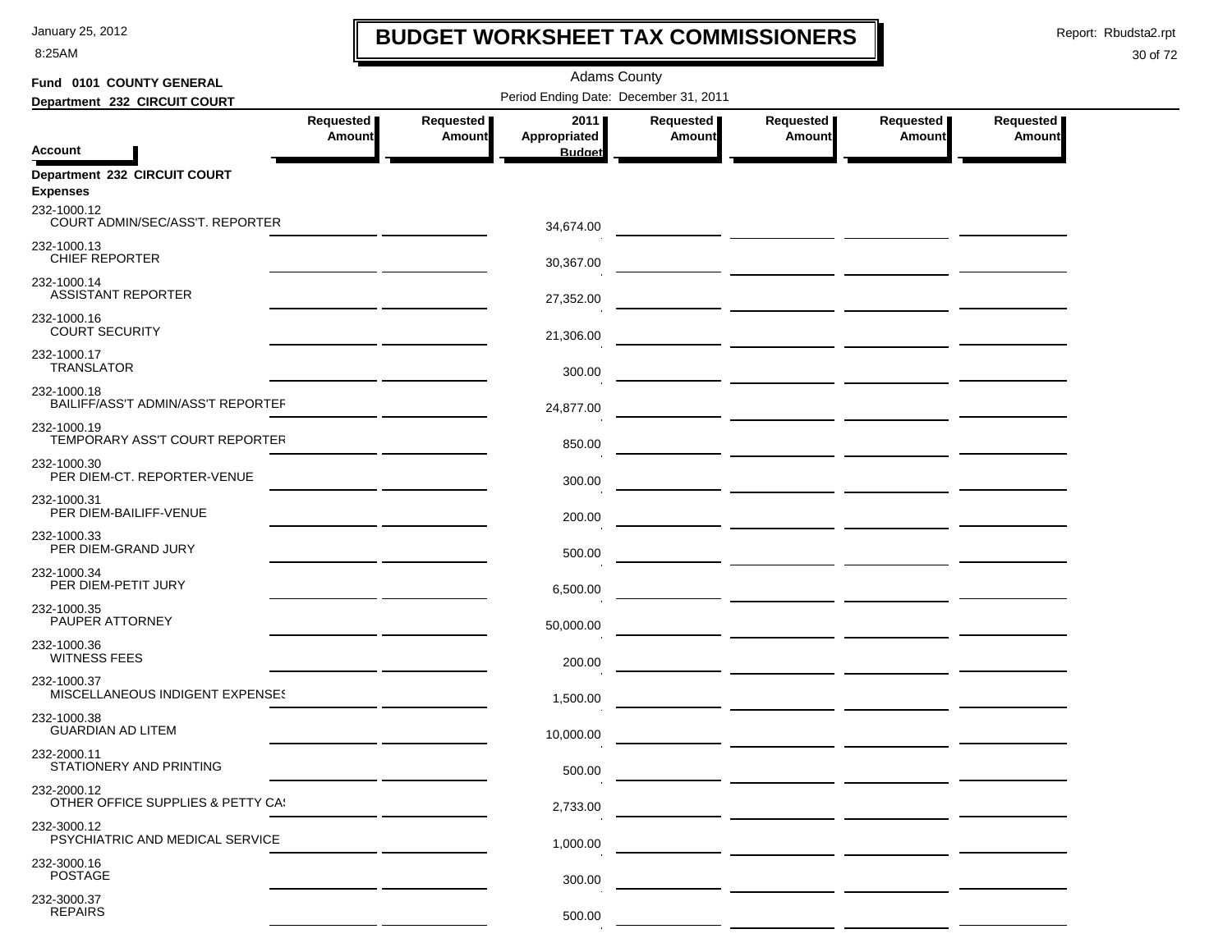# BUDGET WORKSHEET TAX COMMISSIONERS

January 25, 2012
8:25AM

Report: Rbudsta2.rpt

Adams County

**Fund 0101 COUNTY GENERAL**
**Department 232 CIRCUIT COURT**

Period Ending Date: December 31, 2011

| Account | Requested Amount | Requested Amount | 2011 Appropriated Budget | Requested Amount | Requested Amount | Requested Amount | Requested Amount |
|---|---|---|---|---|---|---|---|
| **Department 232 CIRCUIT COURT** | | | | | | | |
| **Expenses** | | | | | | | |
| 232-1000.12 COURT ADMIN/SEC/ASS'T. REPORTER | | | 34,674.00 | | | | |
| 232-1000.13 CHIEF REPORTER | | | 30,367.00 | | | | |
| 232-1000.14 ASSISTANT REPORTER | | | 27,352.00 | | | | |
| 232-1000.16 COURT SECURITY | | | 21,306.00 | | | | |
| 232-1000.17 TRANSLATOR | | | 300.00 | | | | |
| 232-1000.18 BAILIFF/ASS'T ADMIN/ASS'T REPORTER | | | 24,877.00 | | | | |
| 232-1000.19 TEMPORARY ASS'T COURT REPORTER | | | 850.00 | | | | |
| 232-1000.30 PER DIEM-CT. REPORTER-VENUE | | | 300.00 | | | | |
| 232-1000.31 PER DIEM-BAILIFF-VENUE | | | 200.00 | | | | |
| 232-1000.33 PER DIEM-GRAND JURY | | | 500.00 | | | | |
| 232-1000.34 PER DIEM-PETIT JURY | | | 6,500.00 | | | | |
| 232-1000.35 PAUPER ATTORNEY | | | 50,000.00 | | | | |
| 232-1000.36 WITNESS FEES | | | 200.00 | | | | |
| 232-1000.37 MISCELLANEOUS INDIGENT EXPENSES | | | 1,500.00 | | | | |
| 232-1000.38 GUARDIAN AD LITEM | | | 10,000.00 | | | | |
| 232-2000.11 STATIONERY AND PRINTING | | | 500.00 | | | | |
| 232-2000.12 OTHER OFFICE SUPPLIES & PETTY CAS | | | 2,733.00 | | | | |
| 232-3000.12 PSYCHIATRIC AND MEDICAL SERVICE | | | 1,000.00 | | | | |
| 232-3000.16 POSTAGE | | | 300.00 | | | | |
| 232-3000.37 REPAIRS | | | 500.00 | | | | |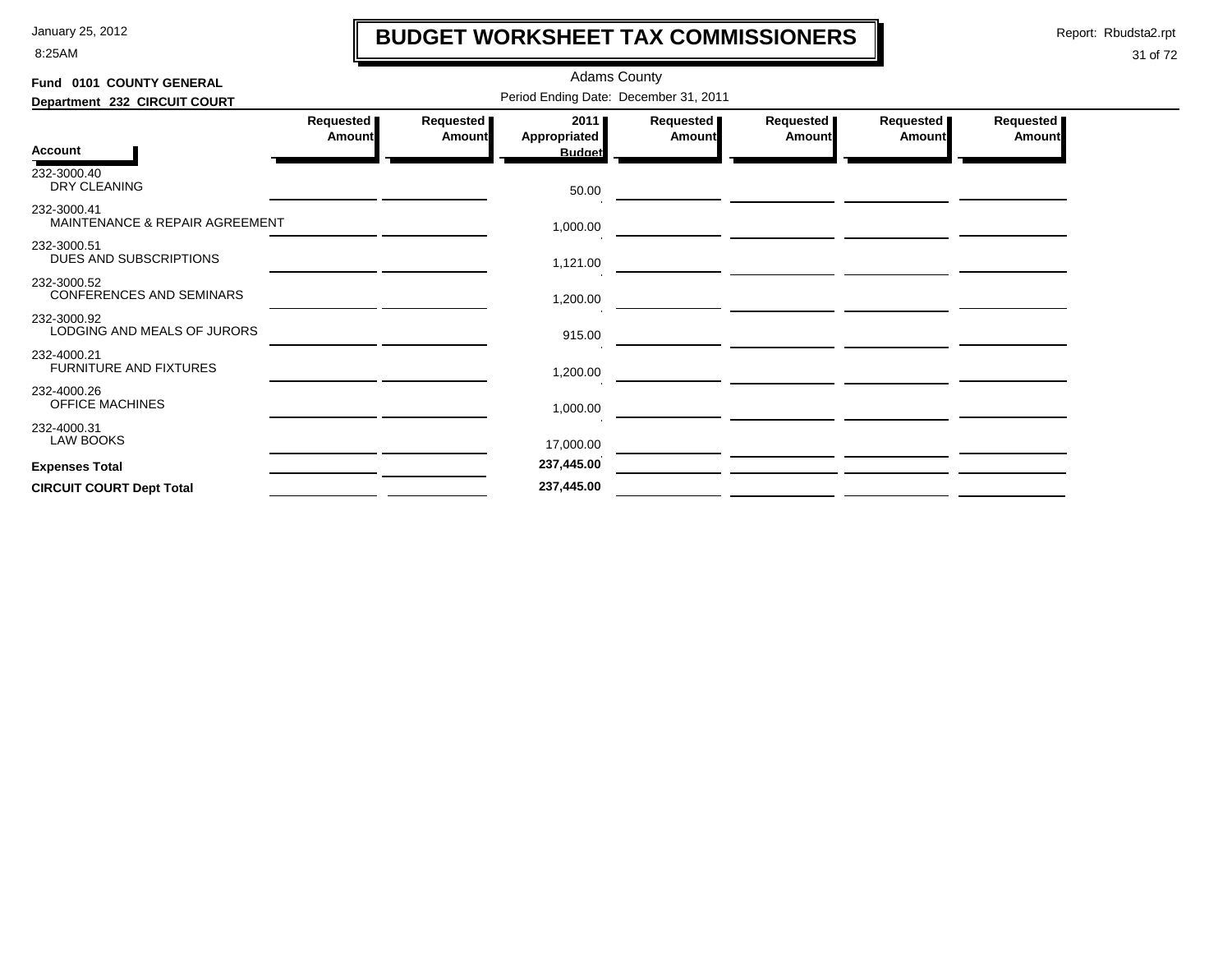# BUDGET WORKSHEET TAX COMMISSIONERS

January 25, 2012
8:25AM

Report: Rbudsta2.rpt

Adams County

**Fund 0101 COUNTY GENERAL**

**Department 232 CIRCUIT COURT**

Period Ending Date: December 31, 2011

| Account | Requested Amount | Requested Amount | 2011 Appropriated Budget | Requested Amount | Requested Amount | Requested Amount | Requested Amount |
|---|---|---|---|---|---|---|---|
| 232-3000.40 DRY CLEANING | | | 50.00 | | | | |
| 232-3000.41 MAINTENANCE & REPAIR AGREEMENT | | | 1,000.00 | | | | |
| 232-3000.51 DUES AND SUBSCRIPTIONS | | | 1,121.00 | | | | |
| 232-3000.52 CONFERENCES AND SEMINARS | | | 1,200.00 | | | | |
| 232-3000.92 LODGING AND MEALS OF JURORS | | | 915.00 | | | | |
| 232-4000.21 FURNITURE AND FIXTURES | | | 1,200.00 | | | | |
| 232-4000.26 OFFICE MACHINES | | | 1,000.00 | | | | |
| 232-4000.31 LAW BOOKS | | | 17,000.00 | | | | |
| **Expenses Total** | | | **237,445.00** | | | | |
| **CIRCUIT COURT Dept Total** | | | **237,445.00** | | | | |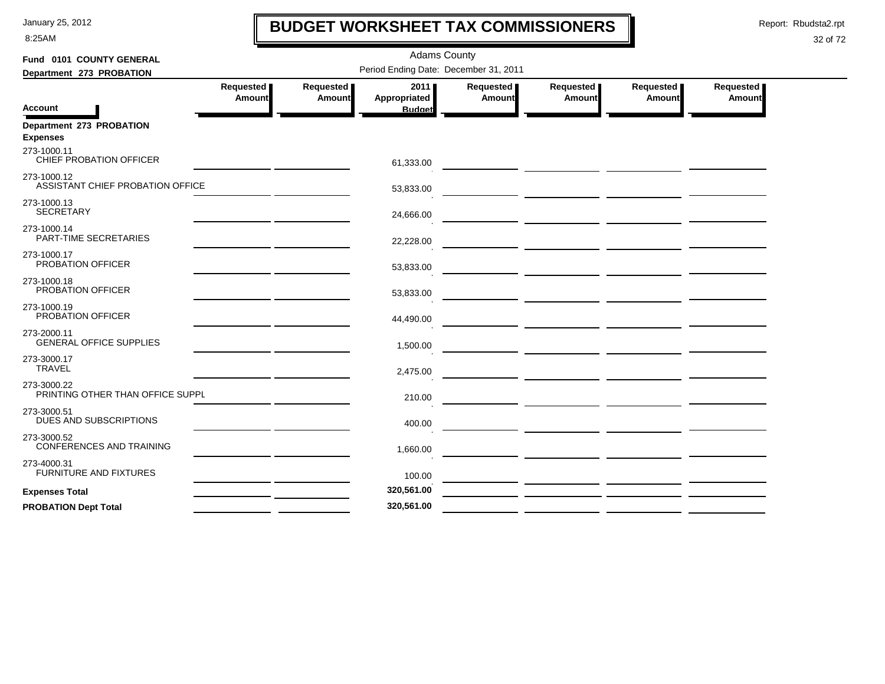# BUDGET WORKSHEET TAX COMMISSIONERS

January 25, 2012
8:25AM

Report: Rbudsta2.rpt

Adams County

**Fund 0101 COUNTY GENERAL**
**Department 273 PROBATION**

Period Ending Date: December 31, 2011

| Account | Requested Amount | Requested Amount | 2011 Appropriated Budget | Requested Amount | Requested Amount | Requested Amount | Requested Amount |
|---|---|---|---|---|---|---|---|
| **Department 273 PROBATION** | | | | | | | |
| **Expenses** | | | | | | | |
| 273-1000.11 CHIEF PROBATION OFFICER | | | 61,333.00 | | | | |
| 273-1000.12 ASSISTANT CHIEF PROBATION OFFICE | | | 53,833.00 | | | | |
| 273-1000.13 SECRETARY | | | 24,666.00 | | | | |
| 273-1000.14 PART-TIME SECRETARIES | | | 22,228.00 | | | | |
| 273-1000.17 PROBATION OFFICER | | | 53,833.00 | | | | |
| 273-1000.18 PROBATION OFFICER | | | 53,833.00 | | | | |
| 273-1000.19 PROBATION OFFICER | | | 44,490.00 | | | | |
| 273-2000.11 GENERAL OFFICE SUPPLIES | | | 1,500.00 | | | | |
| 273-3000.17 TRAVEL | | | 2,475.00 | | | | |
| 273-3000.22 PRINTING OTHER THAN OFFICE SUPPL | | | 210.00 | | | | |
| 273-3000.51 DUES AND SUBSCRIPTIONS | | | 400.00 | | | | |
| 273-3000.52 CONFERENCES AND TRAINING | | | 1,660.00 | | | | |
| 273-4000.31 FURNITURE AND FIXTURES | | | 100.00 | | | | |
| **Expenses Total** | | | **320,561.00** | | | | |
| **PROBATION Dept Total** | | | **320,561.00** | | | | |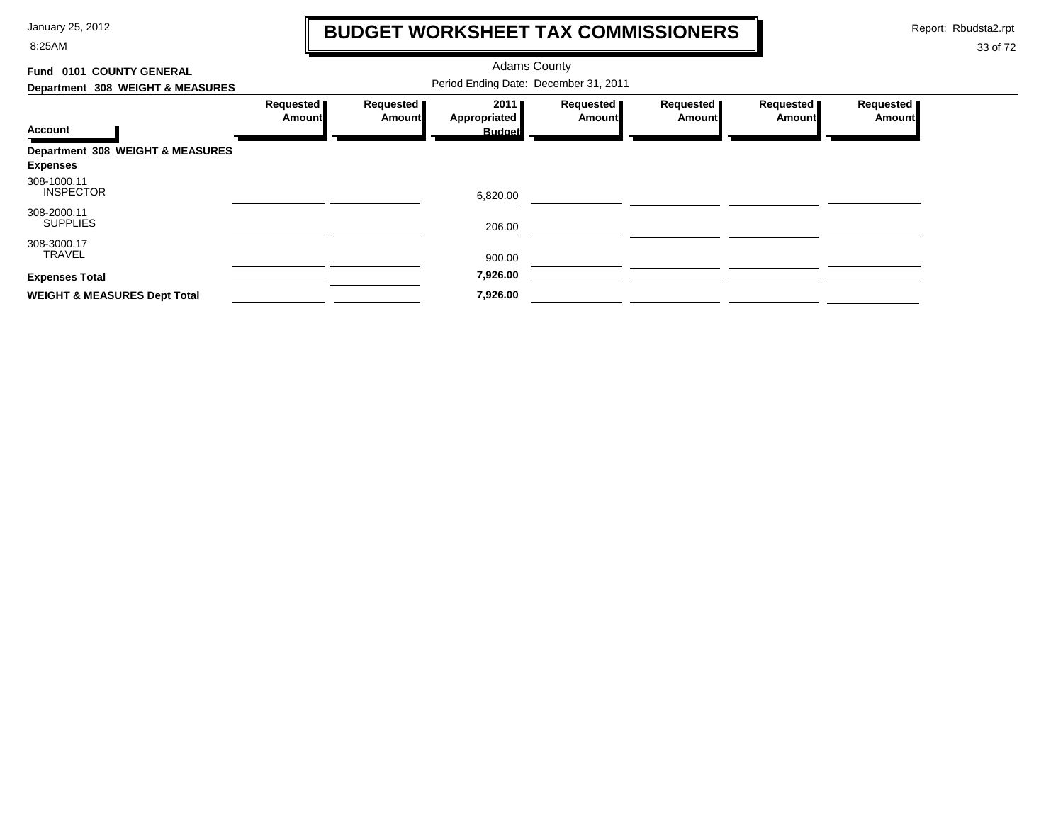# BUDGET WORKSHEET TAX COMMISSIONERS

January 25, 2012
8:25AM

Report: Rbudsta2.rpt

Adams County

**Fund 0101 COUNTY GENERAL**

**Department 308 WEIGHT & MEASURES**

Period Ending Date: December 31, 2011

| Account | Requested Amount | Requested Amount | 2011 Appropriated Budget | Requested Amount | Requested Amount | Requested Amount | Requested Amount |
|---|---|---|---|---|---|---|---|
| **Department 308 WEIGHT & MEASURES** | | | | | | | |
| **Expenses** | | | | | | | |
| 308-1000.11 INSPECTOR | | | 6,820.00 | | | | |
| 308-2000.11 SUPPLIES | | | 206.00 | | | | |
| 308-3000.17 TRAVEL | | | 900.00 | | | | |
| **Expenses Total** | | | **7,926.00** | | | | |
| **WEIGHT & MEASURES Dept Total** | | | **7,926.00** | | | | |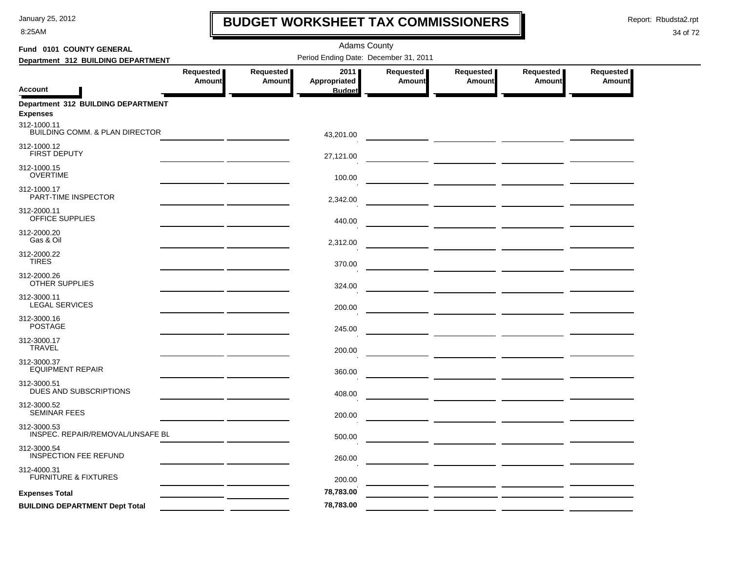# BUDGET WORKSHEET TAX COMMISSIONERS

January 25, 2012
8:25AM

Report: Rbudsta2.rpt

Adams County

**Fund 0101 COUNTY GENERAL**
**Department 312 BUILDING DEPARTMENT**

Period Ending Date: December 31, 2011

| Account | Requested Amount | Requested Amount | 2011 Appropriated Budget | Requested Amount | Requested Amount | Requested Amount | Requested Amount |
|---|---|---|---|---|---|---|---|
| **Department 312 BUILDING DEPARTMENT** | | | | | | | |
| **Expenses** | | | | | | | |
| 312-1000.11 BUILDING COMM. & PLAN DIRECTOR | | | 43,201.00 | | | | |
| 312-1000.12 FIRST DEPUTY | | | 27,121.00 | | | | |
| 312-1000.15 OVERTIME | | | 100.00 | | | | |
| 312-1000.17 PART-TIME INSPECTOR | | | 2,342.00 | | | | |
| 312-2000.11 OFFICE SUPPLIES | | | 440.00 | | | | |
| 312-2000.20 Gas & Oil | | | 2,312.00 | | | | |
| 312-2000.22 TIRES | | | 370.00 | | | | |
| 312-2000.26 OTHER SUPPLIES | | | 324.00 | | | | |
| 312-3000.11 LEGAL SERVICES | | | 200.00 | | | | |
| 312-3000.16 POSTAGE | | | 245.00 | | | | |
| 312-3000.17 TRAVEL | | | 200.00 | | | | |
| 312-3000.37 EQUIPMENT REPAIR | | | 360.00 | | | | |
| 312-3000.51 DUES AND SUBSCRIPTIONS | | | 408.00 | | | | |
| 312-3000.52 SEMINAR FEES | | | 200.00 | | | | |
| 312-3000.53 INSPEC. REPAIR/REMOVAL/UNSAFE BL | | | 500.00 | | | | |
| 312-3000.54 INSPECTION FEE REFUND | | | 260.00 | | | | |
| 312-4000.31 FURNITURE & FIXTURES | | | 200.00 | | | | |
| **Expenses Total** | | | 78,783.00 | | | | |
| **BUILDING DEPARTMENT Dept Total** | | | 78,783.00 | | | | |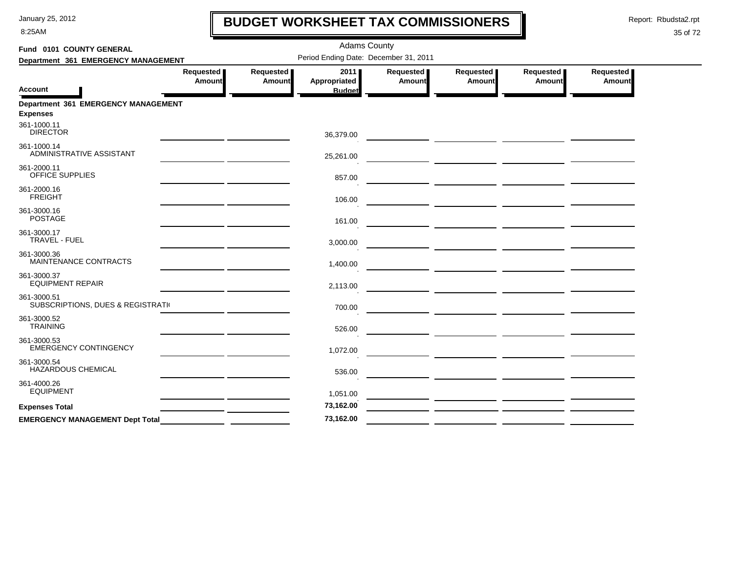# BUDGET WORKSHEET TAX COMMISSIONERS

Adams County

Period Ending Date: December 31, 2011

**Fund 0101 COUNTY GENERAL**

**Department 361 EMERGENCY MANAGEMENT**

| Account | Requested Amount | Requested Amount | 2011 Appropriated Budget | Requested Amount | Requested Amount | Requested Amount | Requested Amount |
|---|---|---|---|---|---|---|---|
| **Department 361 EMERGENCY MANAGEMENT** | | | | | | | |
| **Expenses** | | | | | | | |
| 361-1000.11 DIRECTOR | | | 36,379.00 | | | | |
| 361-1000.14 ADMINISTRATIVE ASSISTANT | | | 25,261.00 | | | | |
| 361-2000.11 OFFICE SUPPLIES | | | 857.00 | | | | |
| 361-2000.16 FREIGHT | | | 106.00 | | | | |
| 361-3000.16 POSTAGE | | | 161.00 | | | | |
| 361-3000.17 TRAVEL - FUEL | | | 3,000.00 | | | | |
| 361-3000.36 MAINTENANCE CONTRACTS | | | 1,400.00 | | | | |
| 361-3000.37 EQUIPMENT REPAIR | | | 2,113.00 | | | | |
| 361-3000.51 SUBSCRIPTIONS, DUES & REGISTRATI | | | 700.00 | | | | |
| 361-3000.52 TRAINING | | | 526.00 | | | | |
| 361-3000.53 EMERGENCY CONTINGENCY | | | 1,072.00 | | | | |
| 361-3000.54 HAZARDOUS CHEMICAL | | | 536.00 | | | | |
| 361-4000.26 EQUIPMENT | | | 1,051.00 | | | | |
| **Expenses Total** | | | **73,162.00** | | | | |
| **EMERGENCY MANAGEMENT Dept Total** | | | **73,162.00** | | | | |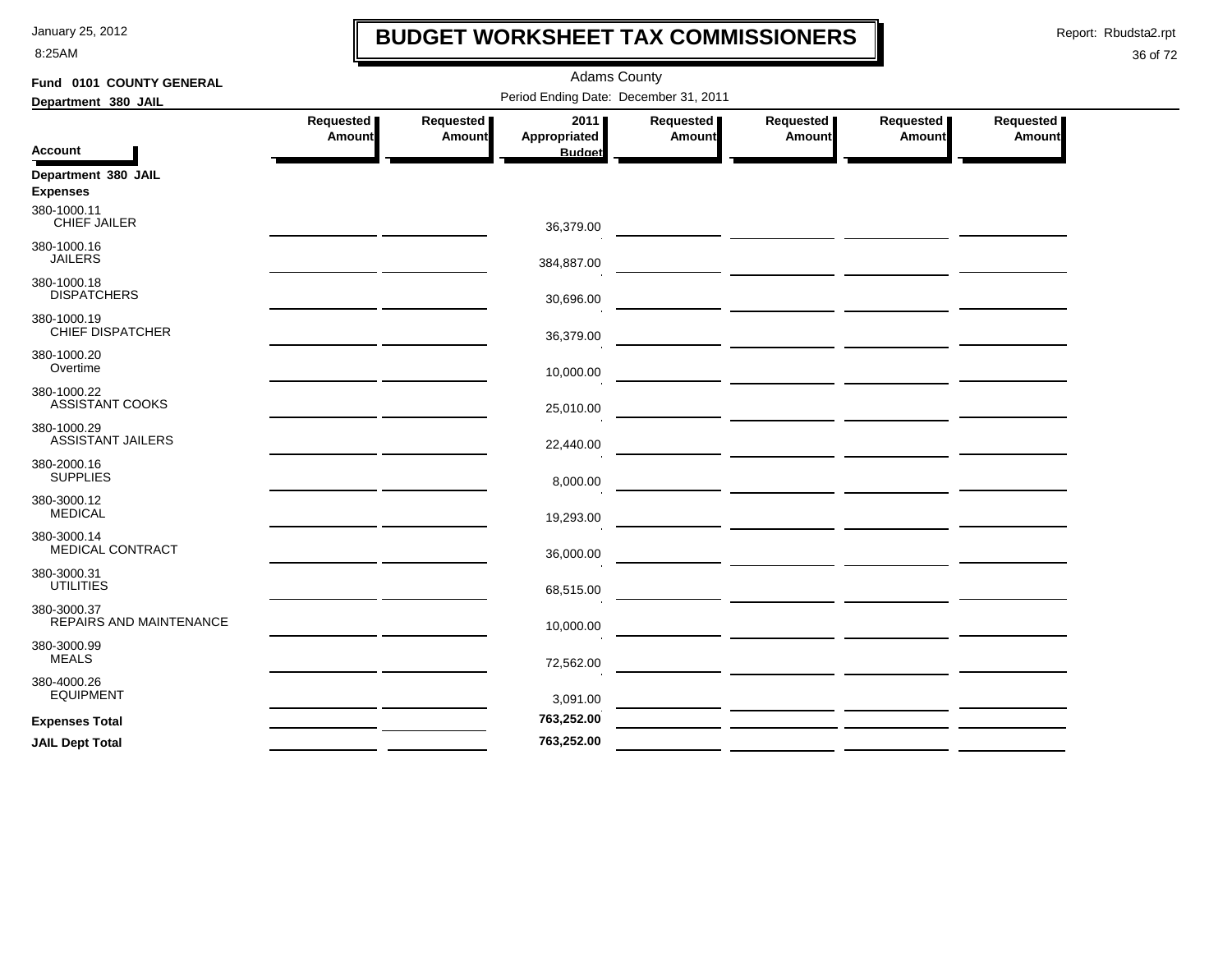# BUDGET WORKSHEET TAX COMMISSIONERS

January 25, 2012
8:25AM

Report: Rbudsta2.rpt

Adams County

Fund 0101 COUNTY GENERAL

Department 380 JAIL

Period Ending Date: December 31, 2011

| Account | Requested Amount | Requested Amount | 2011 Appropriated Budget | Requested Amount | Requested Amount | Requested Amount | Requested Amount |
|---|---|---|---|---|---|---|---|
| **Department 380 JAIL** | | | | | | | |
| **Expenses** | | | | | | | |
| 380-1000.11 CHIEF JAILER | | | 36,379.00 | | | | |
| 380-1000.16 JAILERS | | | 384,887.00 | | | | |
| 380-1000.18 DISPATCHERS | | | 30,696.00 | | | | |
| 380-1000.19 CHIEF DISPATCHER | | | 36,379.00 | | | | |
| 380-1000.20 Overtime | | | 10,000.00 | | | | |
| 380-1000.22 ASSISTANT COOKS | | | 25,010.00 | | | | |
| 380-1000.29 ASSISTANT JAILERS | | | 22,440.00 | | | | |
| 380-2000.16 SUPPLIES | | | 8,000.00 | | | | |
| 380-3000.12 MEDICAL | | | 19,293.00 | | | | |
| 380-3000.14 MEDICAL CONTRACT | | | 36,000.00 | | | | |
| 380-3000.31 UTILITIES | | | 68,515.00 | | | | |
| 380-3000.37 REPAIRS AND MAINTENANCE | | | 10,000.00 | | | | |
| 380-3000.99 MEALS | | | 72,562.00 | | | | |
| 380-4000.26 EQUIPMENT | | | 3,091.00 | | | | |
| **Expenses Total** | | | **763,252.00** | | | | |
| **JAIL Dept Total** | | | **763,252.00** | | | | |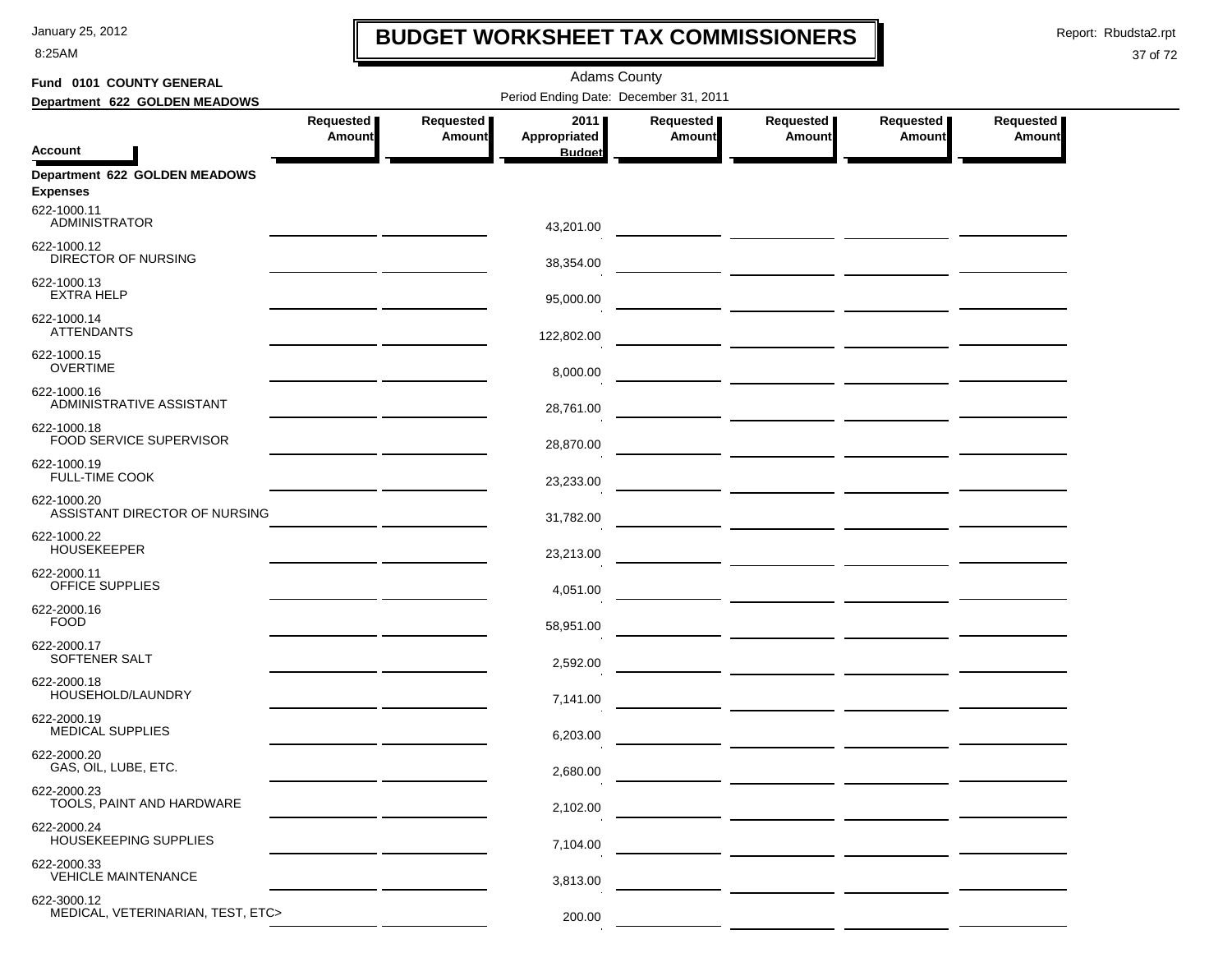# BUDGET WORKSHEET TAX COMMISSIONERS

Adams County

**Fund 0101 COUNTY GENERAL**

**Department 622 GOLDEN MEADOWS**

Period Ending Date: December 31, 2011

| Account | Requested Amount | Requested Amount | 2011 Appropriated Budget | Requested Amount | Requested Amount | Requested Amount | Requested Amount |
|---|---|---|---|---|---|---|---|
| **Department 622 GOLDEN MEADOWS** | | | | | | | |
| **Expenses** | | | | | | | |
| 622-1000.11 ADMINISTRATOR | | | 43,201.00 | | | | |
| 622-1000.12 DIRECTOR OF NURSING | | | 38,354.00 | | | | |
| 622-1000.13 EXTRA HELP | | | 95,000.00 | | | | |
| 622-1000.14 ATTENDANTS | | | 122,802.00 | | | | |
| 622-1000.15 OVERTIME | | | 8,000.00 | | | | |
| 622-1000.16 ADMINISTRATIVE ASSISTANT | | | 28,761.00 | | | | |
| 622-1000.18 FOOD SERVICE SUPERVISOR | | | 28,870.00 | | | | |
| 622-1000.19 FULL-TIME COOK | | | 23,233.00 | | | | |
| 622-1000.20 ASSISTANT DIRECTOR OF NURSING | | | 31,782.00 | | | | |
| 622-1000.22 HOUSEKEEPER | | | 23,213.00 | | | | |
| 622-2000.11 OFFICE SUPPLIES | | | 4,051.00 | | | | |
| 622-2000.16 FOOD | | | 58,951.00 | | | | |
| 622-2000.17 SOFTENER SALT | | | 2,592.00 | | | | |
| 622-2000.18 HOUSEHOLD/LAUNDRY | | | 7,141.00 | | | | |
| 622-2000.19 MEDICAL SUPPLIES | | | 6,203.00 | | | | |
| 622-2000.20 GAS, OIL, LUBE, ETC. | | | 2,680.00 | | | | |
| 622-2000.23 TOOLS, PAINT AND HARDWARE | | | 2,102.00 | | | | |
| 622-2000.24 HOUSEKEEPING SUPPLIES | | | 7,104.00 | | | | |
| 622-2000.33 VEHICLE MAINTENANCE | | | 3,813.00 | | | | |
| 622-3000.12 MEDICAL, VETERINARIAN, TEST, ETC> | | | 200.00 | | | | |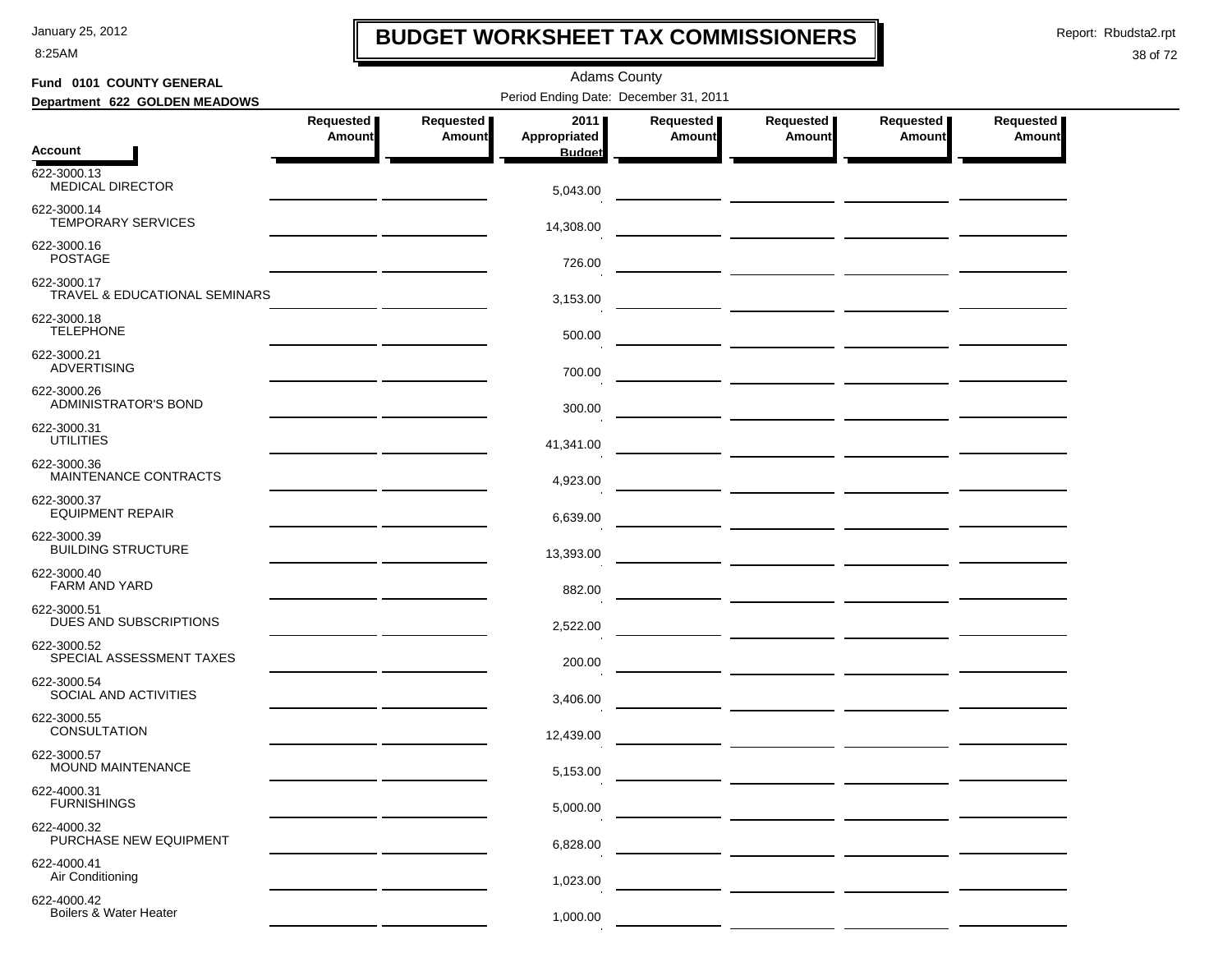# BUDGET WORKSHEET TAX COMMISSIONERS

January 25, 2012
8:25AM

Report: Rbudsta2.rpt

Adams County

Fund 0101 COUNTY GENERAL

Department 622 GOLDEN MEADOWS

Period Ending Date: December 31, 2011

| Account | Requested Amount | Requested Amount | 2011 Appropriated Budget | Requested Amount | Requested Amount | Requested Amount | Requested Amount |
|---|---|---|---|---|---|---|---|
| 622-3000.13 MEDICAL DIRECTOR | | | 5,043.00 | | | | |
| 622-3000.14 TEMPORARY SERVICES | | | 14,308.00 | | | | |
| 622-3000.16 POSTAGE | | | 726.00 | | | | |
| 622-3000.17 TRAVEL & EDUCATIONAL SEMINARS | | | 3,153.00 | | | | |
| 622-3000.18 TELEPHONE | | | 500.00 | | | | |
| 622-3000.21 ADVERTISING | | | 700.00 | | | | |
| 622-3000.26 ADMINISTRATOR'S BOND | | | 300.00 | | | | |
| 622-3000.31 UTILITIES | | | 41,341.00 | | | | |
| 622-3000.36 MAINTENANCE CONTRACTS | | | 4,923.00 | | | | |
| 622-3000.37 EQUIPMENT REPAIR | | | 6,639.00 | | | | |
| 622-3000.39 BUILDING STRUCTURE | | | 13,393.00 | | | | |
| 622-3000.40 FARM AND YARD | | | 882.00 | | | | |
| 622-3000.51 DUES AND SUBSCRIPTIONS | | | 2,522.00 | | | | |
| 622-3000.52 SPECIAL ASSESSMENT TAXES | | | 200.00 | | | | |
| 622-3000.54 SOCIAL AND ACTIVITIES | | | 3,406.00 | | | | |
| 622-3000.55 CONSULTATION | | | 12,439.00 | | | | |
| 622-3000.57 MOUND MAINTENANCE | | | 5,153.00 | | | | |
| 622-4000.31 FURNISHINGS | | | 5,000.00 | | | | |
| 622-4000.32 PURCHASE NEW EQUIPMENT | | | 6,828.00 | | | | |
| 622-4000.41 Air Conditioning | | | 1,023.00 | | | | |
| 622-4000.42 Boilers & Water Heater | | | 1,000.00 | | | | |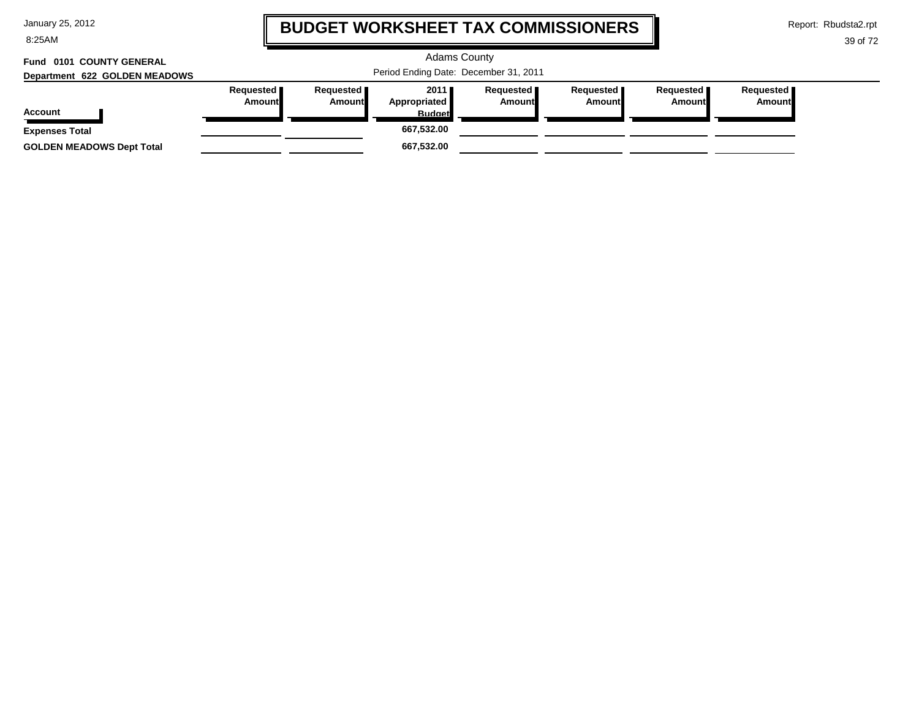# BUDGET WORKSHEET TAX COMMISSIONERS

Adams County

Period Ending Date: December 31, 2011

**Fund 0101 COUNTY GENERAL**

**Department 622 GOLDEN MEADOWS**

| Account | Requested Amount | Requested Amount | 2011 Appropriated Budget | Requested Amount | Requested Amount | Requested Amount | Requested Amount |
|---|---|---|---|---|---|---|---|
| **Expenses Total** | | | 667,532.00 | | | | |
| **GOLDEN MEADOWS Dept Total** | | | 667,532.00 | | | | |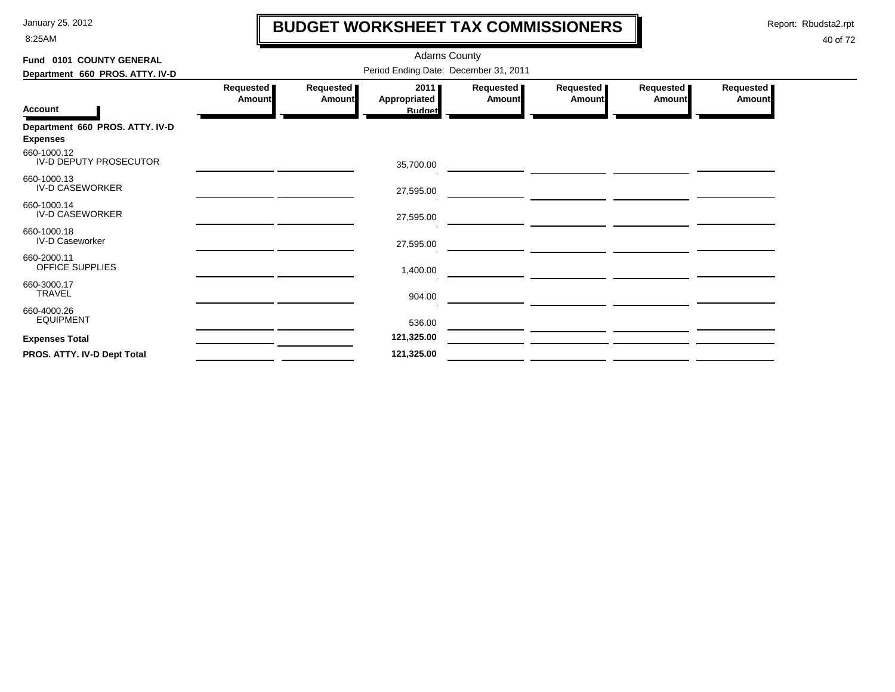# BUDGET WORKSHEET TAX COMMISSIONERS

January 25, 2012
8:25AM

Report: Rbudsta2.rpt

Adams County

**Fund 0101 COUNTY GENERAL**

**Department 660 PROS. ATTY. IV-D**

Period Ending Date: December 31, 2011

| Account | Requested Amount | Requested Amount | 2011 Appropriated Budget | Requested Amount | Requested Amount | Requested Amount | Requested Amount |
|---|---|---|---|---|---|---|---|
| **Department 660 PROS. ATTY. IV-D** | | | | | | | |
| **Expenses** | | | | | | | |
| 660-1000.12 IV-D DEPUTY PROSECUTOR | | | 35,700.00 | | | | |
| 660-1000.13 IV-D CASEWORKER | | | 27,595.00 | | | | |
| 660-1000.14 IV-D CASEWORKER | | | 27,595.00 | | | | |
| 660-1000.18 IV-D Caseworker | | | 27,595.00 | | | | |
| 660-2000.11 OFFICE SUPPLIES | | | 1,400.00 | | | | |
| 660-3000.17 TRAVEL | | | 904.00 | | | | |
| 660-4000.26 EQUIPMENT | | | 536.00 | | | | |
| **Expenses Total** | | | **121,325.00** | | | | |
| **PROS. ATTY. IV-D Dept Total** | | | **121,325.00** | | | | |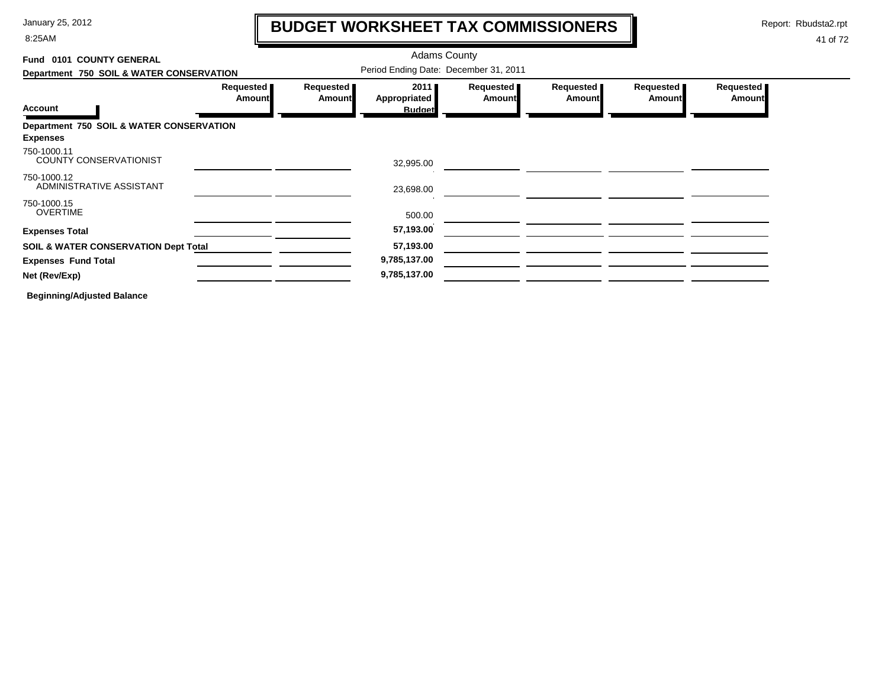# BUDGET WORKSHEET TAX COMMISSIONERS

January 25, 2012
8:25AM

Report: Rbudsta2.rpt

Adams County

**Fund 0101 COUNTY GENERAL**

**Department 750 SOIL & WATER CONSERVATION**

Period Ending Date: December 31, 2011

| Account | Requested Amount | Requested Amount | 2011 Appropriated Budget | Requested Amount | Requested Amount | Requested Amount | Requested Amount |
|---|---|---|---|---|---|---|---|
| **Department 750 SOIL & WATER CONSERVATION** | | | | | | | |
| **Expenses** | | | | | | | |
| 750-1000.11 COUNTY CONSERVATIONIST | | | 32,995.00 | | | | |
| 750-1000.12 ADMINISTRATIVE ASSISTANT | | | 23,698.00 | | | | |
| 750-1000.15 OVERTIME | | | 500.00 | | | | |
| **Expenses Total** | | | **57,193.00** | | | | |
| **SOIL & WATER CONSERVATION Dept Total** | | | **57,193.00** | | | | |
| **Expenses Fund Total** | | | **9,785,137.00** | | | | |
| **Net (Rev/Exp)** | | | **9,785,137.00** | | | | |

**Beginning/Adjusted Balance**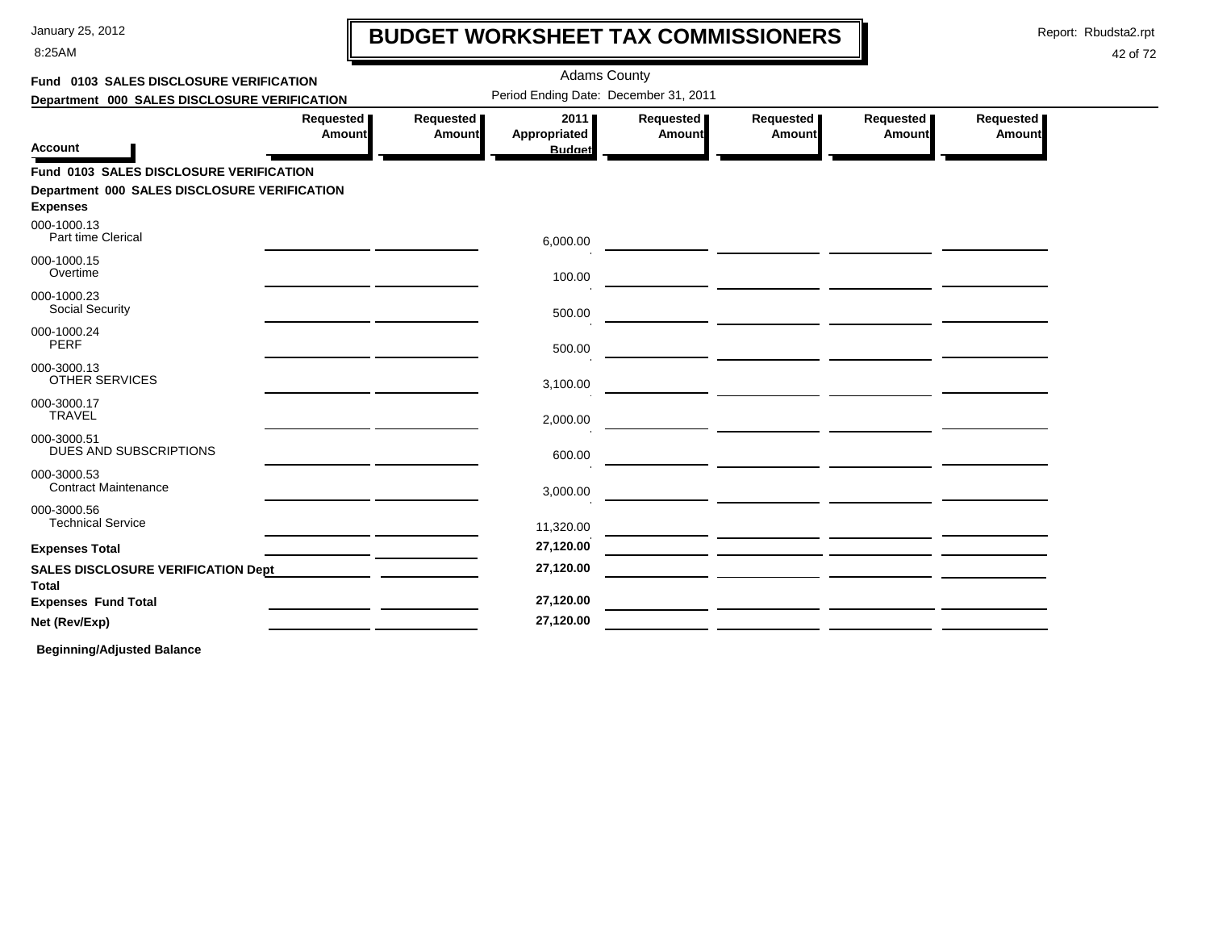# BUDGET WORKSHEET TAX COMMISSIONERS

Adams County

Period Ending Date: December 31, 2011

**Fund 0103 SALES DISCLOSURE VERIFICATION**

**Department 000 SALES DISCLOSURE VERIFICATION**

| Account | Requested Amount | Requested Amount | 2011 Appropriated Budget | Requested Amount | Requested Amount | Requested Amount | Requested Amount |
|---|---|---|---|---|---|---|---|
| **Fund 0103 SALES DISCLOSURE VERIFICATION** | | | | | | | |
| **Department 000 SALES DISCLOSURE VERIFICATION** | | | | | | | |
| **Expenses** | | | | | | | |
| 000-1000.13 Part time Clerical | | | 6,000.00 | | | | |
| 000-1000.15 Overtime | | | 100.00 | | | | |
| 000-1000.23 Social Security | | | 500.00 | | | | |
| 000-1000.24 PERF | | | 500.00 | | | | |
| 000-3000.13 OTHER SERVICES | | | 3,100.00 | | | | |
| 000-3000.17 TRAVEL | | | 2,000.00 | | | | |
| 000-3000.51 DUES AND SUBSCRIPTIONS | | | 600.00 | | | | |
| 000-3000.53 Contract Maintenance | | | 3,000.00 | | | | |
| 000-3000.56 Technical Service | | | 11,320.00 | | | | |
| **Expenses Total** | | | **27,120.00** | | | | |
| **SALES DISCLOSURE VERIFICATION Dept Total** | | | **27,120.00** | | | | |
| **Expenses Fund Total** | | | **27,120.00** | | | | |
| **Net (Rev/Exp)** | | | **27,120.00** | | | | |

**Beginning/Adjusted Balance**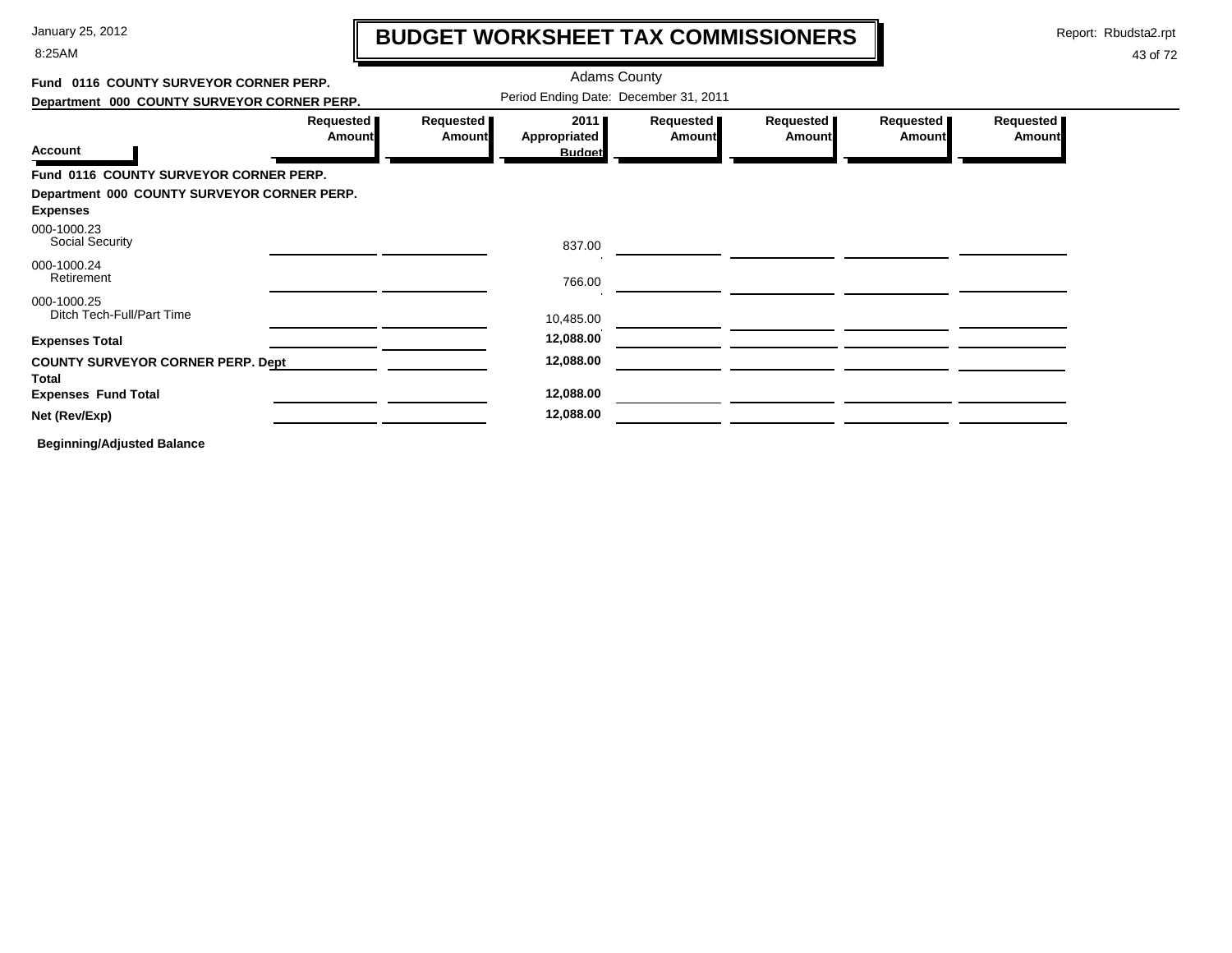January 25, 2012
8:25AM

# BUDGET WORKSHEET TAX COMMISSIONERS

Report: Rbudsta2.rpt

Adams County

**Fund 0116 COUNTY SURVEYOR CORNER PERP.**

**Department 000 COUNTY SURVEYOR CORNER PERP.**

Period Ending Date: December 31, 2011

| Account | Requested Amount | Requested Amount | 2011 Appropriated Budget | Requested Amount | Requested Amount | Requested Amount | Requested Amount |
|---|---|---|---|---|---|---|---|
| **Fund 0116 COUNTY SURVEYOR CORNER PERP.** | | | | | | | |
| **Department 000 COUNTY SURVEYOR CORNER PERP.** | | | | | | | |
| **Expenses** | | | | | | | |
| 000-1000.23 Social Security | | | 837.00 | | | | |
| 000-1000.24 Retirement | | | 766.00 | | | | |
| 000-1000.25 Ditch Tech-Full/Part Time | | | 10,485.00 | | | | |
| **Expenses Total** | | | **12,088.00** | | | | |
| **COUNTY SURVEYOR CORNER PERP. Dept Total** | | | **12,088.00** | | | | |
| **Expenses Fund Total** | | | **12,088.00** | | | | |
| **Net (Rev/Exp)** | | | **12,088.00** | | | | |

**Beginning/Adjusted Balance**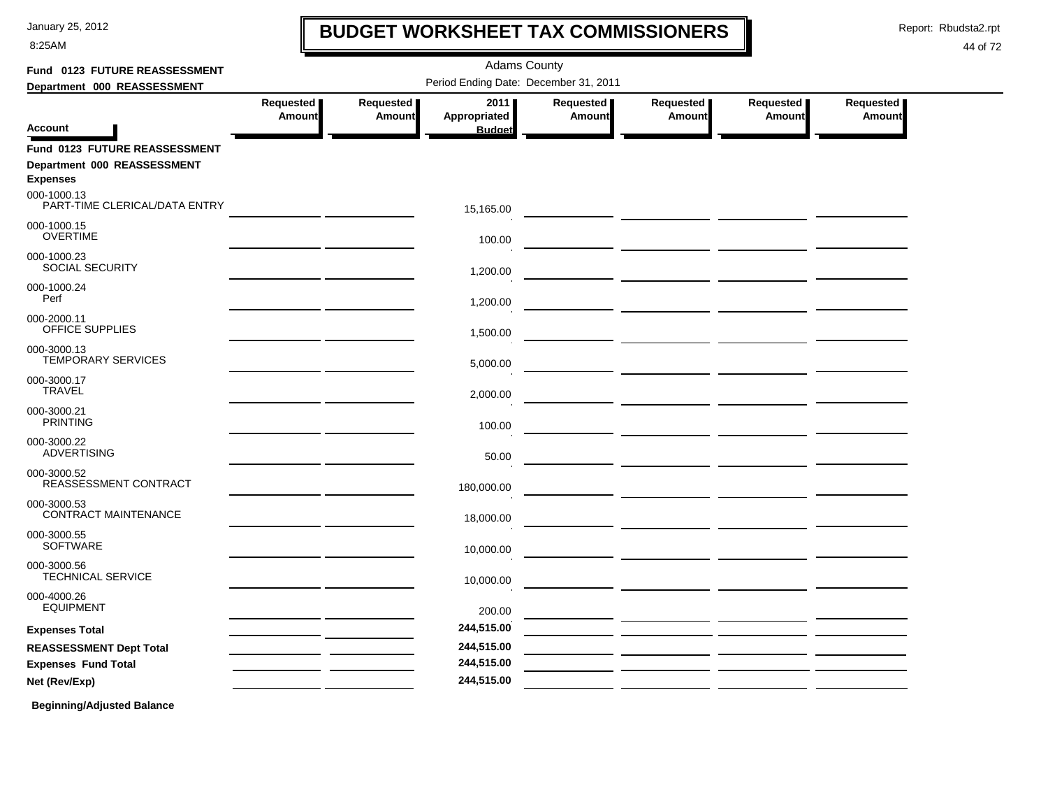# BUDGET WORKSHEET TAX COMMISSIONERS

Adams County

Period Ending Date: December 31, 2011

Report: Rbudsta2.rpt

January 25, 2012
8:25AM

**Fund 0123 FUTURE REASSESSMENT**
**Department 000 REASSESSMENT**

| Account | Requested Amount | Requested Amount | 2011 Appropriated Budget | Requested Amount | Requested Amount | Requested Amount | Requested Amount |
|---|---|---|---|---|---|---|---|
| **Fund 0123 FUTURE REASSESSMENT** | | | | | | | |
| **Department 000 REASSESSMENT** | | | | | | | |
| **Expenses** | | | | | | | |
| 000-1000.13 PART-TIME CLERICAL/DATA ENTRY | | | 15,165.00 | | | | |
| 000-1000.15 OVERTIME | | | 100.00 | | | | |
| 000-1000.23 SOCIAL SECURITY | | | 1,200.00 | | | | |
| 000-1000.24 Perf | | | 1,200.00 | | | | |
| 000-2000.11 OFFICE SUPPLIES | | | 1,500.00 | | | | |
| 000-3000.13 TEMPORARY SERVICES | | | 5,000.00 | | | | |
| 000-3000.17 TRAVEL | | | 2,000.00 | | | | |
| 000-3000.21 PRINTING | | | 100.00 | | | | |
| 000-3000.22 ADVERTISING | | | 50.00 | | | | |
| 000-3000.52 REASSESSMENT CONTRACT | | | 180,000.00 | | | | |
| 000-3000.53 CONTRACT MAINTENANCE | | | 18,000.00 | | | | |
| 000-3000.55 SOFTWARE | | | 10,000.00 | | | | |
| 000-3000.56 TECHNICAL SERVICE | | | 10,000.00 | | | | |
| 000-4000.26 EQUIPMENT | | | 200.00 | | | | |
| **Expenses Total** | | | **244,515.00** | | | | |
| **REASSESSMENT Dept Total** | | | **244,515.00** | | | | |
| **Expenses Fund Total** | | | **244,515.00** | | | | |
| **Net (Rev/Exp)** | | | **244,515.00** | | | | |

**Beginning/Adjusted Balance**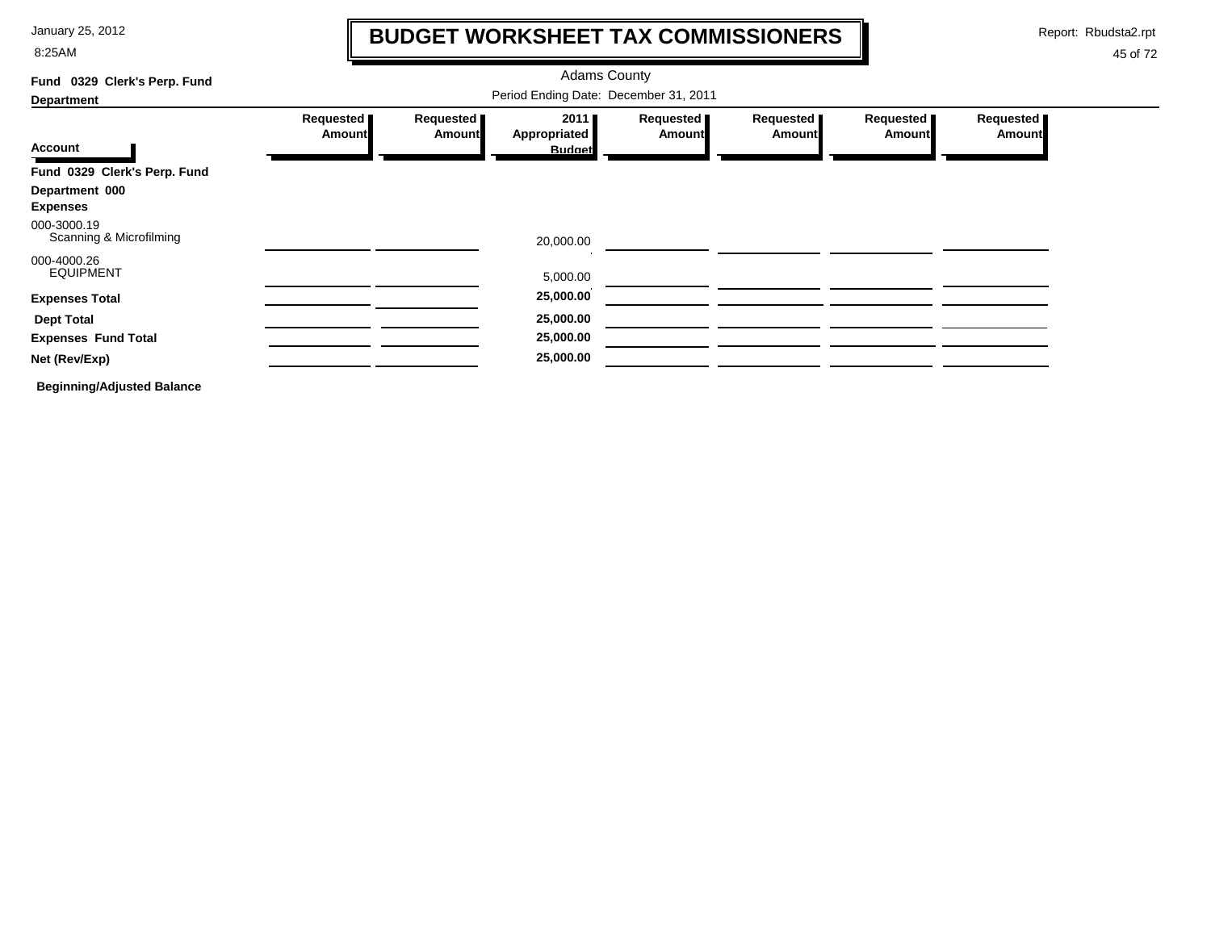# BUDGET WORKSHEET TAX COMMISSIONERS

January 25, 2012
8:25AM

Report: Rbudsta2.rpt

Adams County

Period Ending Date: December 31, 2011

**Fund 0329 Clerk's Perp. Fund**

**Department**

| Account | Requested Amount | Requested Amount | 2011 Appropriated Budget | Requested Amount | Requested Amount | Requested Amount | Requested Amount |
|---|---|---|---|---|---|---|---|
| **Fund 0329 Clerk's Perp. Fund** | | | | | | | |
| **Department 000** | | | | | | | |
| **Expenses** | | | | | | | |
| 000-3000.19 Scanning & Microfilming | | | 20,000.00 | | | | |
| 000-4000.26 EQUIPMENT | | | 5,000.00 | | | | |
| **Expenses Total** | | | **25,000.00** | | | | |
| **Dept Total** | | | **25,000.00** | | | | |
| **Expenses Fund Total** | | | **25,000.00** | | | | |
| **Net (Rev/Exp)** | | | **25,000.00** | | | | |

**Beginning/Adjusted Balance**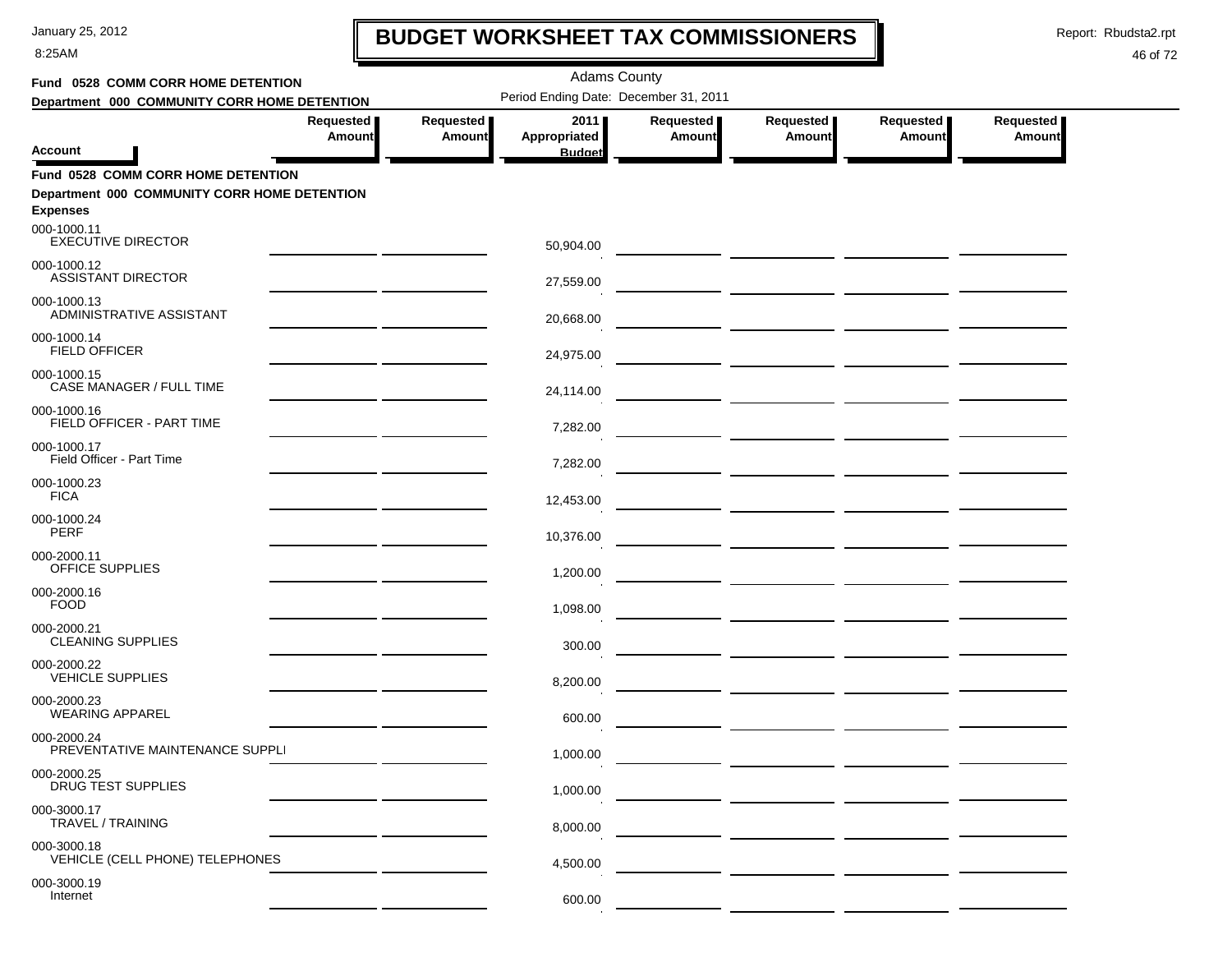# BUDGET WORKSHEET TAX COMMISSIONERS

January 25, 2012
8:25AM

Report: Rbudsta2.rpt

Adams County

Period Ending Date: December 31, 2011

**Fund 0528 COMM CORR HOME DETENTION**

**Department 000 COMMUNITY CORR HOME DETENTION**

| Account | Requested Amount | Requested Amount | 2011 Appropriated Budget | Requested Amount | Requested Amount | Requested Amount | Requested Amount |
|---|---|---|---|---|---|---|---|
| **Fund 0528 COMM CORR HOME DETENTION** | | | | | | | |
| **Department 000 COMMUNITY CORR HOME DETENTION** | | | | | | | |
| **Expenses** | | | | | | | |
| 000-1000.11 EXECUTIVE DIRECTOR | | | 50,904.00 | | | | |
| 000-1000.12 ASSISTANT DIRECTOR | | | 27,559.00 | | | | |
| 000-1000.13 ADMINISTRATIVE ASSISTANT | | | 20,668.00 | | | | |
| 000-1000.14 FIELD OFFICER | | | 24,975.00 | | | | |
| 000-1000.15 CASE MANAGER / FULL TIME | | | 24,114.00 | | | | |
| 000-1000.16 FIELD OFFICER - PART TIME | | | 7,282.00 | | | | |
| 000-1000.17 Field Officer - Part Time | | | 7,282.00 | | | | |
| 000-1000.23 FICA | | | 12,453.00 | | | | |
| 000-1000.24 PERF | | | 10,376.00 | | | | |
| 000-2000.11 OFFICE SUPPLIES | | | 1,200.00 | | | | |
| 000-2000.16 FOOD | | | 1,098.00 | | | | |
| 000-2000.21 CLEANING SUPPLIES | | | 300.00 | | | | |
| 000-2000.22 VEHICLE SUPPLIES | | | 8,200.00 | | | | |
| 000-2000.23 WEARING APPAREL | | | 600.00 | | | | |
| 000-2000.24 PREVENTATIVE MAINTENANCE SUPPLI | | | 1,000.00 | | | | |
| 000-2000.25 DRUG TEST SUPPLIES | | | 1,000.00 | | | | |
| 000-3000.17 TRAVEL / TRAINING | | | 8,000.00 | | | | |
| 000-3000.18 VEHICLE (CELL PHONE) TELEPHONES | | | 4,500.00 | | | | |
| 000-3000.19 Internet | | | 600.00 | | | | |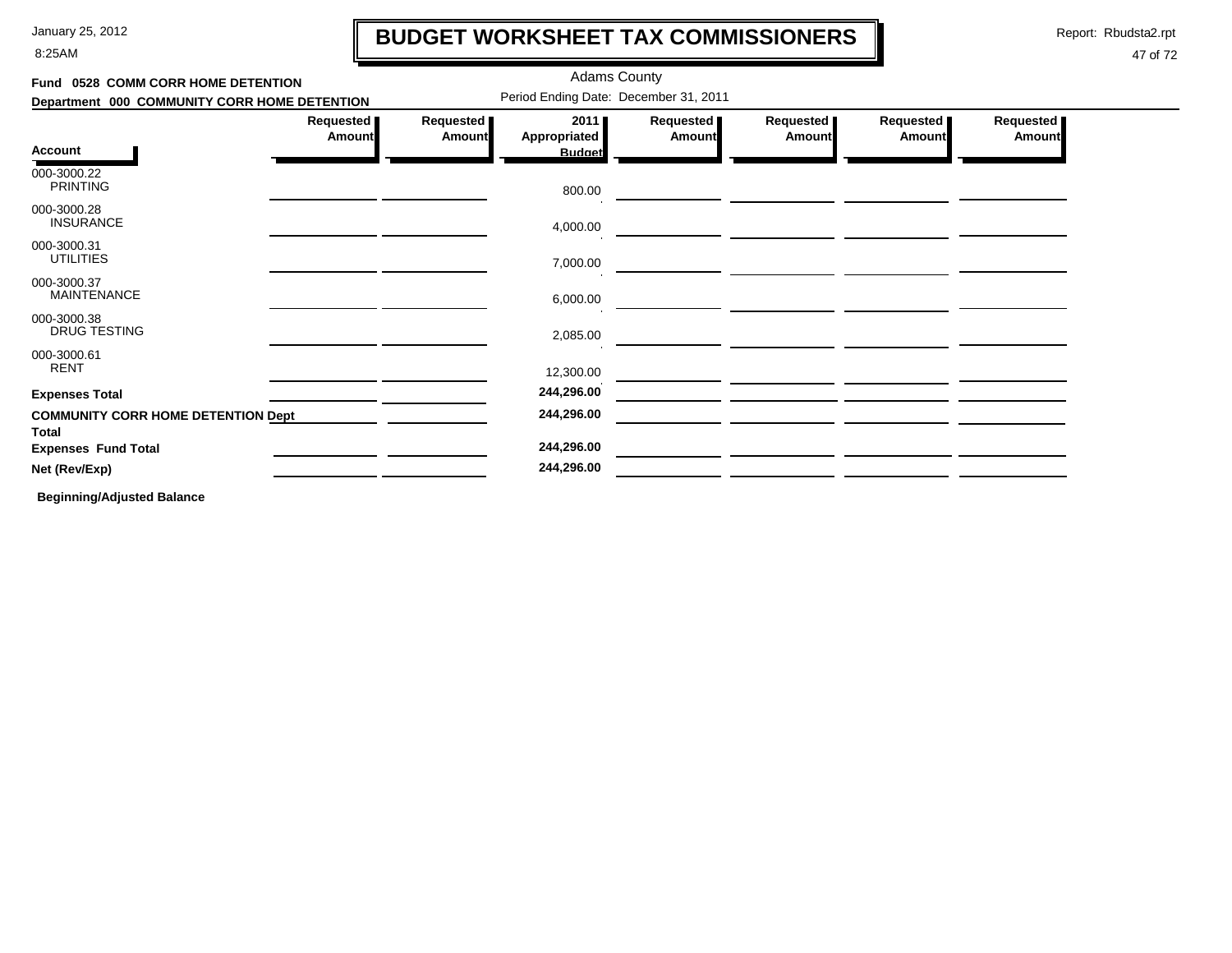# BUDGET WORKSHEET TAX COMMISSIONERS

January 25, 2012
8:25AM

Report: Rbudsta2.rpt

Adams County

**Fund 0528 COMM CORR HOME DETENTION**

**Department 000 COMMUNITY CORR HOME DETENTION**

Period Ending Date: December 31, 2011

| Account | Requested Amount | Requested Amount | 2011 Appropriated Budget | Requested Amount | Requested Amount | Requested Amount | Requested Amount |
|---|---|---|---|---|---|---|---|
| 000-3000.22 PRINTING | | | 800.00 | | | | |
| 000-3000.28 INSURANCE | | | 4,000.00 | | | | |
| 000-3000.31 UTILITIES | | | 7,000.00 | | | | |
| 000-3000.37 MAINTENANCE | | | 6,000.00 | | | | |
| 000-3000.38 DRUG TESTING | | | 2,085.00 | | | | |
| 000-3000.61 RENT | | | 12,300.00 | | | | |
| **Expenses Total** | | | **244,296.00** | | | | |
| **COMMUNITY CORR HOME DETENTION Dept Total** | | | **244,296.00** | | | | |
| **Expenses Fund Total** | | | **244,296.00** | | | | |
| **Net (Rev/Exp)** | | | **244,296.00** | | | | |

**Beginning/Adjusted Balance**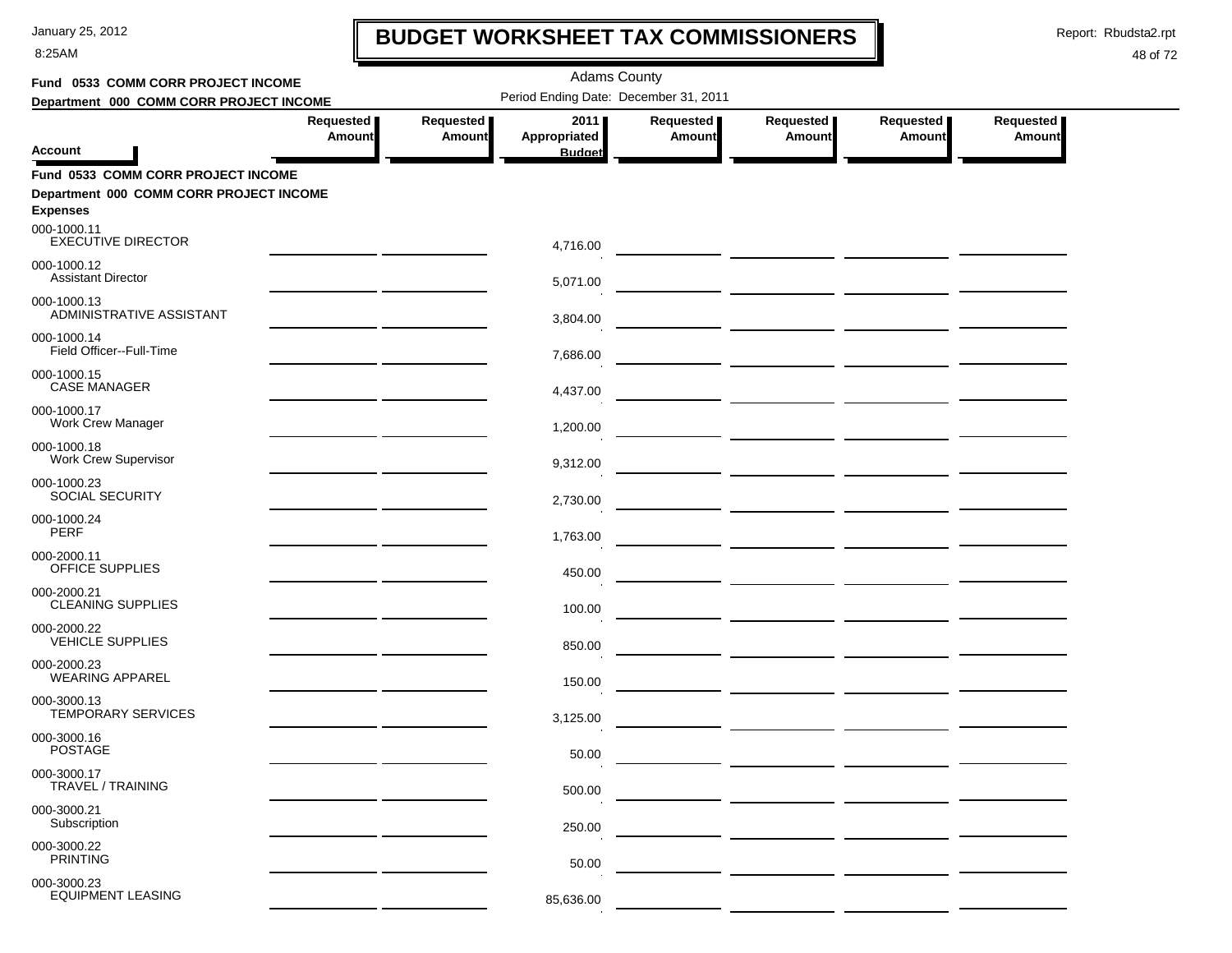# BUDGET WORKSHEET TAX COMMISSIONERS

January 25, 2012
8:25AM

Report: Rbudsta2.rpt

Adams County

Period Ending Date: December 31, 2011

**Fund 0533 COMM CORR PROJECT INCOME**
**Department 000 COMM CORR PROJECT INCOME**

| Account | Requested Amount | Requested Amount | 2011 Appropriated Budget | Requested Amount | Requested Amount | Requested Amount | Requested Amount |
|---|---|---|---|---|---|---|---|
| **Fund 0533 COMM CORR PROJECT INCOME** | | | | | | | |
| **Department 000 COMM CORR PROJECT INCOME** | | | | | | | |
| **Expenses** | | | | | | | |
| 000-1000.11 EXECUTIVE DIRECTOR | | | 4,716.00 | | | | |
| 000-1000.12 Assistant Director | | | 5,071.00 | | | | |
| 000-1000.13 ADMINISTRATIVE ASSISTANT | | | 3,804.00 | | | | |
| 000-1000.14 Field Officer--Full-Time | | | 7,686.00 | | | | |
| 000-1000.15 CASE MANAGER | | | 4,437.00 | | | | |
| 000-1000.17 Work Crew Manager | | | 1,200.00 | | | | |
| 000-1000.18 Work Crew Supervisor | | | 9,312.00 | | | | |
| 000-1000.23 SOCIAL SECURITY | | | 2,730.00 | | | | |
| 000-1000.24 PERF | | | 1,763.00 | | | | |
| 000-2000.11 OFFICE SUPPLIES | | | 450.00 | | | | |
| 000-2000.21 CLEANING SUPPLIES | | | 100.00 | | | | |
| 000-2000.22 VEHICLE SUPPLIES | | | 850.00 | | | | |
| 000-2000.23 WEARING APPAREL | | | 150.00 | | | | |
| 000-3000.13 TEMPORARY SERVICES | | | 3,125.00 | | | | |
| 000-3000.16 POSTAGE | | | 50.00 | | | | |
| 000-3000.17 TRAVEL / TRAINING | | | 500.00 | | | | |
| 000-3000.21 Subscription | | | 250.00 | | | | |
| 000-3000.22 PRINTING | | | 50.00 | | | | |
| 000-3000.23 EQUIPMENT LEASING | | | 85,636.00 | | | | |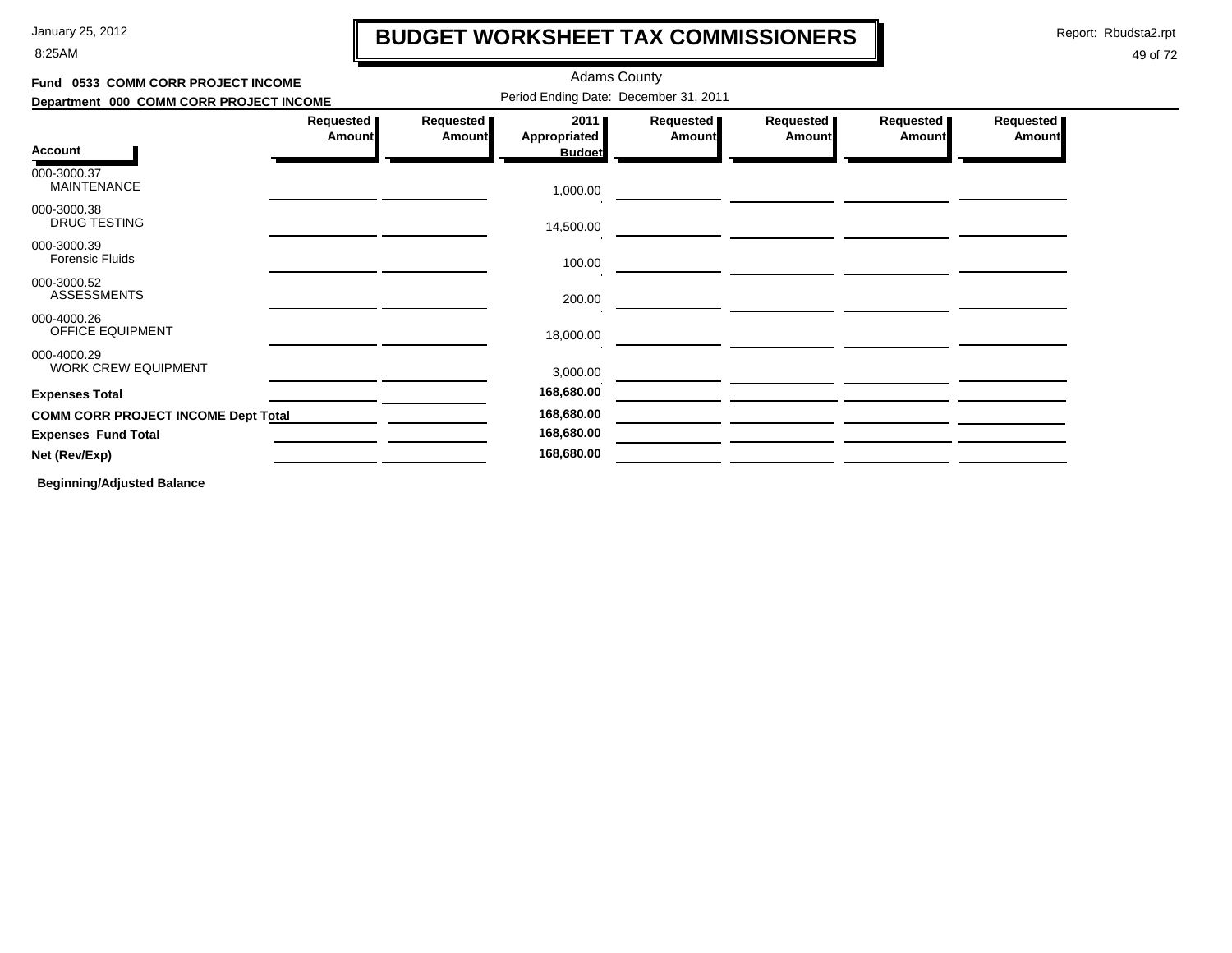# BUDGET WORKSHEET TAX COMMISSIONERS

Adams County

Period Ending Date: December 31, 2011

**Fund 0533 COMM CORR PROJECT INCOME**

**Department 000 COMM CORR PROJECT INCOME**

| Account | Requested Amount | Requested Amount | 2011 Appropriated Budget | Requested Amount | Requested Amount | Requested Amount | Requested Amount |
|---|---|---|---|---|---|---|---|
| 000-3000.37 MAINTENANCE | | | 1,000.00 | | | | |
| 000-3000.38 DRUG TESTING | | | 14,500.00 | | | | |
| 000-3000.39 Forensic Fluids | | | 100.00 | | | | |
| 000-3000.52 ASSESSMENTS | | | 200.00 | | | | |
| 000-4000.26 OFFICE EQUIPMENT | | | 18,000.00 | | | | |
| 000-4000.29 WORK CREW EQUIPMENT | | | 3,000.00 | | | | |
| **Expenses Total** | | | **168,680.00** | | | | |
| **COMM CORR PROJECT INCOME Dept Total** | | | **168,680.00** | | | | |
| **Expenses Fund Total** | | | **168,680.00** | | | | |
| **Net (Rev/Exp)** | | | **168,680.00** | | | | |

**Beginning/Adjusted Balance**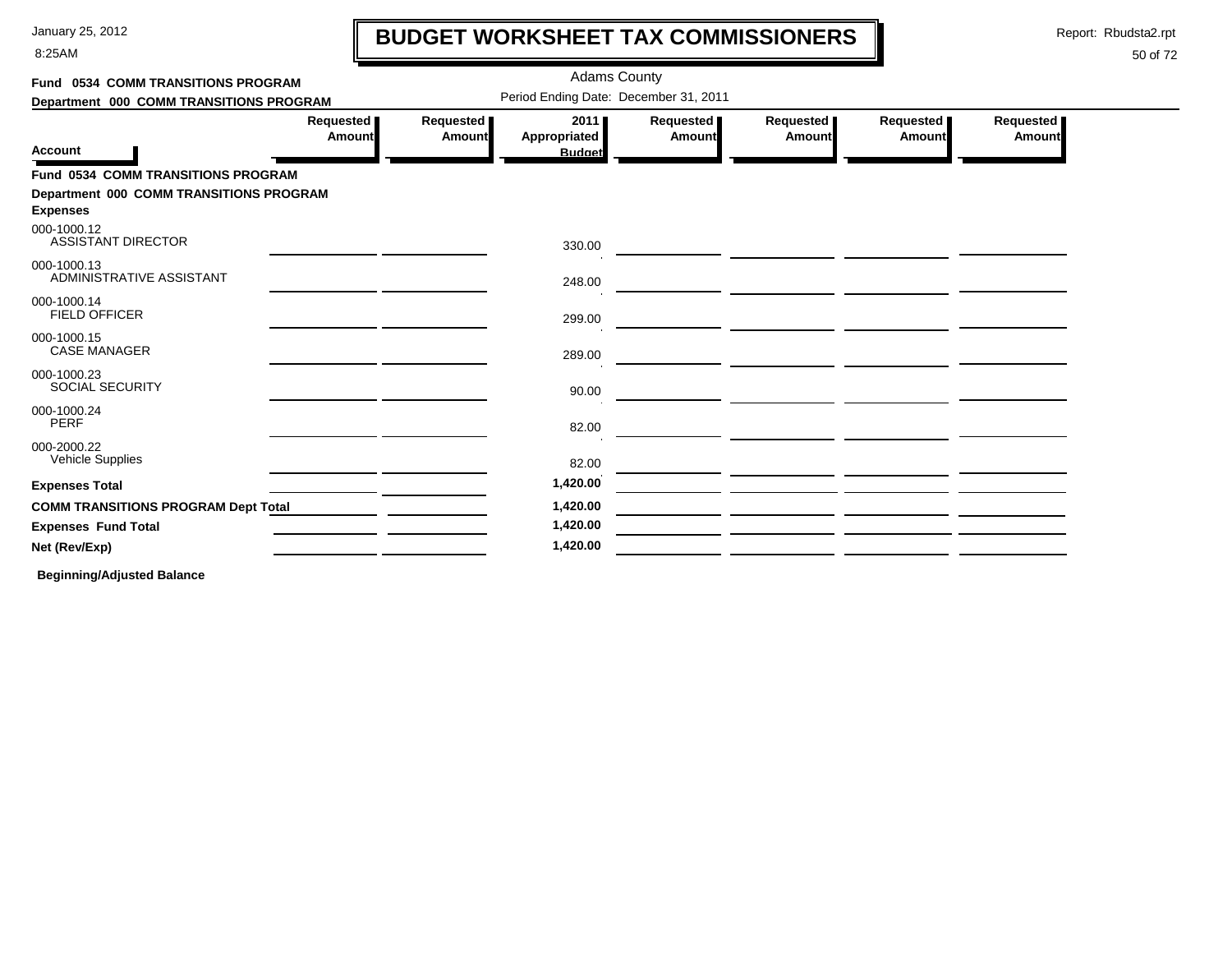# BUDGET WORKSHEET TAX COMMISSIONERS

January 25, 2012
8:25AM

Report: Rbudsta2.rpt

Adams County

Period Ending Date: December 31, 2011

**Fund 0534 COMM TRANSITIONS PROGRAM**
**Department 000 COMM TRANSITIONS PROGRAM**

| Account | Requested Amount | Requested Amount | 2011 Appropriated Budget | Requested Amount | Requested Amount | Requested Amount | Requested Amount |
|---|---|---|---|---|---|---|---|
| **Fund 0534 COMM TRANSITIONS PROGRAM** | | | | | | | |
| **Department 000 COMM TRANSITIONS PROGRAM** | | | | | | | |
| **Expenses** | | | | | | | |
| 000-1000.12 ASSISTANT DIRECTOR | | | 330.00 | | | | |
| 000-1000.13 ADMINISTRATIVE ASSISTANT | | | 248.00 | | | | |
| 000-1000.14 FIELD OFFICER | | | 299.00 | | | | |
| 000-1000.15 CASE MANAGER | | | 289.00 | | | | |
| 000-1000.23 SOCIAL SECURITY | | | 90.00 | | | | |
| 000-1000.24 PERF | | | 82.00 | | | | |
| 000-2000.22 Vehicle Supplies | | | 82.00 | | | | |
| **Expenses Total** | | | **1,420.00** | | | | |
| **COMM TRANSITIONS PROGRAM Dept Total** | | | **1,420.00** | | | | |
| **Expenses Fund Total** | | | **1,420.00** | | | | |
| **Net (Rev/Exp)** | | | **1,420.00** | | | | |

**Beginning/Adjusted Balance**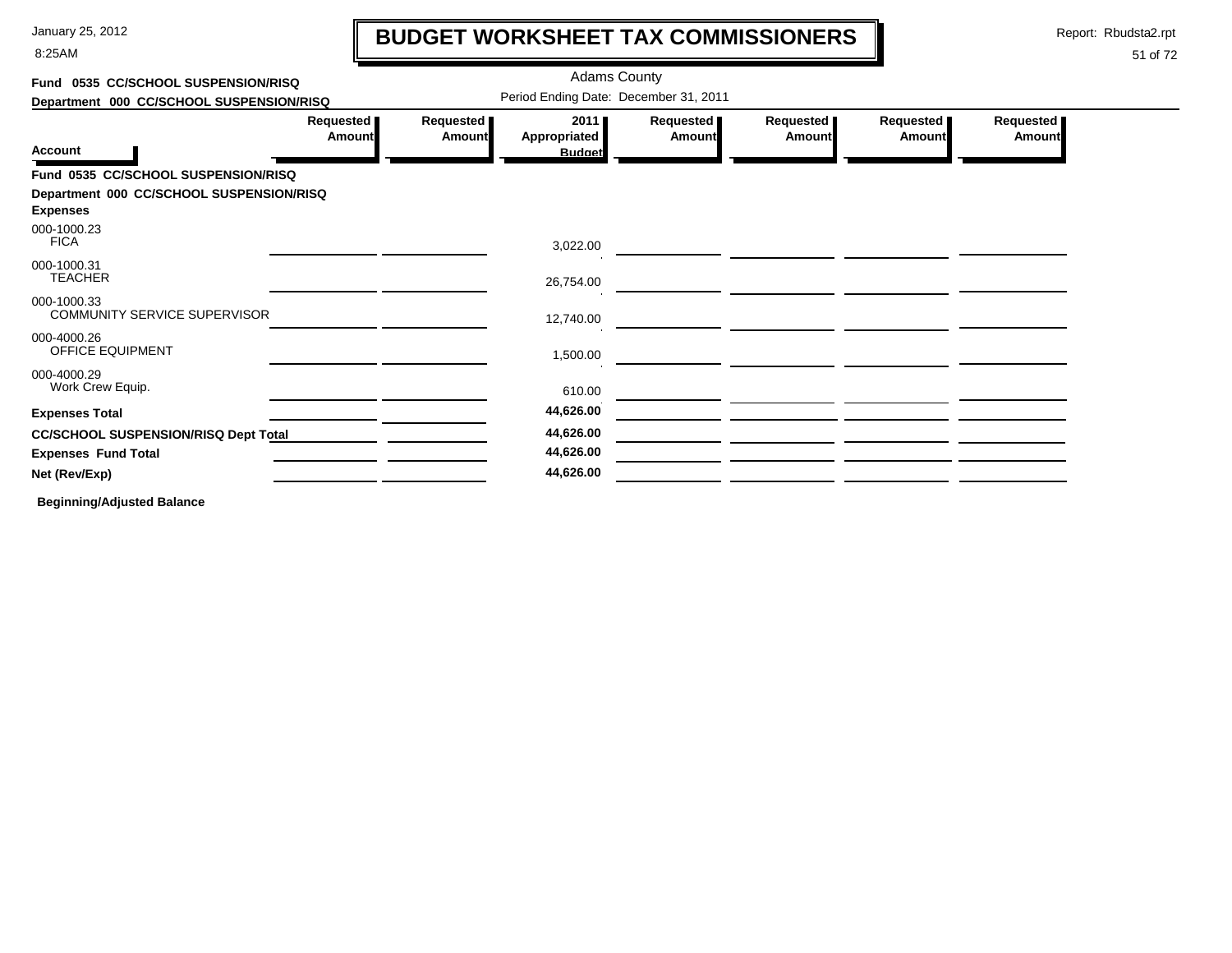# BUDGET WORKSHEET TAX COMMISSIONERS

January 25, 2012
8:25AM

Report: Rbudsta2.rpt

Adams County

Period Ending Date: December 31, 2011

**Fund 0535 CC/SCHOOL SUSPENSION/RISQ**
**Department 000 CC/SCHOOL SUSPENSION/RISQ**

| Account | Requested Amount | Requested Amount | 2011 Appropriated Budget | Requested Amount | Requested Amount | Requested Amount | Requested Amount |
|---|---|---|---|---|---|---|---|
| **Fund 0535 CC/SCHOOL SUSPENSION/RISQ** | | | | | | | |
| **Department 000 CC/SCHOOL SUSPENSION/RISQ** | | | | | | | |
| **Expenses** | | | | | | | |
| 000-1000.23 FICA | | | 3,022.00 | | | | |
| 000-1000.31 TEACHER | | | 26,754.00 | | | | |
| 000-1000.33 COMMUNITY SERVICE SUPERVISOR | | | 12,740.00 | | | | |
| 000-4000.26 OFFICE EQUIPMENT | | | 1,500.00 | | | | |
| 000-4000.29 Work Crew Equip. | | | 610.00 | | | | |
| **Expenses Total** | | | **44,626.00** | | | | |
| **CC/SCHOOL SUSPENSION/RISQ Dept Total** | | | **44,626.00** | | | | |
| **Expenses Fund Total** | | | **44,626.00** | | | | |
| **Net (Rev/Exp)** | | | **44,626.00** | | | | |

**Beginning/Adjusted Balance**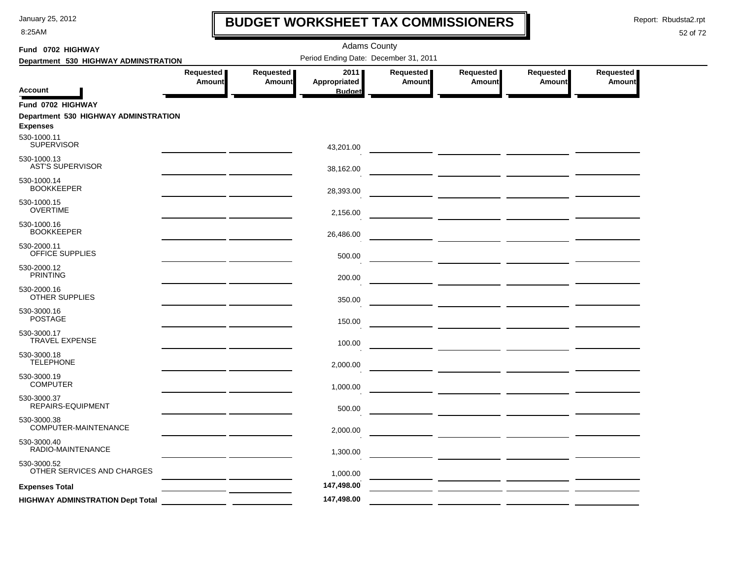# BUDGET WORKSHEET TAX COMMISSIONERS

January 25, 2012
8:25AM

Report: Rbudsta2.rpt

Adams County

Fund 0702 HIGHWAY

Department 530 HIGHWAY ADMINSTRATION

Period Ending Date: December 31, 2011

| Account | Requested Amount | Requested Amount | 2011 Appropriated Budget | Requested Amount | Requested Amount | Requested Amount | Requested Amount |
|---|---|---|---|---|---|---|---|
| **Fund 0702 HIGHWAY** | | | | | | | |
| **Department 530 HIGHWAY ADMINSTRATION** | | | | | | | |
| **Expenses** | | | | | | | |
| 530-1000.11 SUPERVISOR | | | 43,201.00 | | | | |
| 530-1000.13 AST'S SUPERVISOR | | | 38,162.00 | | | | |
| 530-1000.14 BOOKKEEPER | | | 28,393.00 | | | | |
| 530-1000.15 OVERTIME | | | 2,156.00 | | | | |
| 530-1000.16 BOOKKEEPER | | | 26,486.00 | | | | |
| 530-2000.11 OFFICE SUPPLIES | | | 500.00 | | | | |
| 530-2000.12 PRINTING | | | 200.00 | | | | |
| 530-2000.16 OTHER SUPPLIES | | | 350.00 | | | | |
| 530-3000.16 POSTAGE | | | 150.00 | | | | |
| 530-3000.17 TRAVEL EXPENSE | | | 100.00 | | | | |
| 530-3000.18 TELEPHONE | | | 2,000.00 | | | | |
| 530-3000.19 COMPUTER | | | 1,000.00 | | | | |
| 530-3000.37 REPAIRS-EQUIPMENT | | | 500.00 | | | | |
| 530-3000.38 COMPUTER-MAINTENANCE | | | 2,000.00 | | | | |
| 530-3000.40 RADIO-MAINTENANCE | | | 1,300.00 | | | | |
| 530-3000.52 OTHER SERVICES AND CHARGES | | | 1,000.00 | | | | |
| **Expenses Total** | | | **147,498.00** | | | | |
| **HIGHWAY ADMINSTRATION Dept Total** | | | **147,498.00** | | | | |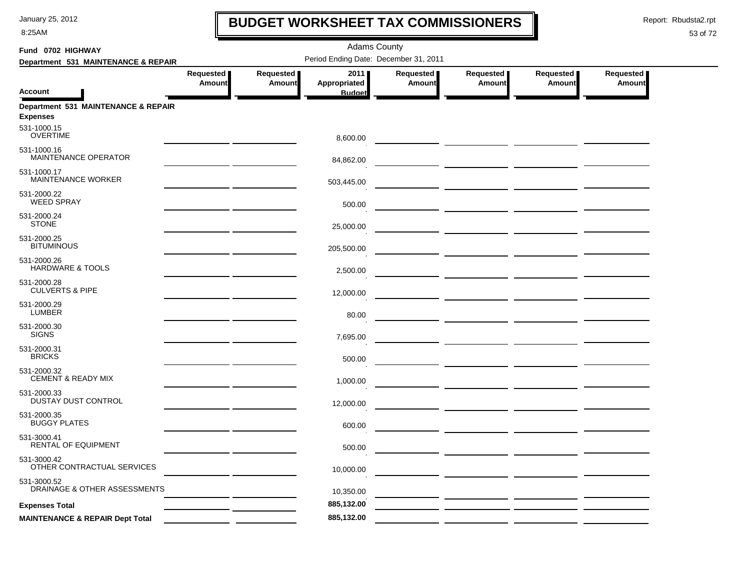# BUDGET WORKSHEET TAX COMMISSIONERS

January 25, 2012
8:25AM

Report: Rbudsta2.rpt

Adams County

Period Ending Date: December 31, 2011

**Fund 0702 HIGHWAY**

**Department 531 MAINTENANCE & REPAIR**

| Account | Requested Amount | Requested Amount | 2011 Appropriated Budget | Requested Amount | Requested Amount | Requested Amount | Requested Amount |
|---|---|---|---|---|---|---|---|
| **Department 531 MAINTENANCE & REPAIR** | | | | | | | |
| **Expenses** | | | | | | | |
| 531-1000.15 OVERTIME | | | 8,600.00 | | | | |
| 531-1000.16 MAINTENANCE OPERATOR | | | 84,862.00 | | | | |
| 531-1000.17 MAINTENANCE WORKER | | | 503,445.00 | | | | |
| 531-2000.22 WEED SPRAY | | | 500.00 | | | | |
| 531-2000.24 STONE | | | 25,000.00 | | | | |
| 531-2000.25 BITUMINOUS | | | 205,500.00 | | | | |
| 531-2000.26 HARDWARE & TOOLS | | | 2,500.00 | | | | |
| 531-2000.28 CULVERTS & PIPE | | | 12,000.00 | | | | |
| 531-2000.29 LUMBER | | | 80.00 | | | | |
| 531-2000.30 SIGNS | | | 7,695.00 | | | | |
| 531-2000.31 BRICKS | | | 500.00 | | | | |
| 531-2000.32 CEMENT & READY MIX | | | 1,000.00 | | | | |
| 531-2000.33 DUSTAY DUST CONTROL | | | 12,000.00 | | | | |
| 531-2000.35 BUGGY PLATES | | | 600.00 | | | | |
| 531-3000.41 RENTAL OF EQUIPMENT | | | 500.00 | | | | |
| 531-3000.42 OTHER CONTRACTUAL SERVICES | | | 10,000.00 | | | | |
| 531-3000.52 DRAINAGE & OTHER ASSESSMENTS | | | 10,350.00 | | | | |
| **Expenses Total** | | | 885,132.00 | | | | |
| **MAINTENANCE & REPAIR Dept Total** | | | 885,132.00 | | | | |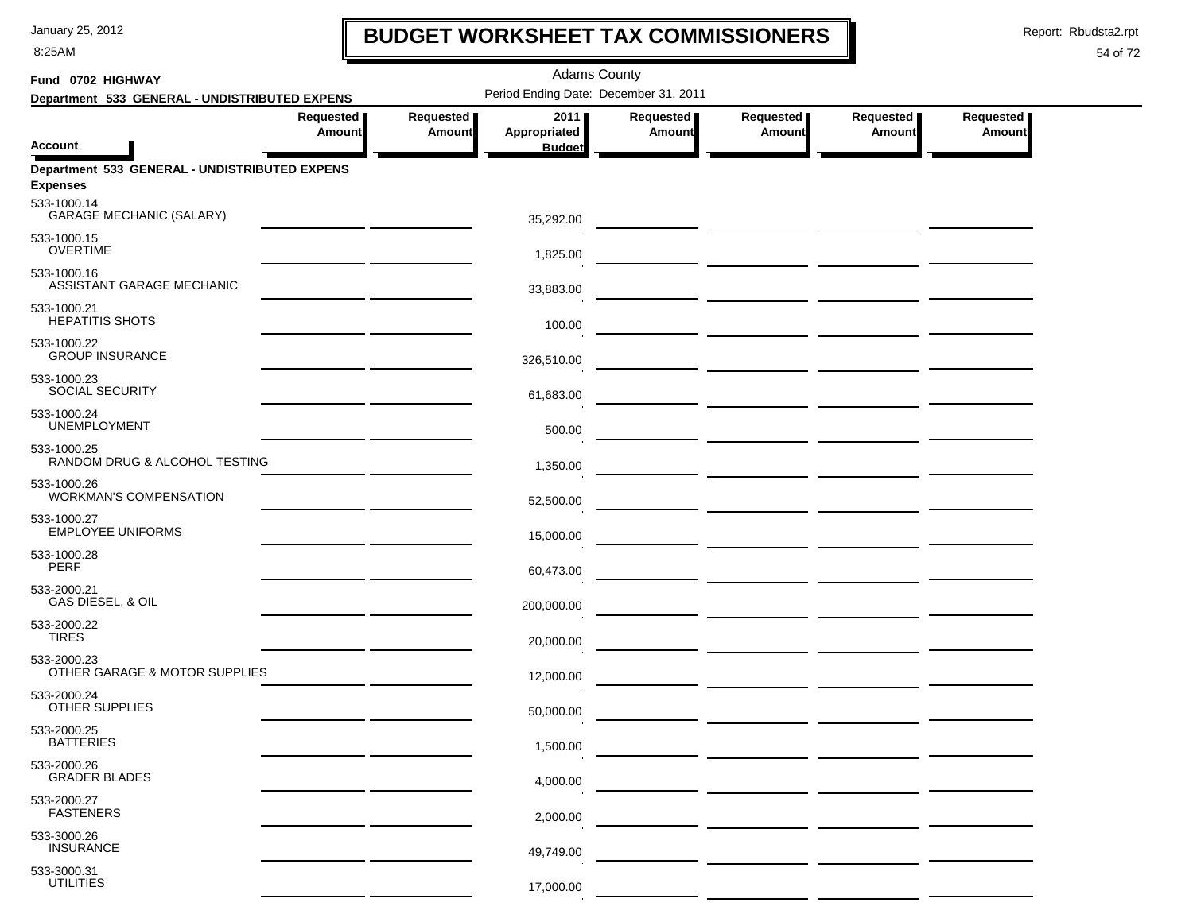# BUDGET WORKSHEET TAX COMMISSIONERS

Adams County

Period Ending Date: December 31, 2011

**Fund 0702 HIGHWAY**

**Department 533 GENERAL - UNDISTRIBUTED EXPENS**

| Account | Requested Amount | Requested Amount | 2011 Appropriated Budget | Requested Amount | Requested Amount | Requested Amount | Requested Amount |
|---|---|---|---|---|---|---|---|
| **Department 533 GENERAL - UNDISTRIBUTED EXPENS** | | | | | | | |
| **Expenses** | | | | | | | |
| 533-1000.14 GARAGE MECHANIC (SALARY) | | | 35,292.00 | | | | |
| 533-1000.15 OVERTIME | | | 1,825.00 | | | | |
| 533-1000.16 ASSISTANT GARAGE MECHANIC | | | 33,883.00 | | | | |
| 533-1000.21 HEPATITIS SHOTS | | | 100.00 | | | | |
| 533-1000.22 GROUP INSURANCE | | | 326,510.00 | | | | |
| 533-1000.23 SOCIAL SECURITY | | | 61,683.00 | | | | |
| 533-1000.24 UNEMPLOYMENT | | | 500.00 | | | | |
| 533-1000.25 RANDOM DRUG & ALCOHOL TESTING | | | 1,350.00 | | | | |
| 533-1000.26 WORKMAN'S COMPENSATION | | | 52,500.00 | | | | |
| 533-1000.27 EMPLOYEE UNIFORMS | | | 15,000.00 | | | | |
| 533-1000.28 PERF | | | 60,473.00 | | | | |
| 533-2000.21 GAS DIESEL, & OIL | | | 200,000.00 | | | | |
| 533-2000.22 TIRES | | | 20,000.00 | | | | |
| 533-2000.23 OTHER GARAGE & MOTOR SUPPLIES | | | 12,000.00 | | | | |
| 533-2000.24 OTHER SUPPLIES | | | 50,000.00 | | | | |
| 533-2000.25 BATTERIES | | | 1,500.00 | | | | |
| 533-2000.26 GRADER BLADES | | | 4,000.00 | | | | |
| 533-2000.27 FASTENERS | | | 2,000.00 | | | | |
| 533-3000.26 INSURANCE | | | 49,749.00 | | | | |
| 533-3000.31 UTILITIES | | | 17,000.00 | | | | |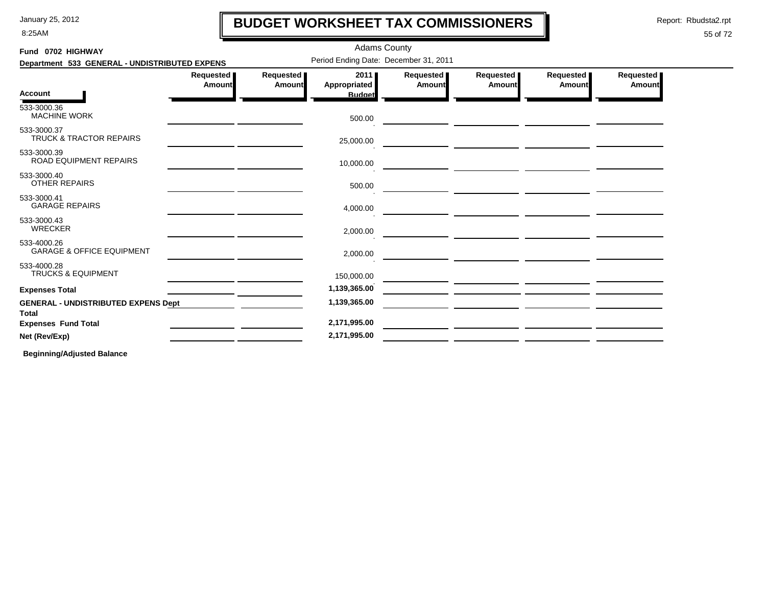# BUDGET WORKSHEET TAX COMMISSIONERS

January 25, 2012
8:25AM

Report: Rbudsta2.rpt

Adams County

**Fund 0702 HIGHWAY**

**Department 533 GENERAL - UNDISTRIBUTED EXPENS**

Period Ending Date: December 31, 2011

| Account | Requested Amount | Requested Amount | 2011 Appropriated Budget | Requested Amount | Requested Amount | Requested Amount | Requested Amount |
|---|---|---|---|---|---|---|---|
| 533-3000.36 MACHINE WORK | | | 500.00 | | | | |
| 533-3000.37 TRUCK & TRACTOR REPAIRS | | | 25,000.00 | | | | |
| 533-3000.39 ROAD EQUIPMENT REPAIRS | | | 10,000.00 | | | | |
| 533-3000.40 OTHER REPAIRS | | | 500.00 | | | | |
| 533-3000.41 GARAGE REPAIRS | | | 4,000.00 | | | | |
| 533-3000.43 WRECKER | | | 2,000.00 | | | | |
| 533-4000.26 GARAGE & OFFICE EQUIPMENT | | | 2,000.00 | | | | |
| 533-4000.28 TRUCKS & EQUIPMENT | | | 150,000.00 | | | | |
| **Expenses Total** | | | **1,139,365.00** | | | | |
| **GENERAL - UNDISTRIBUTED EXPENS Dept Total** | | | **1,139,365.00** | | | | |
| **Expenses Fund Total** | | | **2,171,995.00** | | | | |
| **Net (Rev/Exp)** | | | **2,171,995.00** | | | | |

**Beginning/Adjusted Balance**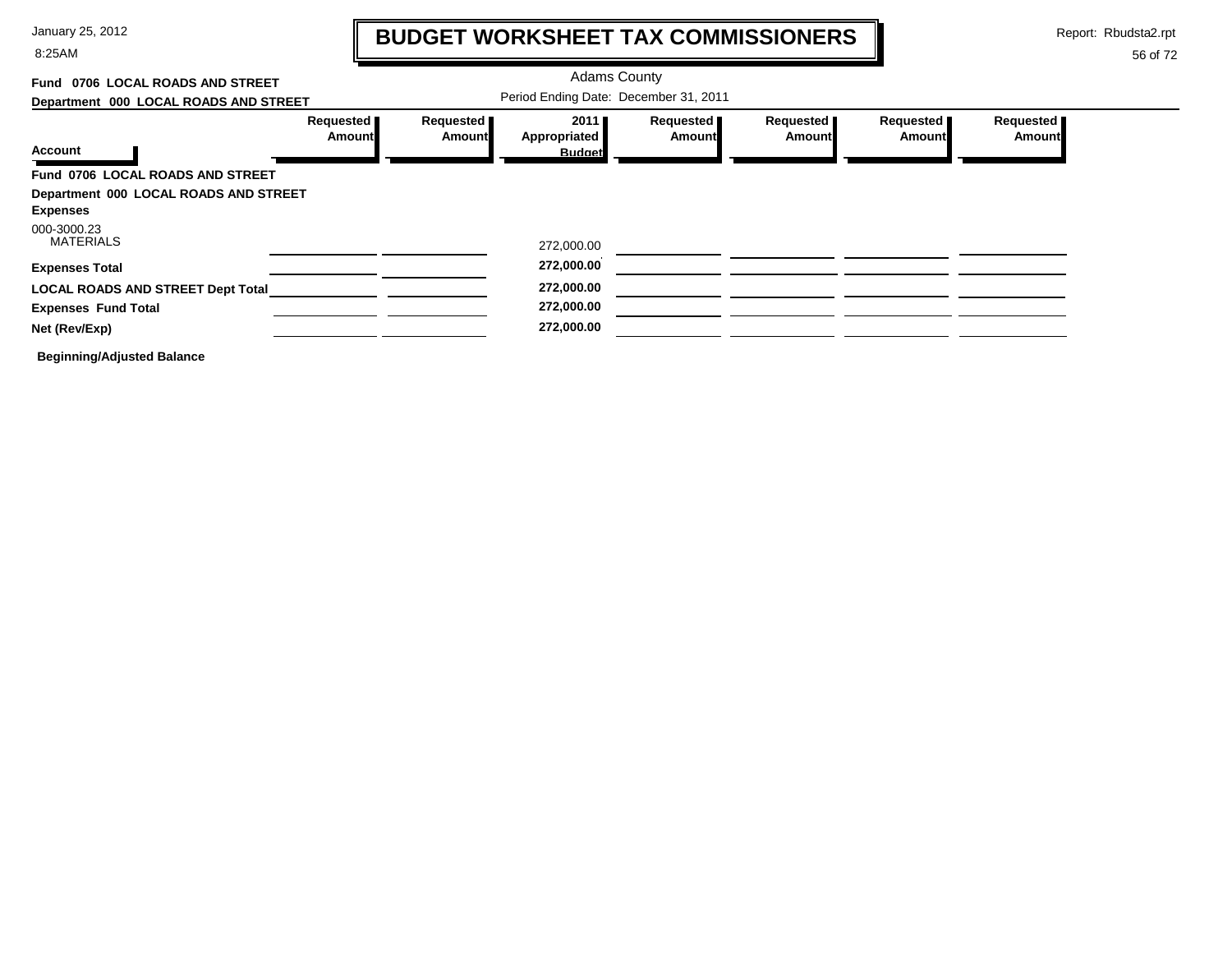# BUDGET WORKSHEET TAX COMMISSIONERS

January 25, 2012
8:25AM

Report: Rbudsta2.rpt

Adams County

Period Ending Date: December 31, 2011

**Fund 0706 LOCAL ROADS AND STREET**
**Department 000 LOCAL ROADS AND STREET**

| Account | Requested Amount | Requested Amount | 2011 Appropriated Budget | Requested Amount | Requested Amount | Requested Amount | Requested Amount |
|---|---|---|---|---|---|---|---|
| **Fund 0706 LOCAL ROADS AND STREET** | | | | | | | |
| **Department 000 LOCAL ROADS AND STREET** | | | | | | | |
| **Expenses** | | | | | | | |
| 000-3000.23 MATERIALS | | | 272,000.00 | | | | |
| **Expenses Total** | | | **272,000.00** | | | | |
| **LOCAL ROADS AND STREET Dept Total** | | | **272,000.00** | | | | |
| **Expenses Fund Total** | | | **272,000.00** | | | | |
| **Net (Rev/Exp)** | | | **272,000.00** | | | | |

**Beginning/Adjusted Balance**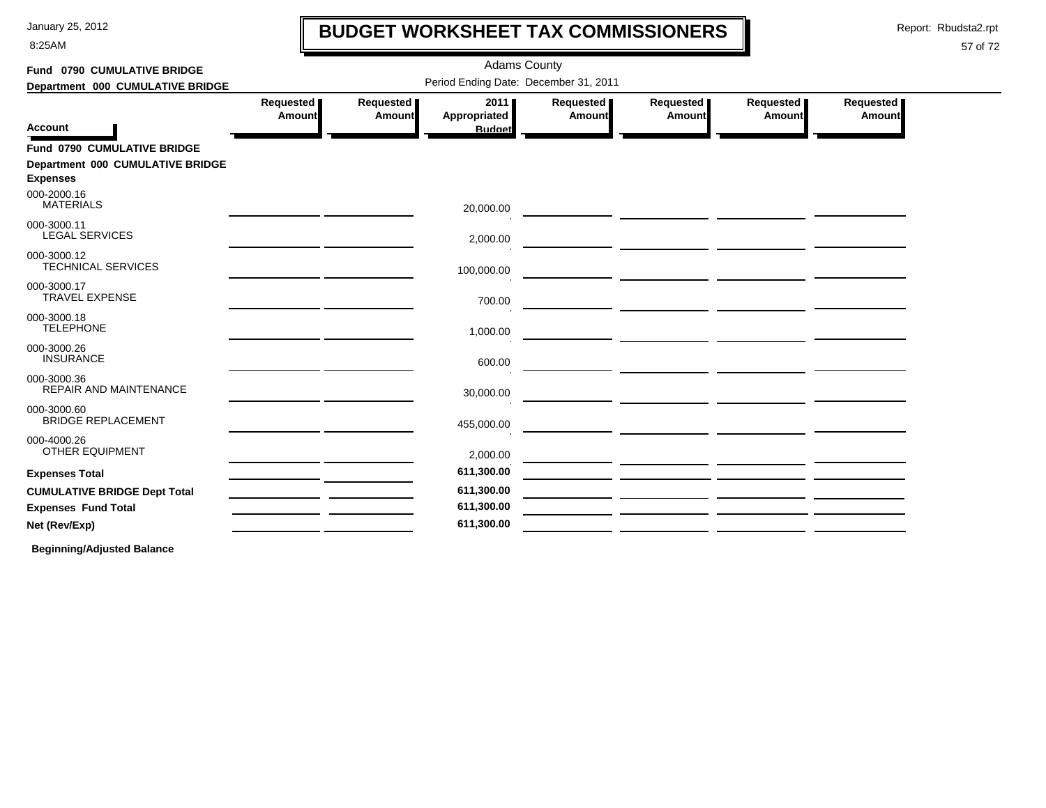# BUDGET WORKSHEET TAX COMMISSIONERS

January 25, 2012
8:25AM

Report: Rbudsta2.rpt

Adams County

Period Ending Date: December 31, 2011

**Fund 0790 CUMULATIVE BRIDGE**
**Department 000 CUMULATIVE BRIDGE**

| Account | Requested Amount | Requested Amount | 2011 Appropriated Budget | Requested Amount | Requested Amount | Requested Amount | Requested Amount |
|---|---|---|---|---|---|---|---|
| **Fund 0790 CUMULATIVE BRIDGE** | | | | | | | |
| **Department 000 CUMULATIVE BRIDGE** | | | | | | | |
| **Expenses** | | | | | | | |
| 000-2000.16 MATERIALS | | | 20,000.00 | | | | |
| 000-3000.11 LEGAL SERVICES | | | 2,000.00 | | | | |
| 000-3000.12 TECHNICAL SERVICES | | | 100,000.00 | | | | |
| 000-3000.17 TRAVEL EXPENSE | | | 700.00 | | | | |
| 000-3000.18 TELEPHONE | | | 1,000.00 | | | | |
| 000-3000.26 INSURANCE | | | 600.00 | | | | |
| 000-3000.36 REPAIR AND MAINTENANCE | | | 30,000.00 | | | | |
| 000-3000.60 BRIDGE REPLACEMENT | | | 455,000.00 | | | | |
| 000-4000.26 OTHER EQUIPMENT | | | 2,000.00 | | | | |
| **Expenses Total** | | | **611,300.00** | | | | |
| **CUMULATIVE BRIDGE Dept Total** | | | **611,300.00** | | | | |
| **Expenses Fund Total** | | | **611,300.00** | | | | |
| **Net (Rev/Exp)** | | | **611,300.00** | | | | |

**Beginning/Adjusted Balance**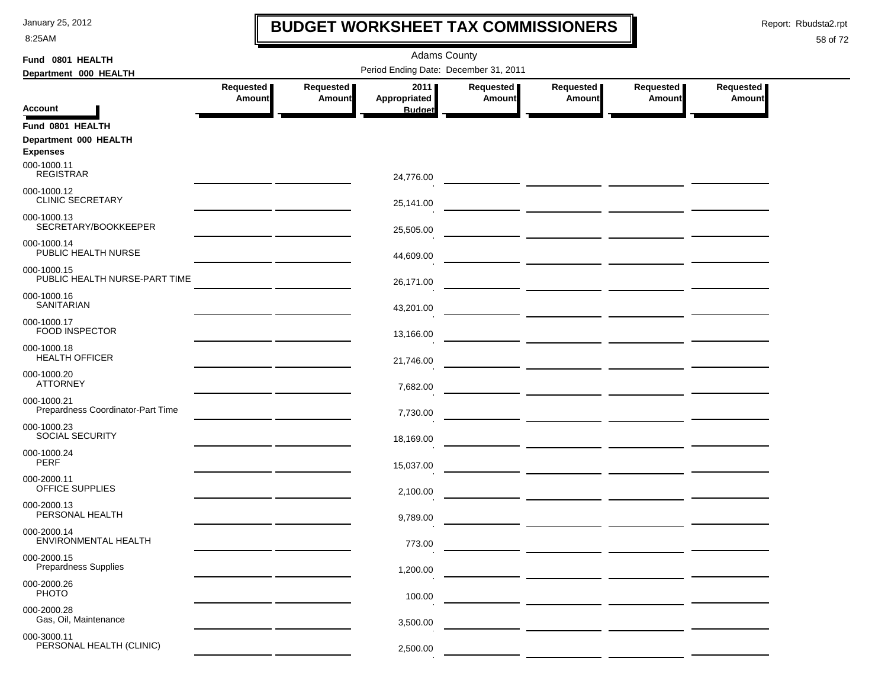# BUDGET WORKSHEET TAX COMMISSIONERS

January 25, 2012
8:25AM

Report: Rbudsta2.rpt

Adams County

Fund 0801 HEALTH
Department 000 HEALTH

Period Ending Date: December 31, 2011

| Account | Requested Amount | Requested Amount | 2011 Appropriated Budget | Requested Amount | Requested Amount | Requested Amount | Requested Amount |
|---|---|---|---|---|---|---|---|
| **Fund 0801 HEALTH** | | | | | | | |
| **Department 000 HEALTH** | | | | | | | |
| **Expenses** | | | | | | | |
| 000-1000.11 REGISTRAR | | | 24,776.00 | | | | |
| 000-1000.12 CLINIC SECRETARY | | | 25,141.00 | | | | |
| 000-1000.13 SECRETARY/BOOKKEEPER | | | 25,505.00 | | | | |
| 000-1000.14 PUBLIC HEALTH NURSE | | | 44,609.00 | | | | |
| 000-1000.15 PUBLIC HEALTH NURSE-PART TIME | | | 26,171.00 | | | | |
| 000-1000.16 SANITARIAN | | | 43,201.00 | | | | |
| 000-1000.17 FOOD INSPECTOR | | | 13,166.00 | | | | |
| 000-1000.18 HEALTH OFFICER | | | 21,746.00 | | | | |
| 000-1000.20 ATTORNEY | | | 7,682.00 | | | | |
| 000-1000.21 Prepardness Coordinator-Part Time | | | 7,730.00 | | | | |
| 000-1000.23 SOCIAL SECURITY | | | 18,169.00 | | | | |
| 000-1000.24 PERF | | | 15,037.00 | | | | |
| 000-2000.11 OFFICE SUPPLIES | | | 2,100.00 | | | | |
| 000-2000.13 PERSONAL HEALTH | | | 9,789.00 | | | | |
| 000-2000.14 ENVIRONMENTAL HEALTH | | | 773.00 | | | | |
| 000-2000.15 Prepardness Supplies | | | 1,200.00 | | | | |
| 000-2000.26 PHOTO | | | 100.00 | | | | |
| 000-2000.28 Gas, Oil, Maintenance | | | 3,500.00 | | | | |
| 000-3000.11 PERSONAL HEALTH (CLINIC) | | | 2,500.00 | | | | |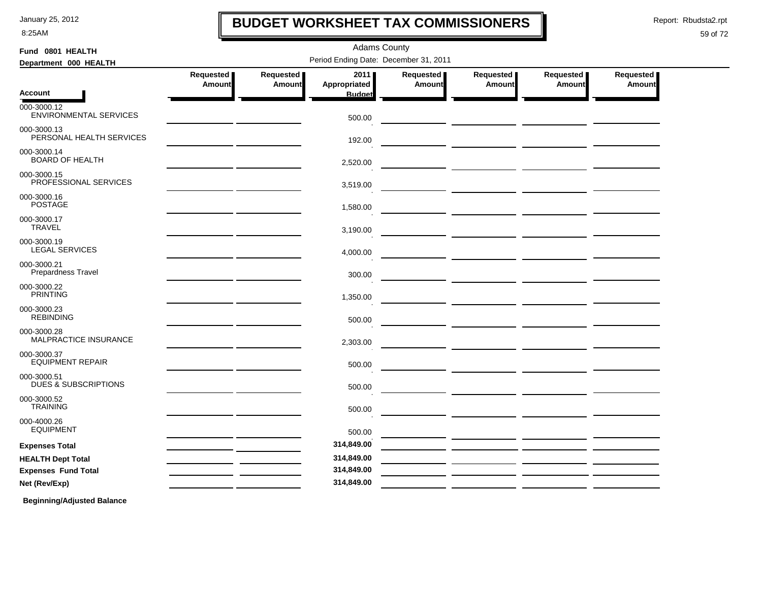# BUDGET WORKSHEET TAX COMMISSIONERS

Adams County

Period Ending Date: December 31, 2011

**Fund 0801 HEALTH**

**Department 000 HEALTH**

| Account | Requested Amount | Requested Amount | 2011 Appropriated Budget | Requested Amount | Requested Amount | Requested Amount | Requested Amount |
|---|---|---|---|---|---|---|---|
| 000-3000.12 ENVIRONMENTAL SERVICES | | | 500.00 | | | | |
| 000-3000.13 PERSONAL HEALTH SERVICES | | | 192.00 | | | | |
| 000-3000.14 BOARD OF HEALTH | | | 2,520.00 | | | | |
| 000-3000.15 PROFESSIONAL SERVICES | | | 3,519.00 | | | | |
| 000-3000.16 POSTAGE | | | 1,580.00 | | | | |
| 000-3000.17 TRAVEL | | | 3,190.00 | | | | |
| 000-3000.19 LEGAL SERVICES | | | 4,000.00 | | | | |
| 000-3000.21 Prepardness Travel | | | 300.00 | | | | |
| 000-3000.22 PRINTING | | | 1,350.00 | | | | |
| 000-3000.23 REBINDING | | | 500.00 | | | | |
| 000-3000.28 MALPRACTICE INSURANCE | | | 2,303.00 | | | | |
| 000-3000.37 EQUIPMENT REPAIR | | | 500.00 | | | | |
| 000-3000.51 DUES & SUBSCRIPTIONS | | | 500.00 | | | | |
| 000-3000.52 TRAINING | | | 500.00 | | | | |
| 000-4000.26 EQUIPMENT | | | 500.00 | | | | |
| **Expenses Total** | | | **314,849.00** | | | | |
| **HEALTH Dept Total** | | | **314,849.00** | | | | |
| **Expenses Fund Total** | | | **314,849.00** | | | | |
| **Net (Rev/Exp)** | | | **314,849.00** | | | | |

**Beginning/Adjusted Balance**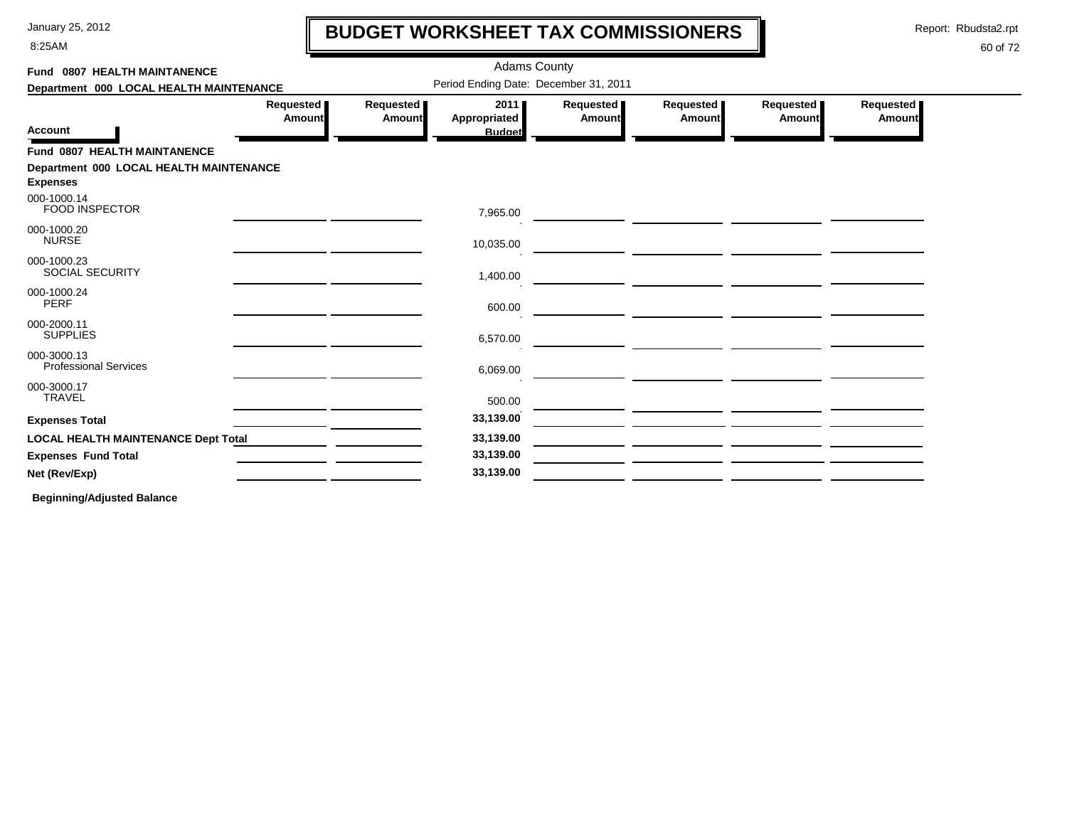# BUDGET WORKSHEET TAX COMMISSIONERS

January 25, 2012
8:25AM

Report: Rbudsta2.rpt

Adams County

Period Ending Date: December 31, 2011

**Fund 0807 HEALTH MAINTANENCE**

**Department 000 LOCAL HEALTH MAINTENANCE**

| Account | Requested Amount | Requested Amount | 2011 Appropriated Budget | Requested Amount | Requested Amount | Requested Amount | Requested Amount |
|---|---|---|---|---|---|---|---|
| **Fund 0807 HEALTH MAINTANENCE** | | | | | | | |
| **Department 000 LOCAL HEALTH MAINTENANCE** | | | | | | | |
| **Expenses** | | | | | | | |
| 000-1000.14 FOOD INSPECTOR | | | 7,965.00 | | | | |
| 000-1000.20 NURSE | | | 10,035.00 | | | | |
| 000-1000.23 SOCIAL SECURITY | | | 1,400.00 | | | | |
| 000-1000.24 PERF | | | 600.00 | | | | |
| 000-2000.11 SUPPLIES | | | 6,570.00 | | | | |
| 000-3000.13 Professional Services | | | 6,069.00 | | | | |
| 000-3000.17 TRAVEL | | | 500.00 | | | | |
| **Expenses Total** | | | **33,139.00** | | | | |
| **LOCAL HEALTH MAINTENANCE Dept Total** | | | **33,139.00** | | | | |
| **Expenses Fund Total** | | | **33,139.00** | | | | |
| **Net (Rev/Exp)** | | | **33,139.00** | | | | |

**Beginning/Adjusted Balance**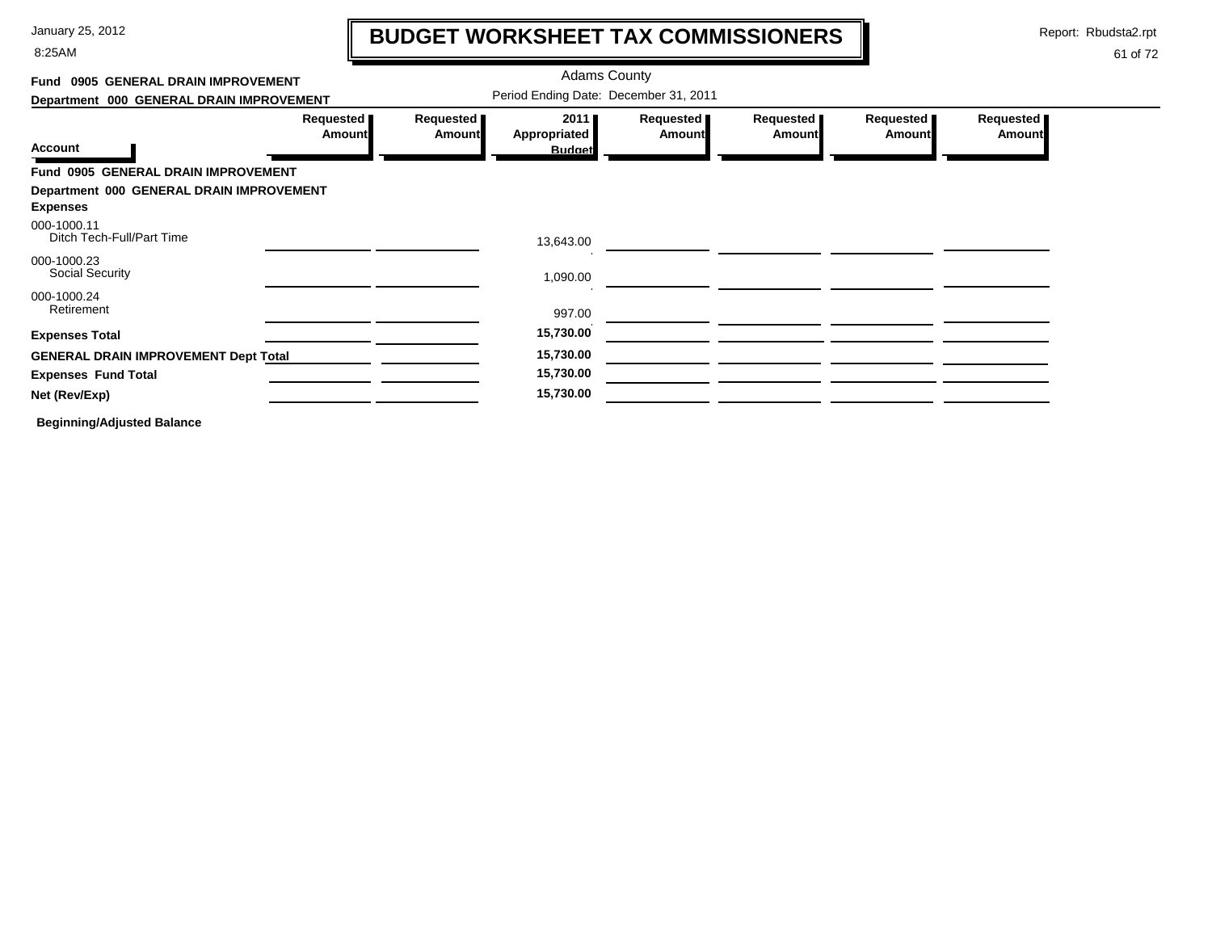# BUDGET WORKSHEET TAX COMMISSIONERS

January 25, 2012
8:25AM

Report: Rbudsta2.rpt

Adams County

Period Ending Date: December 31, 2011

**Fund 0905 GENERAL DRAIN IMPROVEMENT**
**Department 000 GENERAL DRAIN IMPROVEMENT**

| Account | Requested Amount | Requested Amount | 2011 Appropriated Budget | Requested Amount | Requested Amount | Requested Amount | Requested Amount |
|---|---|---|---|---|---|---|---|
| **Fund 0905 GENERAL DRAIN IMPROVEMENT** | | | | | | | |
| **Department 000 GENERAL DRAIN IMPROVEMENT** | | | | | | | |
| **Expenses** | | | | | | | |
| 000-1000.11 Ditch Tech-Full/Part Time | | | 13,643.00 | | | | |
| 000-1000.23 Social Security | | | 1,090.00 | | | | |
| 000-1000.24 Retirement | | | 997.00 | | | | |
| **Expenses Total** | | | **15,730.00** | | | | |
| **GENERAL DRAIN IMPROVEMENT Dept Total** | | | **15,730.00** | | | | |
| **Expenses Fund Total** | | | **15,730.00** | | | | |
| **Net (Rev/Exp)** | | | **15,730.00** | | | | |

**Beginning/Adjusted Balance**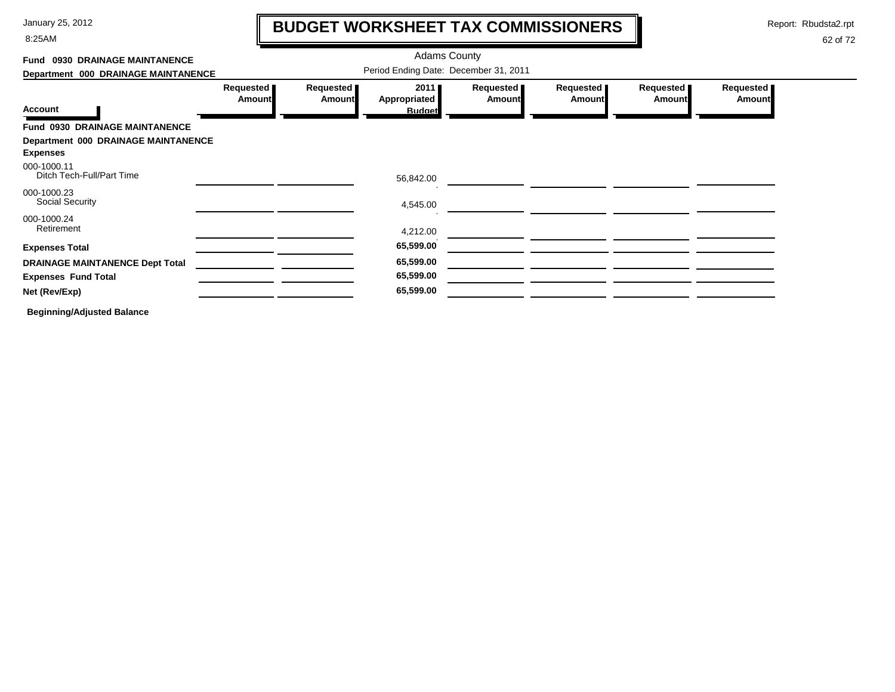# BUDGET WORKSHEET TAX COMMISSIONERS

Adams County

Period Ending Date: December 31, 2011

**Fund 0930 DRAINAGE MAINTANENCE**

**Department 000 DRAINAGE MAINTANENCE**

| Account | Requested Amount | Requested Amount | 2011 Appropriated Budget | Requested Amount | Requested Amount | Requested Amount | Requested Amount |
|---|---|---|---|---|---|---|---|
| **Fund 0930 DRAINAGE MAINTANENCE** | | | | | | | |
| **Department 000 DRAINAGE MAINTANENCE** | | | | | | | |
| **Expenses** | | | | | | | |
| 000-1000.11 Ditch Tech-Full/Part Time | | | 56,842.00 | | | | |
| 000-1000.23 Social Security | | | 4,545.00 | | | | |
| 000-1000.24 Retirement | | | 4,212.00 | | | | |
| **Expenses Total** | | | **65,599.00** | | | | |
| **DRAINAGE MAINTANENCE Dept Total** | | | **65,599.00** | | | | |
| **Expenses Fund Total** | | | **65,599.00** | | | | |
| **Net (Rev/Exp)** | | | **65,599.00** | | | | |

**Beginning/Adjusted Balance**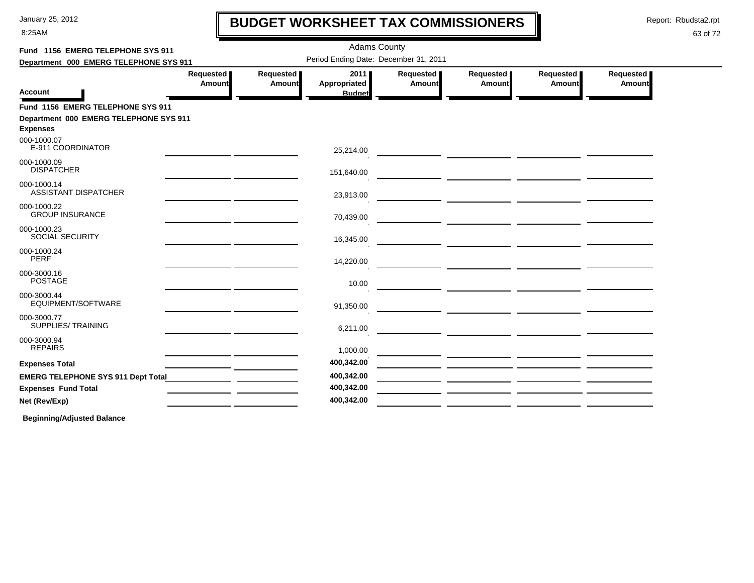# BUDGET WORKSHEET TAX COMMISSIONERS

January 25, 2012
8:25AM

Report: Rbudsta2.rpt

Adams County

Period Ending Date: December 31, 2011

**Fund 1156 EMERG TELEPHONE SYS 911**
**Department 000 EMERG TELEPHONE SYS 911**

| Account | Requested Amount | Requested Amount | 2011 Appropriated Budget | Requested Amount | Requested Amount | Requested Amount | Requested Amount |
|---|---|---|---|---|---|---|---|
| **Fund 1156 EMERG TELEPHONE SYS 911** | | | | | | | |
| **Department 000 EMERG TELEPHONE SYS 911** | | | | | | | |
| **Expenses** | | | | | | | |
| 000-1000.07 E-911 COORDINATOR | | | 25,214.00 | | | | |
| 000-1000.09 DISPATCHER | | | 151,640.00 | | | | |
| 000-1000.14 ASSISTANT DISPATCHER | | | 23,913.00 | | | | |
| 000-1000.22 GROUP INSURANCE | | | 70,439.00 | | | | |
| 000-1000.23 SOCIAL SECURITY | | | 16,345.00 | | | | |
| 000-1000.24 PERF | | | 14,220.00 | | | | |
| 000-3000.16 POSTAGE | | | 10.00 | | | | |
| 000-3000.44 EQUIPMENT/SOFTWARE | | | 91,350.00 | | | | |
| 000-3000.77 SUPPLIES/ TRAINING | | | 6,211.00 | | | | |
| 000-3000.94 REPAIRS | | | 1,000.00 | | | | |
| **Expenses Total** | | | **400,342.00** | | | | |
| **EMERG TELEPHONE SYS 911 Dept Total** | | | **400,342.00** | | | | |
| **Expenses Fund Total** | | | **400,342.00** | | | | |
| **Net (Rev/Exp)** | | | **400,342.00** | | | | |

**Beginning/Adjusted Balance**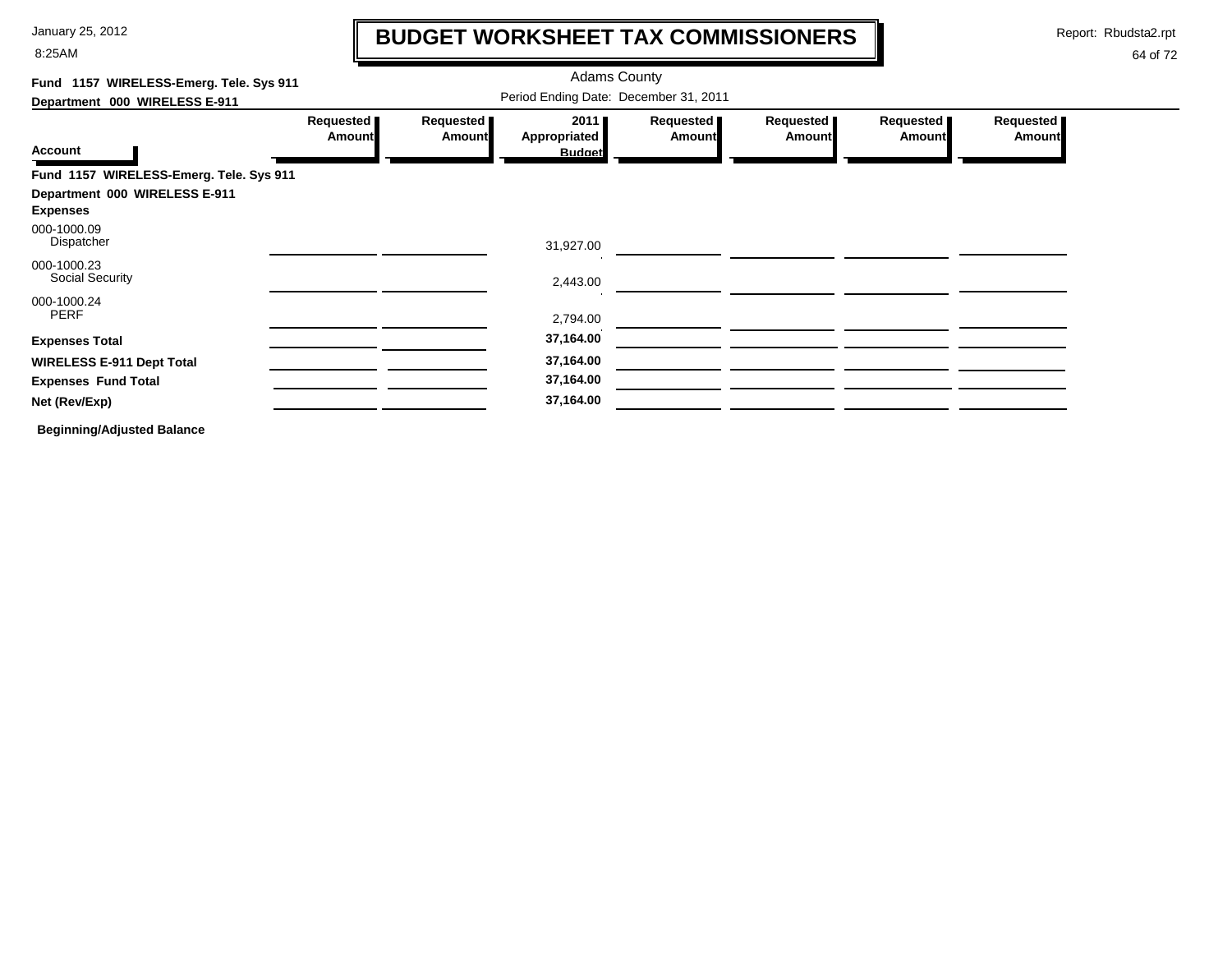# BUDGET WORKSHEET TAX COMMISSIONERS

January 25, 2012
8:25AM

Report: Rbudsta2.rpt

Adams County

Period Ending Date: December 31, 2011

**Fund 1157 WIRELESS-Emerg. Tele. Sys 911**

**Department 000 WIRELESS E-911**

| Account | Requested Amount | Requested Amount | 2011 Appropriated Budget | Requested Amount | Requested Amount | Requested Amount | Requested Amount |
|---|---|---|---|---|---|---|---|
| **Fund 1157 WIRELESS-Emerg. Tele. Sys 911** | | | | | | | |
| **Department 000 WIRELESS E-911** | | | | | | | |
| **Expenses** | | | | | | | |
| 000-1000.09 Dispatcher | | | 31,927.00 | | | | |
| 000-1000.23 Social Security | | | 2,443.00 | | | | |
| 000-1000.24 PERF | | | 2,794.00 | | | | |
| **Expenses Total** | | | **37,164.00** | | | | |
| **WIRELESS E-911 Dept Total** | | | **37,164.00** | | | | |
| **Expenses Fund Total** | | | **37,164.00** | | | | |
| **Net (Rev/Exp)** | | | **37,164.00** | | | | |

**Beginning/Adjusted Balance**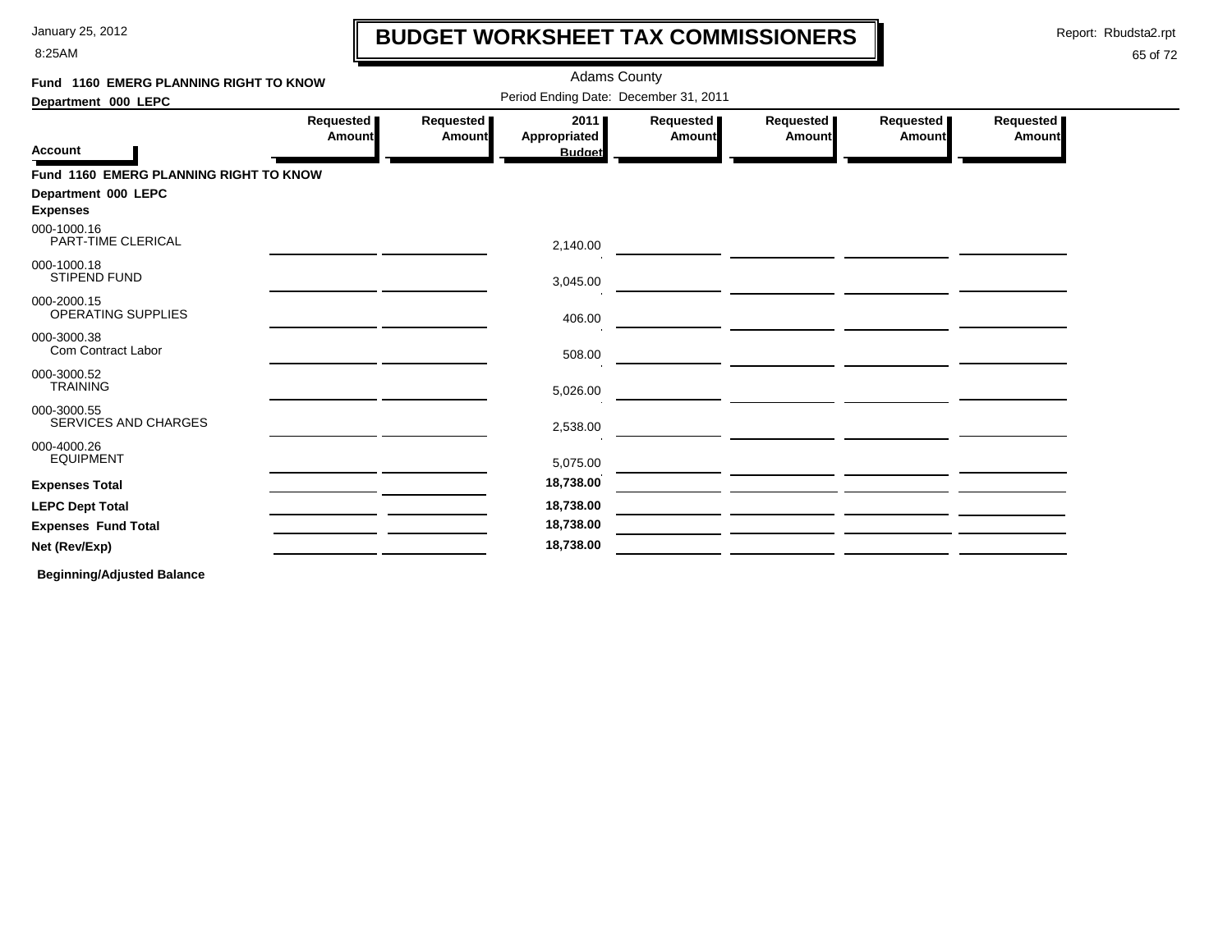# BUDGET WORKSHEET TAX COMMISSIONERS

January 25, 2012
8:25AM

Report: Rbudsta2.rpt

Adams County

Period Ending Date: December 31, 2011

**Fund 1160 EMERG PLANNING RIGHT TO KNOW**

**Department 000 LEPC**

| Account | Requested Amount | Requested Amount | 2011 Appropriated Budget | Requested Amount | Requested Amount | Requested Amount | Requested Amount |
|---|---|---|---|---|---|---|---|
| **Fund 1160 EMERG PLANNING RIGHT TO KNOW** | | | | | | | |
| **Department 000 LEPC** | | | | | | | |
| **Expenses** | | | | | | | |
| 000-1000.16 PART-TIME CLERICAL | | | 2,140.00 | | | | |
| 000-1000.18 STIPEND FUND | | | 3,045.00 | | | | |
| 000-2000.15 OPERATING SUPPLIES | | | 406.00 | | | | |
| 000-3000.38 Com Contract Labor | | | 508.00 | | | | |
| 000-3000.52 TRAINING | | | 5,026.00 | | | | |
| 000-3000.55 SERVICES AND CHARGES | | | 2,538.00 | | | | |
| 000-4000.26 EQUIPMENT | | | 5,075.00 | | | | |
| **Expenses Total** | | | **18,738.00** | | | | |
| **LEPC Dept Total** | | | **18,738.00** | | | | |
| **Expenses Fund Total** | | | **18,738.00** | | | | |
| **Net (Rev/Exp)** | | | **18,738.00** | | | | |

**Beginning/Adjusted Balance**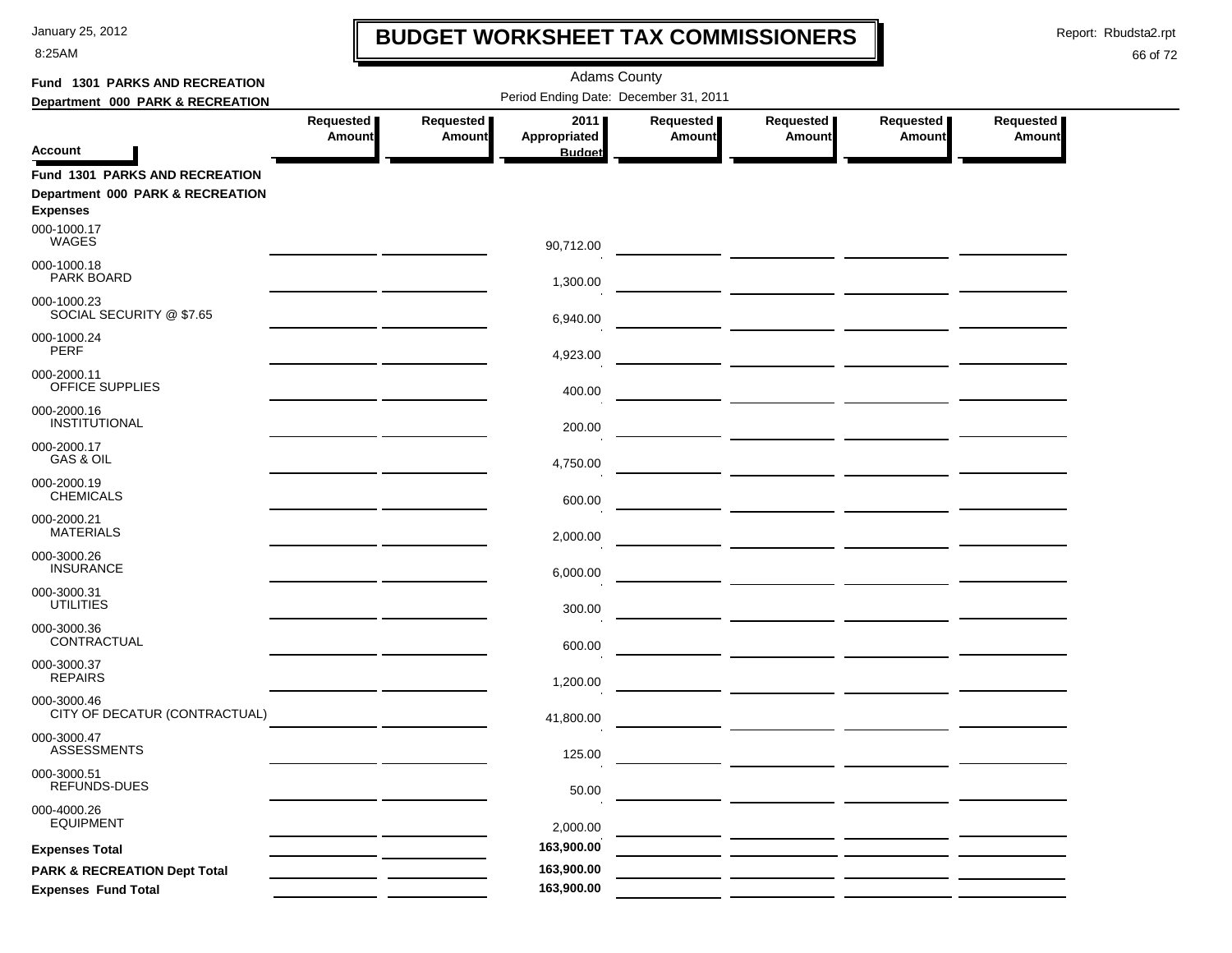# BUDGET WORKSHEET TAX COMMISSIONERS

January 25, 2012
8:25AM

Report: Rbudsta2.rpt

Adams County

Period Ending Date: December 31, 2011

**Fund 1301 PARKS AND RECREATION**
**Department 000 PARK & RECREATION**

| Account | Requested Amount | Requested Amount | 2011 Appropriated Budget | Requested Amount | Requested Amount | Requested Amount | Requested Amount |
|---|---|---|---|---|---|---|---|
| **Fund 1301 PARKS AND RECREATION** | | | | | | | |
| **Department 000 PARK & RECREATION** | | | | | | | |
| **Expenses** | | | | | | | |
| 000-1000.17 WAGES | | | 90,712.00 | | | | |
| 000-1000.18 PARK BOARD | | | 1,300.00 | | | | |
| 000-1000.23 SOCIAL SECURITY @ $7.65 | | | 6,940.00 | | | | |
| 000-1000.24 PERF | | | 4,923.00 | | | | |
| 000-2000.11 OFFICE SUPPLIES | | | 400.00 | | | | |
| 000-2000.16 INSTITUTIONAL | | | 200.00 | | | | |
| 000-2000.17 GAS & OIL | | | 4,750.00 | | | | |
| 000-2000.19 CHEMICALS | | | 600.00 | | | | |
| 000-2000.21 MATERIALS | | | 2,000.00 | | | | |
| 000-3000.26 INSURANCE | | | 6,000.00 | | | | |
| 000-3000.31 UTILITIES | | | 300.00 | | | | |
| 000-3000.36 CONTRACTUAL | | | 600.00 | | | | |
| 000-3000.37 REPAIRS | | | 1,200.00 | | | | |
| 000-3000.46 CITY OF DECATUR (CONTRACTUAL) | | | 41,800.00 | | | | |
| 000-3000.47 ASSESSMENTS | | | 125.00 | | | | |
| 000-3000.51 REFUNDS-DUES | | | 50.00 | | | | |
| 000-4000.26 EQUIPMENT | | | 2,000.00 | | | | |
| **Expenses Total** | | | 163,900.00 | | | | |
| **PARK & RECREATION Dept Total** | | | 163,900.00 | | | | |
| **Expenses Fund Total** | | | 163,900.00 | | | | |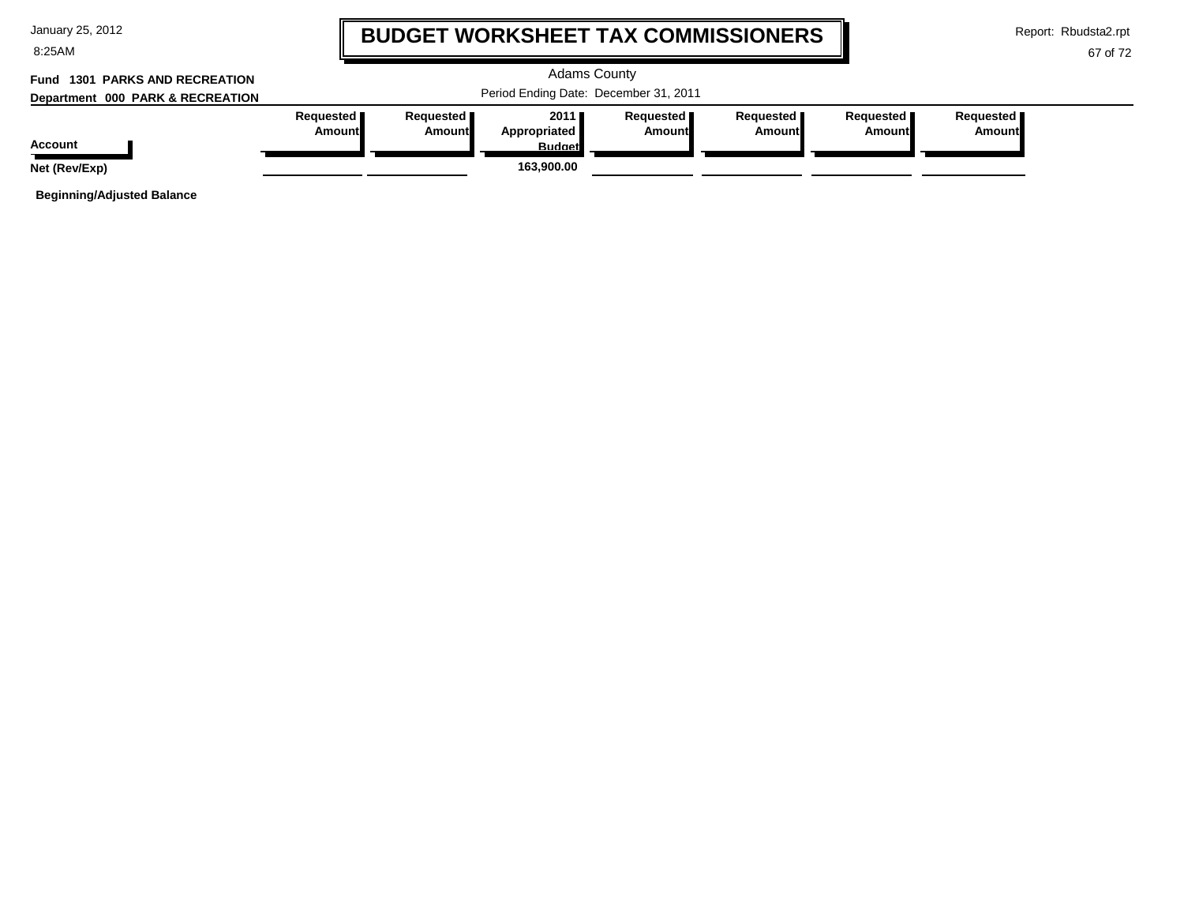# BUDGET WORKSHEET TAX COMMISSIONERS

Adams County

Period Ending Date: December 31, 2011

**Fund 1301 PARKS AND RECREATION**

**Department 000 PARK & RECREATION**

| Account | Requested Amount | Requested Amount | 2011 Appropriated Budget | Requested Amount | Requested Amount | Requested Amount | Requested Amount |
|---|---|---|---|---|---|---|---|
| **Net (Rev/Exp)** | | | 163,900.00 | | | | |

**Beginning/Adjusted Balance**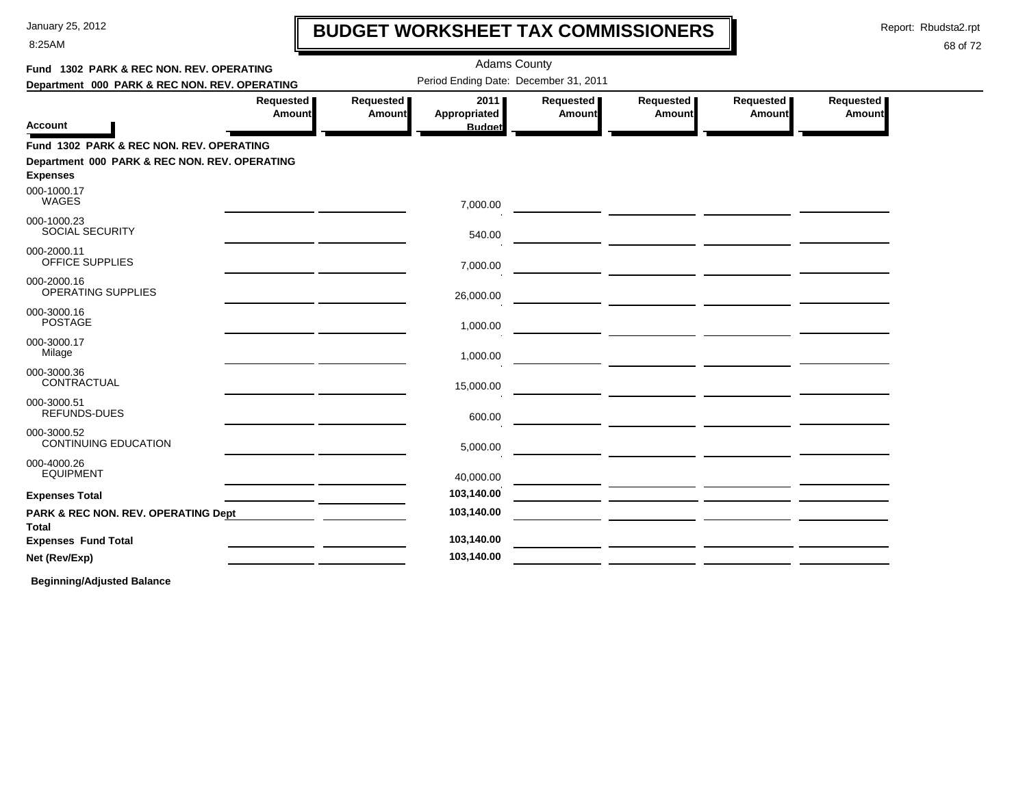# BUDGET WORKSHEET TAX COMMISSIONERS

Report: Rbudsta2.rpt

Adams County

Period Ending Date: December 31, 2011

**Fund 1302 PARK & REC NON. REV. OPERATING**

**Department 000 PARK & REC NON. REV. OPERATING**

| Account | Requested Amount | Requested Amount | 2011 Appropriated Budget | Requested Amount | Requested Amount | Requested Amount | Requested Amount |
|---|---|---|---|---|---|---|---|
| **Fund 1302 PARK & REC NON. REV. OPERATING** | | | | | | | |
| **Department 000 PARK & REC NON. REV. OPERATING** | | | | | | | |
| **Expenses** | | | | | | | |
| 000-1000.17 WAGES | | | 7,000.00 | | | | |
| 000-1000.23 SOCIAL SECURITY | | | 540.00 | | | | |
| 000-2000.11 OFFICE SUPPLIES | | | 7,000.00 | | | | |
| 000-2000.16 OPERATING SUPPLIES | | | 26,000.00 | | | | |
| 000-3000.16 POSTAGE | | | 1,000.00 | | | | |
| 000-3000.17 Milage | | | 1,000.00 | | | | |
| 000-3000.36 CONTRACTUAL | | | 15,000.00 | | | | |
| 000-3000.51 REFUNDS-DUES | | | 600.00 | | | | |
| 000-3000.52 CONTINUING EDUCATION | | | 5,000.00 | | | | |
| 000-4000.26 EQUIPMENT | | | 40,000.00 | | | | |
| **Expenses Total** | | | **103,140.00** | | | | |
| **PARK & REC NON. REV. OPERATING Dept Total** | | | **103,140.00** | | | | |
| **Expenses Fund Total** | | | **103,140.00** | | | | |
| **Net (Rev/Exp)** | | | **103,140.00** | | | | |

**Beginning/Adjusted Balance**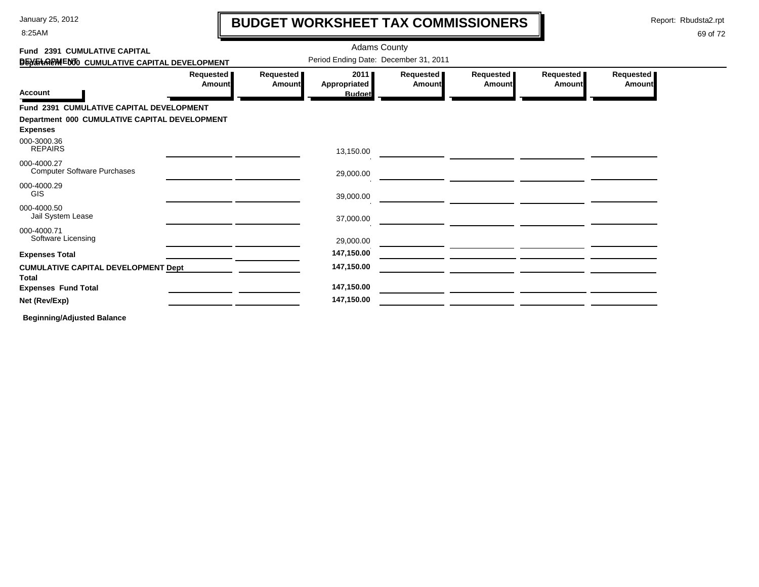# BUDGET WORKSHEET TAX COMMISSIONERS

January 25, 2012
8:25AM

Report: Rbudsta2.rpt

Adams County

Period Ending Date: December 31, 2011

Fund 2391 CUMULATIVE CAPITAL DEVELOPMENT
Department 000 CUMULATIVE CAPITAL DEVELOPMENT

| Account | Requested Amount | Requested Amount | 2011 Appropriated Budget | Requested Amount | Requested Amount | Requested Amount | Requested Amount |
|---|---|---|---|---|---|---|---|
| **Fund 2391 CUMULATIVE CAPITAL DEVELOPMENT** | | | | | | | |
| **Department 000 CUMULATIVE CAPITAL DEVELOPMENT** | | | | | | | |
| **Expenses** | | | | | | | |
| 000-3000.36 REPAIRS | | | 13,150.00 | | | | |
| 000-4000.27 Computer Software Purchases | | | 29,000.00 | | | | |
| 000-4000.29 GIS | | | 39,000.00 | | | | |
| 000-4000.50 Jail System Lease | | | 37,000.00 | | | | |
| 000-4000.71 Software Licensing | | | 29,000.00 | | | | |
| **Expenses Total** | | | **147,150.00** | | | | |
| **CUMULATIVE CAPITAL DEVELOPMENT Dept Total** | | | **147,150.00** | | | | |
| **Expenses Fund Total** | | | **147,150.00** | | | | |
| **Net (Rev/Exp)** | | | **147,150.00** | | | | |

**Beginning/Adjusted Balance**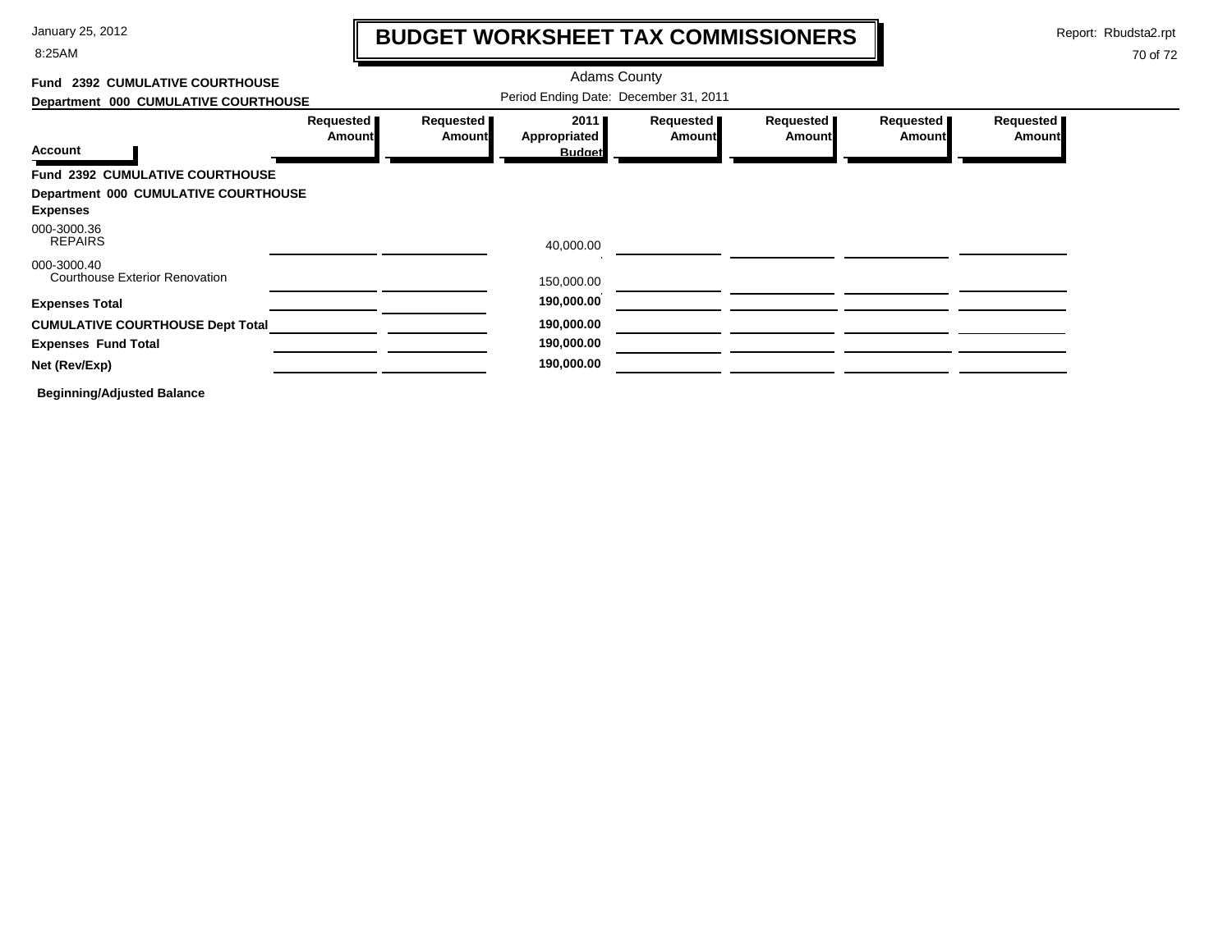# BUDGET WORKSHEET TAX COMMISSIONERS

Adams County

Period Ending Date: December 31, 2011

January 25, 2012
8:25AM

Report: Rbudsta2.rpt

**Fund 2392 CUMULATIVE COURTHOUSE**

**Department 000 CUMULATIVE COURTHOUSE**

| Account | Requested Amount | Requested Amount | 2011 Appropriated Budget | Requested Amount | Requested Amount | Requested Amount | Requested Amount |
|---|---|---|---|---|---|---|---|
| **Fund 2392 CUMULATIVE COURTHOUSE** | | | | | | | |
| **Department 000 CUMULATIVE COURTHOUSE** | | | | | | | |
| **Expenses** | | | | | | | |
| 000-3000.36 REPAIRS | | | 40,000.00 | | | | |
| 000-3000.40 Courthouse Exterior Renovation | | | 150,000.00 | | | | |
| **Expenses Total** | | | **190,000.00** | | | | |
| **CUMULATIVE COURTHOUSE Dept Total** | | | **190,000.00** | | | | |
| **Expenses Fund Total** | | | **190,000.00** | | | | |
| **Net (Rev/Exp)** | | | **190,000.00** | | | | |

**Beginning/Adjusted Balance**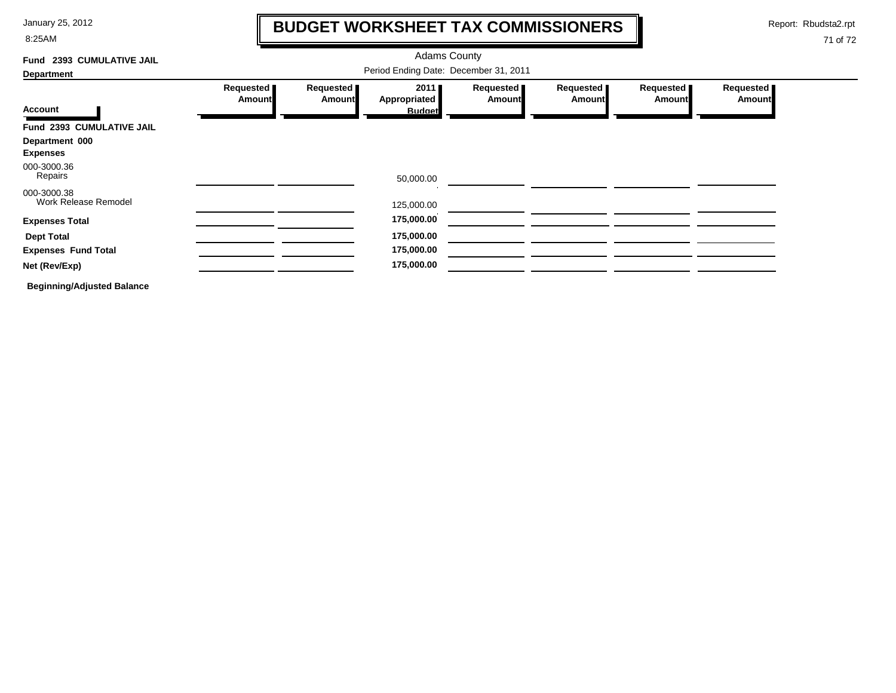# BUDGET WORKSHEET TAX COMMISSIONERS

January 25, 2012
8:25AM

Report: Rbudsta2.rpt

Adams County

Period Ending Date: December 31, 2011

**Fund 2393 CUMULATIVE JAIL**

**Department**

| Account | Requested Amount | Requested Amount | 2011 Appropriated Budget | Requested Amount | Requested Amount | Requested Amount | Requested Amount |
|---|---|---|---|---|---|---|---|
| **Fund 2393 CUMULATIVE JAIL** | | | | | | | |
| **Department 000** | | | | | | | |
| **Expenses** | | | | | | | |
| 000-3000.36 Repairs | | | 50,000.00 | | | | |
| 000-3000.38 Work Release Remodel | | | 125,000.00 | | | | |
| **Expenses Total** | | | **175,000.00** | | | | |
| **Dept Total** | | | **175,000.00** | | | | |
| **Expenses Fund Total** | | | **175,000.00** | | | | |
| **Net (Rev/Exp)** | | | **175,000.00** | | | | |

**Beginning/Adjusted Balance**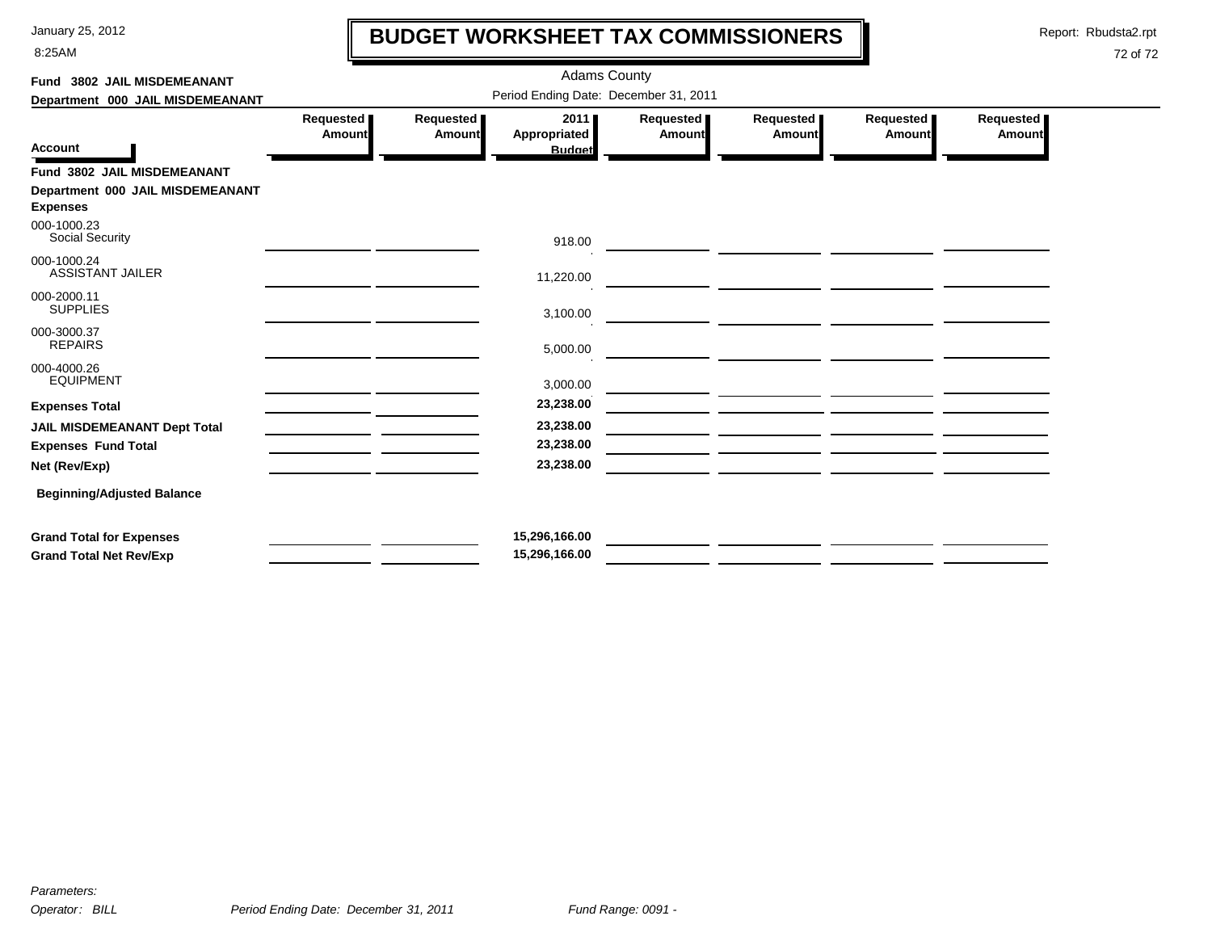# BUDGET WORKSHEET TAX COMMISSIONERS

January 25, 2012
8:25AM

Report: Rbudsta2.rpt

Adams County

Period Ending Date: December 31, 2011

**Fund 3802 JAIL MISDEMEANANT**
**Department 000 JAIL MISDEMEANANT**

| Account | Requested Amount | Requested Amount | 2011 Appropriated Budget | Requested Amount | Requested Amount | Requested Amount | Requested Amount |
|---|---|---|---|---|---|---|---|
| **Fund 3802 JAIL MISDEMEANANT** | | | | | | | |
| **Department 000 JAIL MISDEMEANANT** | | | | | | | |
| **Expenses** | | | | | | | |
| 000-1000.23 Social Security | | | 918.00 | | | | |
| 000-1000.24 ASSISTANT JAILER | | | 11,220.00 | | | | |
| 000-2000.11 SUPPLIES | | | 3,100.00 | | | | |
| 000-3000.37 REPAIRS | | | 5,000.00 | | | | |
| 000-4000.26 EQUIPMENT | | | 3,000.00 | | | | |
| **Expenses Total** | | | **23,238.00** | | | | |
| **JAIL MISDEMEANANT Dept Total** | | | **23,238.00** | | | | |
| **Expenses Fund Total** | | | **23,238.00** | | | | |
| **Net (Rev/Exp)** | | | **23,238.00** | | | | |
| **Beginning/Adjusted Balance** | | | | | | | |
| **Grand Total for Expenses** | | | **15,296,166.00** | | | | |
| **Grand Total Net Rev/Exp** | | | **15,296,166.00** | | | | |

*Parameters:*
*Operator: BILL* *Period Ending Date: December 31, 2011* *Fund Range: 0091 -*